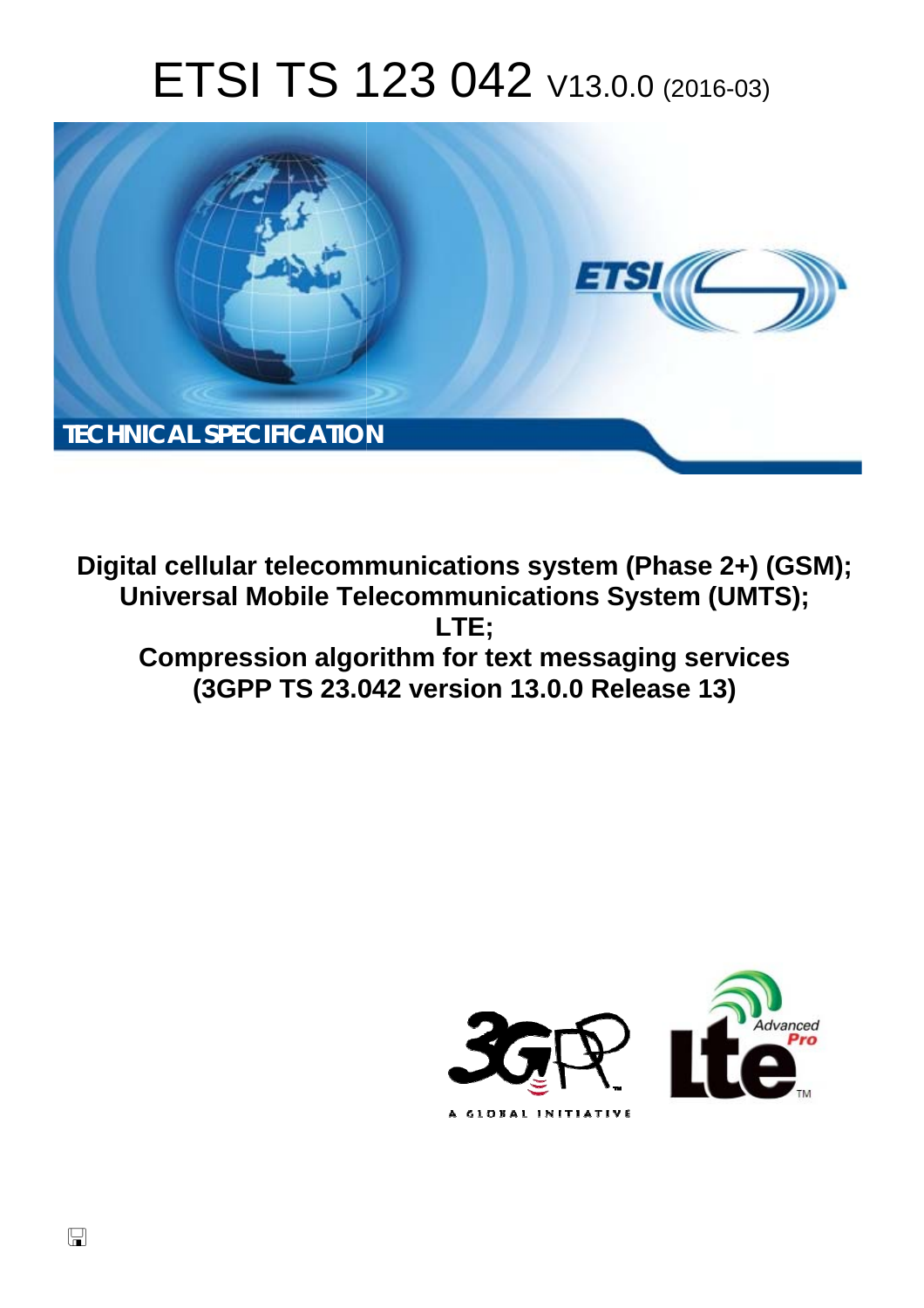# ETSI TS 123 042 V13.0.0 (2016-03)

TECHNICAL SPECIFICATION

**Digital cellular telecommunications system (Phase 2+) (GSM);**
**Universal Mobile Telecommunications System (UMTS);**
**LTE;**
**Compression algorithm for text messaging services**
**(3GPP TS 23.042 version 13.0.0 Release 13)**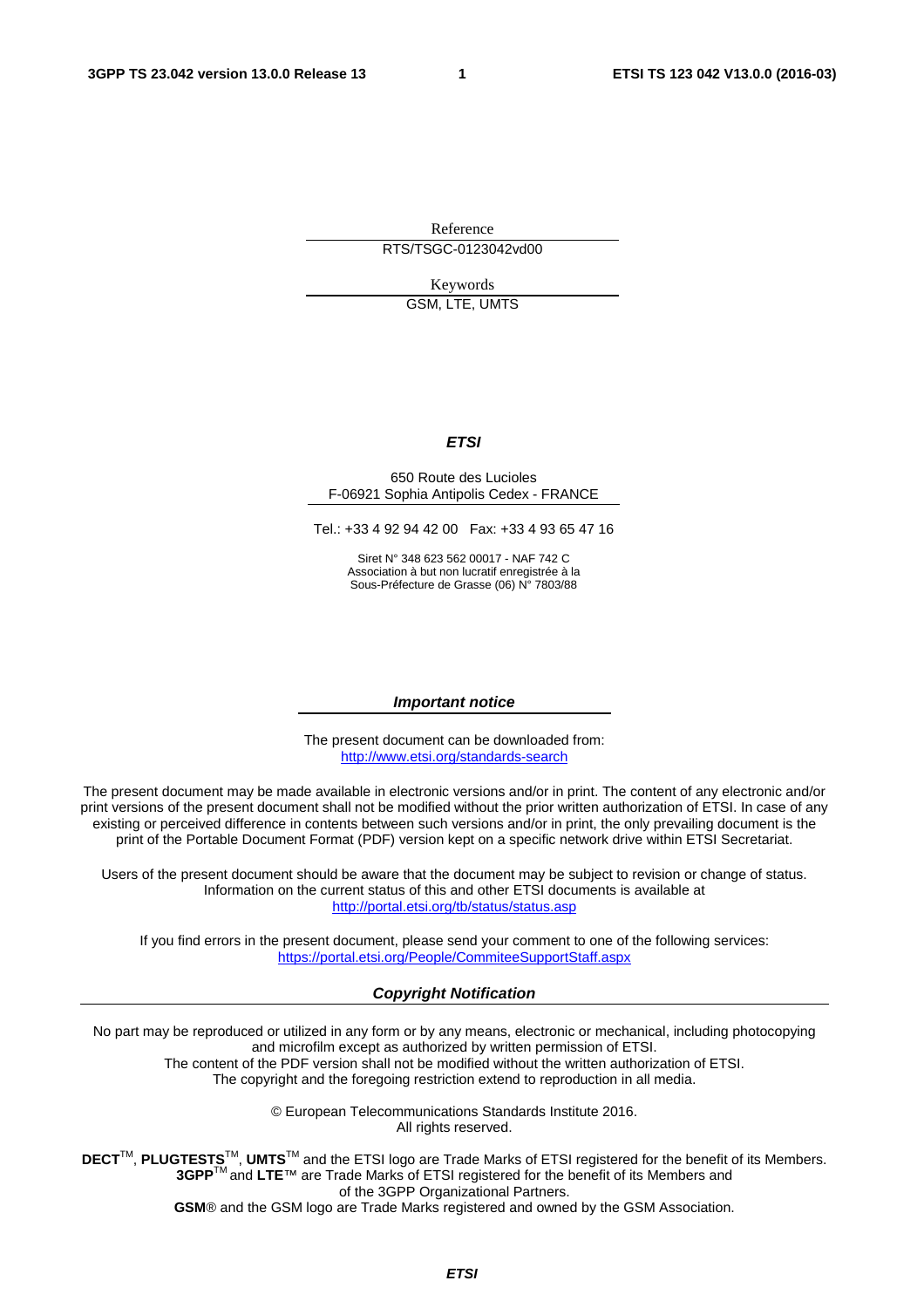Reference

RTS/TSGC-0123042vd00

Keywords

GSM, LTE, UMTS

***ETSI***

650 Route des Lucioles
F-06921 Sophia Antipolis Cedex - FRANCE

Tel.: +33 4 92 94 42 00 Fax: +33 4 93 65 47 16

Siret N° 348 623 562 00017 - NAF 742 C
Association à but non lucratif enregistrée à la
Sous-Préfecture de Grasse (06) N° 7803/88

***Important notice***

The present document can be downloaded from:
http://www.etsi.org/standards-search

The present document may be made available in electronic versions and/or in print. The content of any electronic and/or print versions of the present document shall not be modified without the prior written authorization of ETSI. In case of any existing or perceived difference in contents between such versions and/or in print, the only prevailing document is the print of the Portable Document Format (PDF) version kept on a specific network drive within ETSI Secretariat.

Users of the present document should be aware that the document may be subject to revision or change of status. Information on the current status of this and other ETSI documents is available at
http://portal.etsi.org/tb/status/status.asp

If you find errors in the present document, please send your comment to one of the following services:
https://portal.etsi.org/People/CommiteeSupportStaff.aspx

***Copyright Notification***

No part may be reproduced or utilized in any form or by any means, electronic or mechanical, including photocopying and microfilm except as authorized by written permission of ETSI.
The content of the PDF version shall not be modified without the written authorization of ETSI.
The copyright and the foregoing restriction extend to reproduction in all media.

© European Telecommunications Standards Institute 2016.
All rights reserved.

**DECT**™, **PLUGTESTS**™, **UMTS**™ and the ETSI logo are Trade Marks of ETSI registered for the benefit of its Members.
**3GPP**™ and **LTE**™ are Trade Marks of ETSI registered for the benefit of its Members and of the 3GPP Organizational Partners.
**GSM**® and the GSM logo are Trade Marks registered and owned by the GSM Association.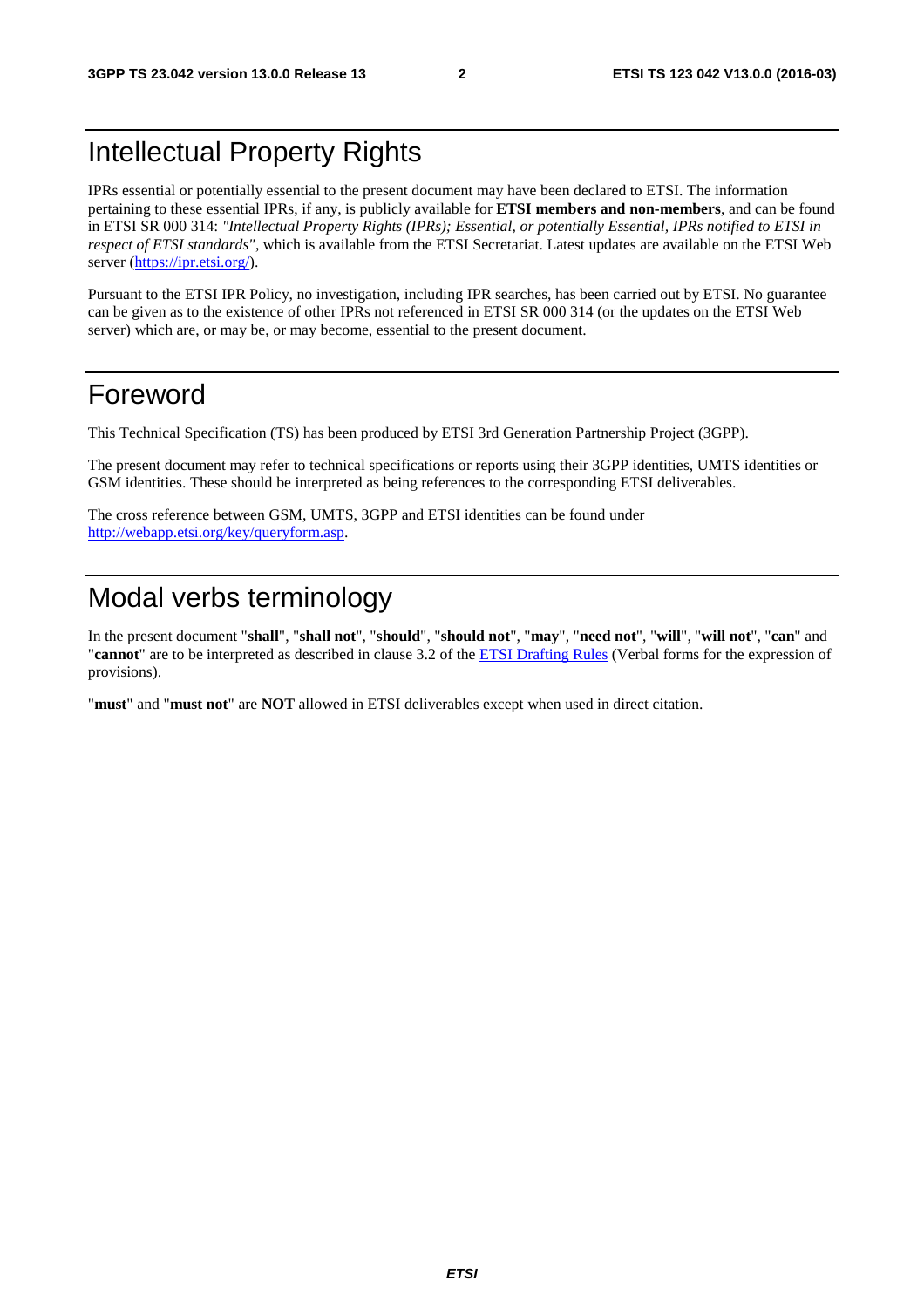# Intellectual Property Rights

IPRs essential or potentially essential to the present document may have been declared to ETSI. The information pertaining to these essential IPRs, if any, is publicly available for **ETSI members and non-members**, and can be found in ETSI SR 000 314: *"Intellectual Property Rights (IPRs); Essential, or potentially Essential, IPRs notified to ETSI in respect of ETSI standards"*, which is available from the ETSI Secretariat. Latest updates are available on the ETSI Web server (https://ipr.etsi.org/).

Pursuant to the ETSI IPR Policy, no investigation, including IPR searches, has been carried out by ETSI. No guarantee can be given as to the existence of other IPRs not referenced in ETSI SR 000 314 (or the updates on the ETSI Web server) which are, or may be, or may become, essential to the present document.

# Foreword

This Technical Specification (TS) has been produced by ETSI 3rd Generation Partnership Project (3GPP).

The present document may refer to technical specifications or reports using their 3GPP identities, UMTS identities or GSM identities. These should be interpreted as being references to the corresponding ETSI deliverables.

The cross reference between GSM, UMTS, 3GPP and ETSI identities can be found under http://webapp.etsi.org/key/queryform.asp.

# Modal verbs terminology

In the present document "**shall**", "**shall not**", "**should**", "**should not**", "**may**", "**need not**", "**will**", "**will not**", "**can**" and "**cannot**" are to be interpreted as described in clause 3.2 of the ETSI Drafting Rules (Verbal forms for the expression of provisions).

"**must**" and "**must not**" are **NOT** allowed in ETSI deliverables except when used in direct citation.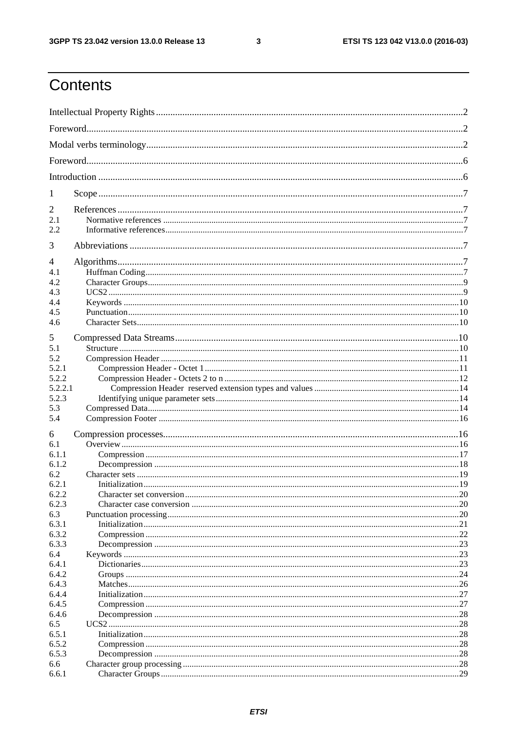# Contents

Intellectual Property Rights ........................................................ 2

Foreword ........................................................ 2

Modal verbs terminology ........................................................ 2

Foreword ........................................................ 6

Introduction ........................................................ 6

1 Scope ........................................................ 7

2 References ........................................................ 7
- 2.1 Normative references ........................................................ 7
- 2.2 Informative references ........................................................ 7

3 Abbreviations ........................................................ 7

4 Algorithms ........................................................ 7
- 4.1 Huffman Coding ........................................................ 7
- 4.2 Character Groups ........................................................ 9
- 4.3 UCS2 ........................................................ 9
- 4.4 Keywords ........................................................ 10
- 4.5 Punctuation ........................................................ 10
- 4.6 Character Sets ........................................................ 10

5 Compressed Data Streams ........................................................ 10
- 5.1 Structure ........................................................ 10
- 5.2 Compression Header ........................................................ 11
  - 5.2.1 Compression Header - Octet 1 ........................................................ 11
  - 5.2.2 Compression Header - Octets 2 to n ........................................................ 12
    - 5.2.2.1 Compression Header reserved extension types and values ........................................................ 14
  - 5.2.3 Identifying unique parameter sets ........................................................ 14
- 5.3 Compressed Data ........................................................ 14
- 5.4 Compression Footer ........................................................ 16

6 Compression processes ........................................................ 16
- 6.1 Overview ........................................................ 16
  - 6.1.1 Compression ........................................................ 17
  - 6.1.2 Decompression ........................................................ 18
- 6.2 Character sets ........................................................ 19
  - 6.2.1 Initialization ........................................................ 19
  - 6.2.2 Character set conversion ........................................................ 20
  - 6.2.3 Character case conversion ........................................................ 20
- 6.3 Punctuation processing ........................................................ 20
  - 6.3.1 Initialization ........................................................ 21
  - 6.3.2 Compression ........................................................ 22
  - 6.3.3 Decompression ........................................................ 23
- 6.4 Keywords ........................................................ 23
  - 6.4.1 Dictionaries ........................................................ 23
  - 6.4.2 Groups ........................................................ 24
  - 6.4.3 Matches ........................................................ 26
  - 6.4.4 Initialization ........................................................ 27
  - 6.4.5 Compression ........................................................ 27
  - 6.4.6 Decompression ........................................................ 28
- 6.5 UCS2 ........................................................ 28
  - 6.5.1 Initialization ........................................................ 28
  - 6.5.2 Compression ........................................................ 28
  - 6.5.3 Decompression ........................................................ 28
- 6.6 Character group processing ........................................................ 28
  - 6.6.1 Character Groups ........................................................ 29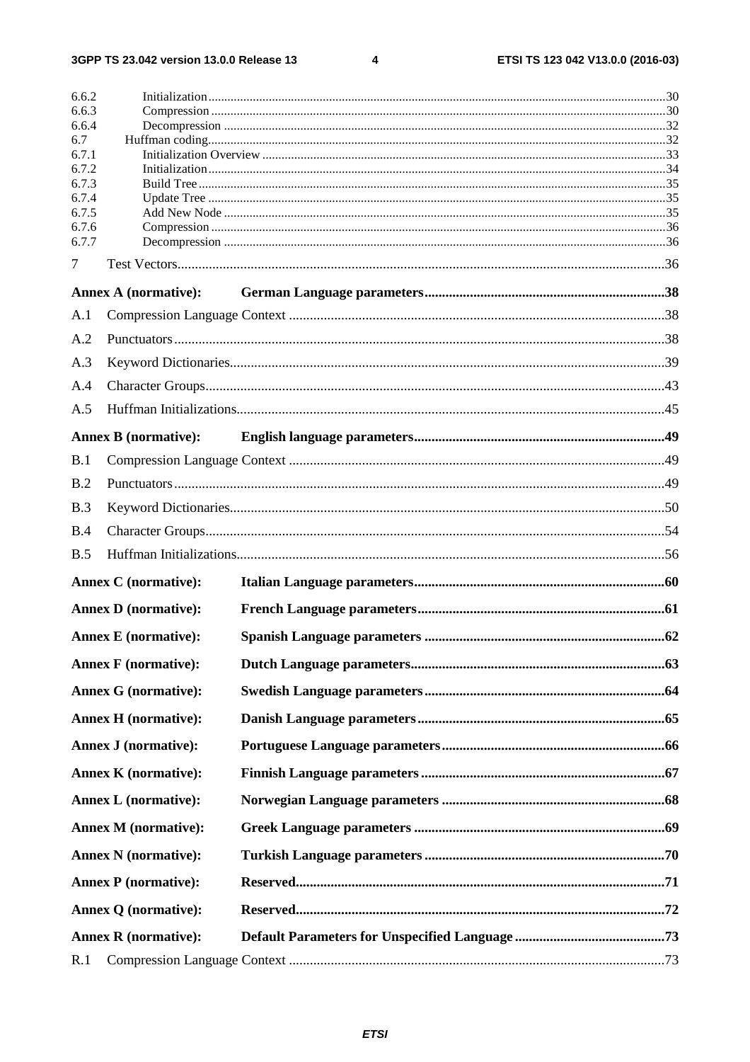6.6.2 Initialization ..... 30
6.6.3 Compression ..... 30
6.6.4 Decompression ..... 32
6.7 Huffman coding ..... 32
6.7.1 Initialization Overview ..... 33
6.7.2 Initialization ..... 34
6.7.3 Build Tree ..... 35
6.7.4 Update Tree ..... 35
6.7.5 Add New Node ..... 35
6.7.6 Compression ..... 36
6.7.7 Decompression ..... 36

7 Test Vectors ..... 36

**Annex A (normative): German Language parameters ..... 38**

A.1 Compression Language Context ..... 38

A.2 Punctuators ..... 38

A.3 Keyword Dictionaries ..... 39

A.4 Character Groups ..... 43

A.5 Huffman Initializations ..... 45

**Annex B (normative): English language parameters ..... 49**

B.1 Compression Language Context ..... 49

B.2 Punctuators ..... 49

B.3 Keyword Dictionaries ..... 50

B.4 Character Groups ..... 54

B.5 Huffman Initializations ..... 56

**Annex C (normative): Italian Language parameters ..... 60**

**Annex D (normative): French Language parameters ..... 61**

**Annex E (normative): Spanish Language parameters ..... 62**

**Annex F (normative): Dutch Language parameters ..... 63**

**Annex G (normative): Swedish Language parameters ..... 64**

**Annex H (normative): Danish Language parameters ..... 65**

**Annex J (normative): Portuguese Language parameters ..... 66**

**Annex K (normative): Finnish Language parameters ..... 67**

**Annex L (normative): Norwegian Language parameters ..... 68**

**Annex M (normative): Greek Language parameters ..... 69**

**Annex N (normative): Turkish Language parameters ..... 70**

**Annex P (normative): Reserved ..... 71**

**Annex Q (normative): Reserved ..... 72**

**Annex R (normative): Default Parameters for Unspecified Language ..... 73**

R.1 Compression Language Context ..... 73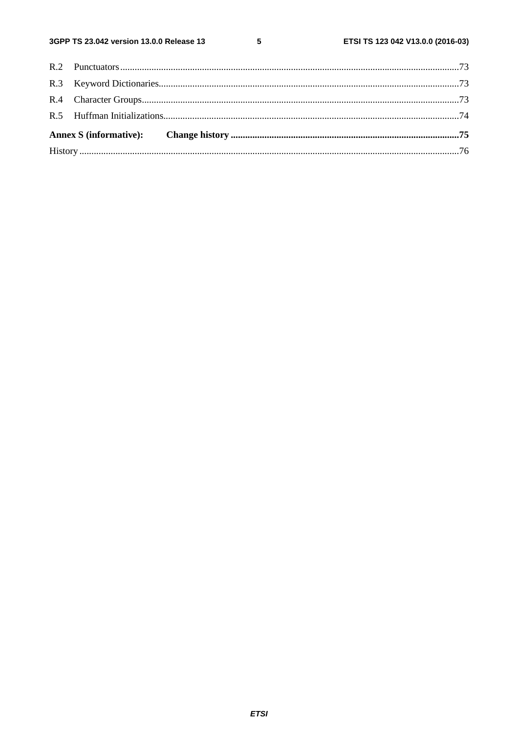R.2 Punctuators.......................................................................................................................................73

R.3 Keyword Dictionaries.........................................................................................................................73

R.4 Character Groups.................................................................................................................................73

R.5 Huffman Initializations........................................................................................................................74

**Annex S (informative): Change history ..........................................................................................75**

History ..........................................................................................................................................................76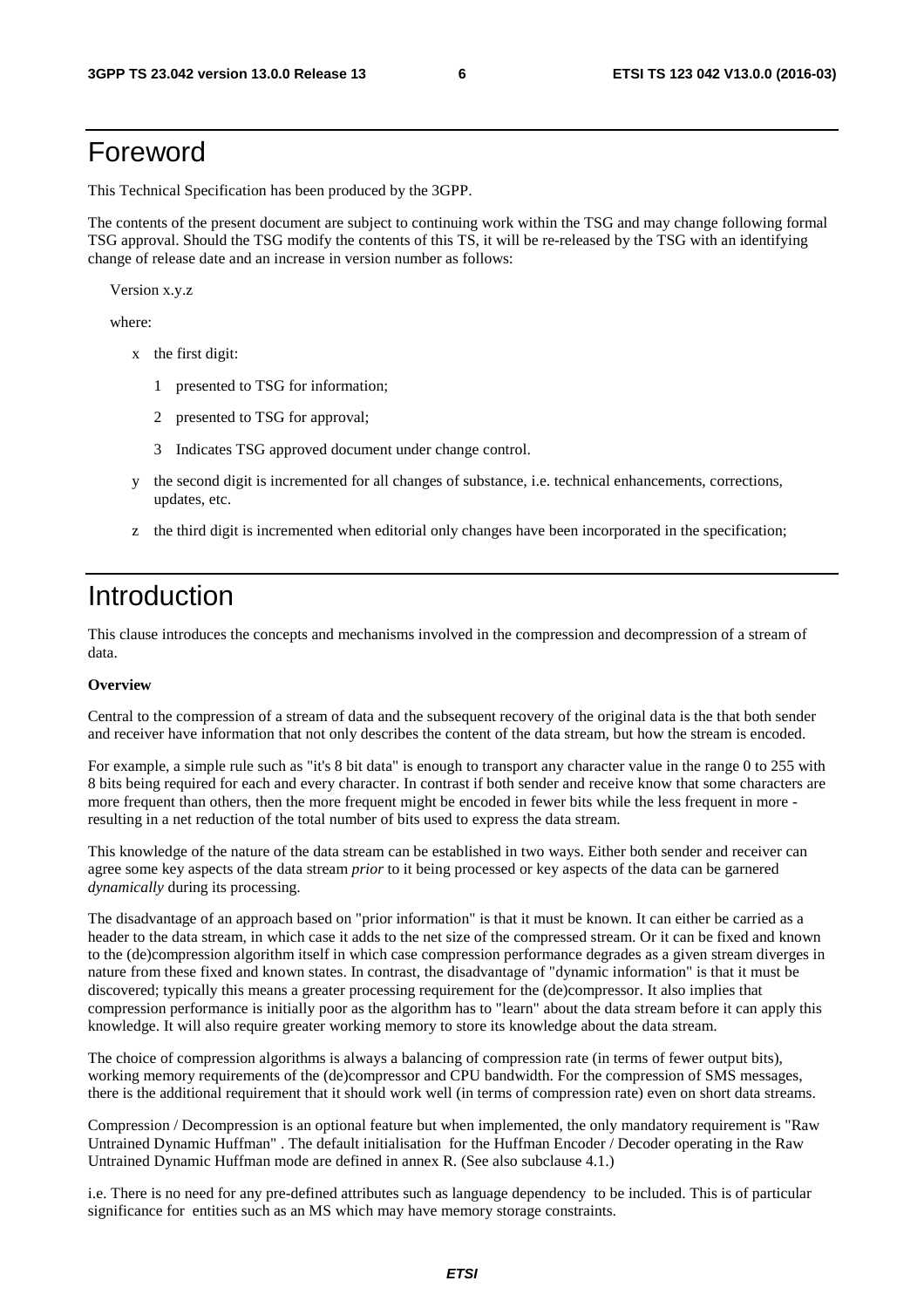# Foreword

This Technical Specification has been produced by the 3GPP.

The contents of the present document are subject to continuing work within the TSG and may change following formal TSG approval. Should the TSG modify the contents of this TS, it will be re-released by the TSG with an identifying change of release date and an increase in version number as follows:

Version x.y.z

where:

- x the first digit:
  - 1 presented to TSG for information;
  - 2 presented to TSG for approval;
  - 3 Indicates TSG approved document under change control.
- y the second digit is incremented for all changes of substance, i.e. technical enhancements, corrections, updates, etc.
- z the third digit is incremented when editorial only changes have been incorporated in the specification;

# Introduction

This clause introduces the concepts and mechanisms involved in the compression and decompression of a stream of data.

**Overview**

Central to the compression of a stream of data and the subsequent recovery of the original data is the that both sender and receiver have information that not only describes the content of the data stream, but how the stream is encoded.

For example, a simple rule such as "it's 8 bit data" is enough to transport any character value in the range 0 to 255 with 8 bits being required for each and every character. In contrast if both sender and receive know that some characters are more frequent than others, then the more frequent might be encoded in fewer bits while the less frequent in more - resulting in a net reduction of the total number of bits used to express the data stream.

This knowledge of the nature of the data stream can be established in two ways. Either both sender and receiver can agree some key aspects of the data stream *prior* to it being processed or key aspects of the data can be garnered *dynamically* during its processing.

The disadvantage of an approach based on "prior information" is that it must be known. It can either be carried as a header to the data stream, in which case it adds to the net size of the compressed stream. Or it can be fixed and known to the (de)compression algorithm itself in which case compression performance degrades as a given stream diverges in nature from these fixed and known states. In contrast, the disadvantage of "dynamic information" is that it must be discovered; typically this means a greater processing requirement for the (de)compressor. It also implies that compression performance is initially poor as the algorithm has to "learn" about the data stream before it can apply this knowledge. It will also require greater working memory to store its knowledge about the data stream.

The choice of compression algorithms is always a balancing of compression rate (in terms of fewer output bits), working memory requirements of the (de)compressor and CPU bandwidth. For the compression of SMS messages, there is the additional requirement that it should work well (in terms of compression rate) even on short data streams.

Compression / Decompression is an optional feature but when implemented, the only mandatory requirement is "Raw Untrained Dynamic Huffman" . The default initialisation for the Huffman Encoder / Decoder operating in the Raw Untrained Dynamic Huffman mode are defined in annex R. (See also subclause 4.1.)

i.e. There is no need for any pre-defined attributes such as language dependency to be included. This is of particular significance for entities such as an MS which may have memory storage constraints.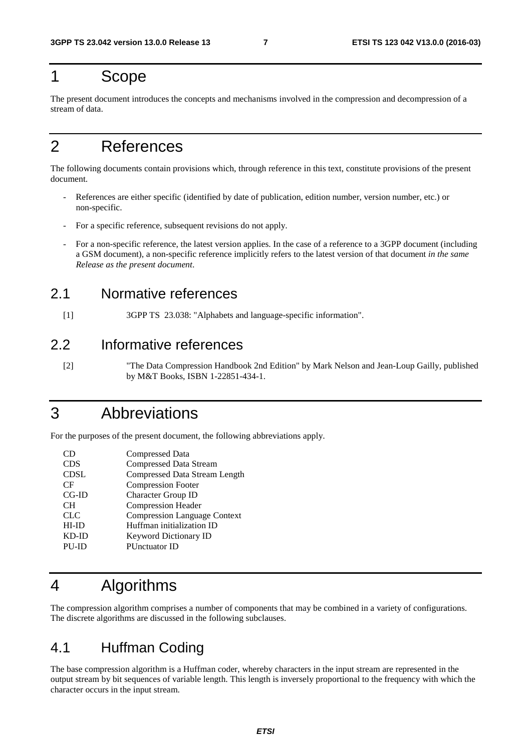# 1 Scope

The present document introduces the concepts and mechanisms involved in the compression and decompression of a stream of data.

# 2 References

The following documents contain provisions which, through reference in this text, constitute provisions of the present document.

- References are either specific (identified by date of publication, edition number, version number, etc.) or non-specific.
- For a specific reference, subsequent revisions do not apply.
- For a non-specific reference, the latest version applies. In the case of a reference to a 3GPP document (including a GSM document), a non-specific reference implicitly refers to the latest version of that document *in the same Release as the present document*.

## 2.1 Normative references

[1] 3GPP TS 23.038: "Alphabets and language-specific information".

## 2.2 Informative references

[2] "The Data Compression Handbook 2nd Edition" by Mark Nelson and Jean-Loup Gailly, published by M&T Books, ISBN 1-22851-434-1.

# 3 Abbreviations

For the purposes of the present document, the following abbreviations apply.

| | |
|---|---|
| CD | Compressed Data |
| CDS | Compressed Data Stream |
| CDSL | Compressed Data Stream Length |
| CF | Compression Footer |
| CG-ID | Character Group ID |
| CH | Compression Header |
| CLC | Compression Language Context |
| HI-ID | Huffman initialization ID |
| KD-ID | Keyword Dictionary ID |
| PU-ID | PUnctuator ID |

# 4 Algorithms

The compression algorithm comprises a number of components that may be combined in a variety of configurations. The discrete algorithms are discussed in the following subclauses.

## 4.1 Huffman Coding

The base compression algorithm is a Huffman coder, whereby characters in the input stream are represented in the output stream by bit sequences of variable length. This length is inversely proportional to the frequency with which the character occurs in the input stream.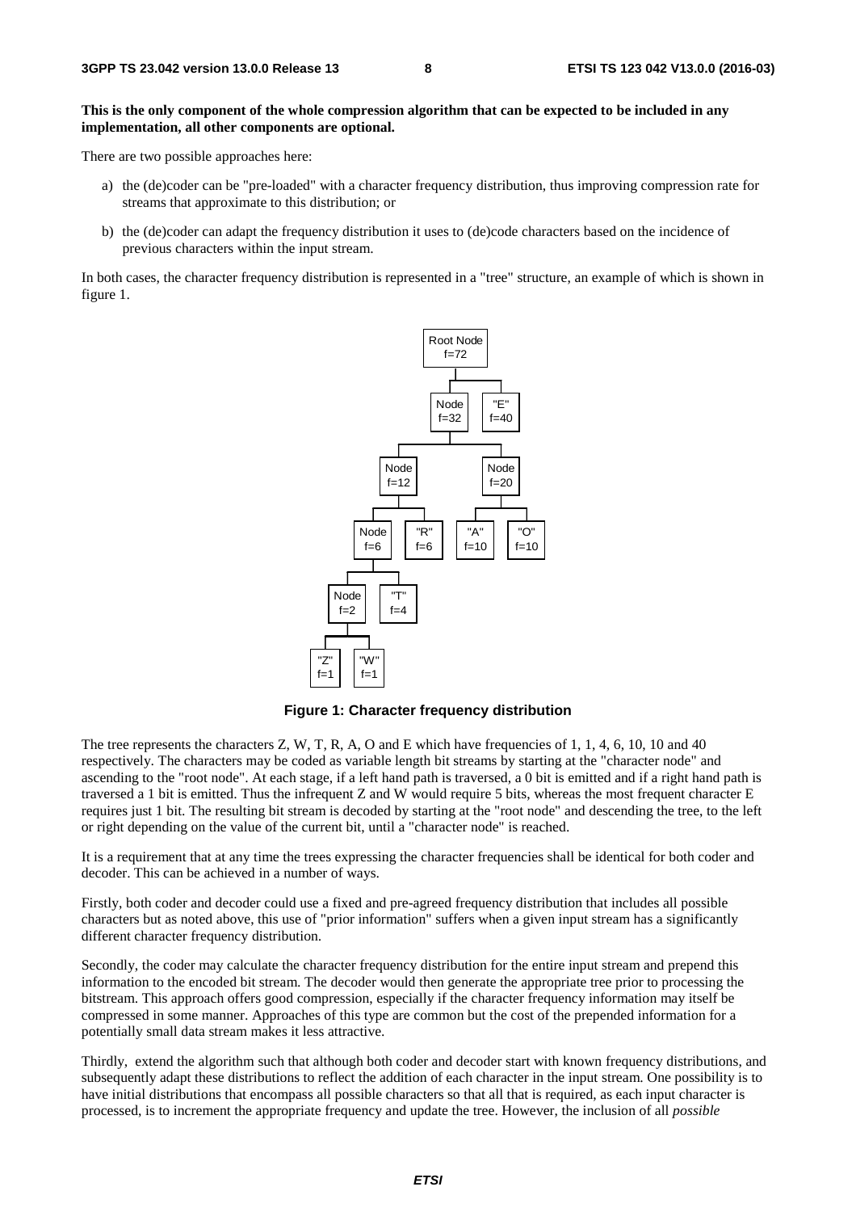**This is the only component of the whole compression algorithm that can be expected to be included in any implementation, all other components are optional.**

There are two possible approaches here:

a) the (de)coder can be "pre-loaded" with a character frequency distribution, thus improving compression rate for streams that approximate to this distribution; or

b) the (de)coder can adapt the frequency distribution it uses to (de)code characters based on the incidence of previous characters within the input stream.

In both cases, the character frequency distribution is represented in a "tree" structure, an example of which is shown in figure 1.

**Figure 1: Character frequency distribution**

The tree represents the characters Z, W, T, R, A, O and E which have frequencies of 1, 1, 4, 6, 10, 10 and 40 respectively. The characters may be coded as variable length bit streams by starting at the "character node" and ascending to the "root node". At each stage, if a left hand path is traversed, a 0 bit is emitted and if a right hand path is traversed a 1 bit is emitted. Thus the infrequent Z and W would require 5 bits, whereas the most frequent character E requires just 1 bit. The resulting bit stream is decoded by starting at the "root node" and descending the tree, to the left or right depending on the value of the current bit, until a "character node" is reached.

It is a requirement that at any time the trees expressing the character frequencies shall be identical for both coder and decoder. This can be achieved in a number of ways.

Firstly, both coder and decoder could use a fixed and pre-agreed frequency distribution that includes all possible characters but as noted above, this use of "prior information" suffers when a given input stream has a significantly different character frequency distribution.

Secondly, the coder may calculate the character frequency distribution for the entire input stream and prepend this information to the encoded bit stream. The decoder would then generate the appropriate tree prior to processing the bitstream. This approach offers good compression, especially if the character frequency information may itself be compressed in some manner. Approaches of this type are common but the cost of the prepended information for a potentially small data stream makes it less attractive.

Thirdly, extend the algorithm such that although both coder and decoder start with known frequency distributions, and subsequently adapt these distributions to reflect the addition of each character in the input stream. One possibility is to have initial distributions that encompass all possible characters so that all that is required, as each input character is processed, is to increment the appropriate frequency and update the tree. However, the inclusion of all *possible*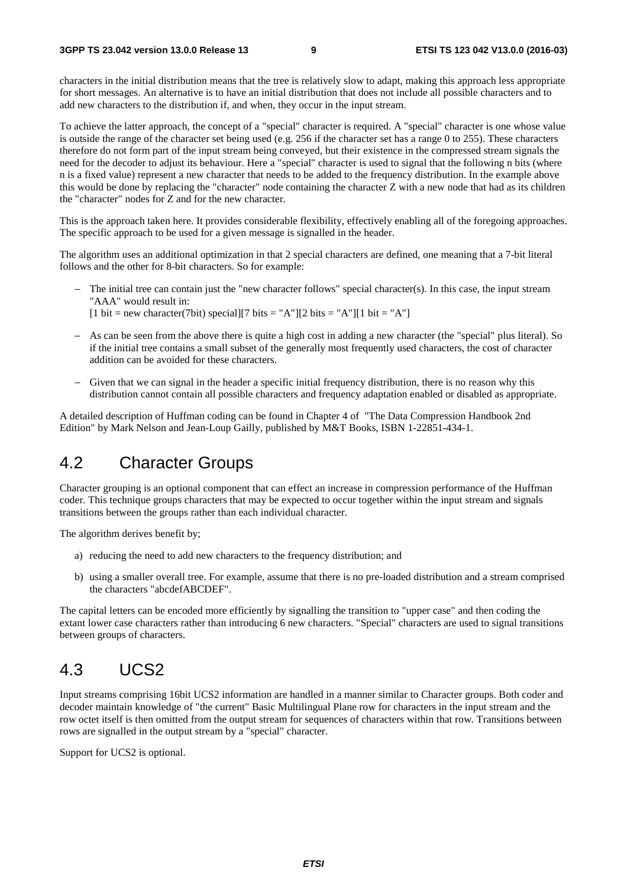characters in the initial distribution means that the tree is relatively slow to adapt, making this approach less appropriate for short messages. An alternative is to have an initial distribution that does not include all possible characters and to add new characters to the distribution if, and when, they occur in the input stream.

To achieve the latter approach, the concept of a "special" character is required. A "special" character is one whose value is outside the range of the character set being used (e.g. 256 if the character set has a range 0 to 255). These characters therefore do not form part of the input stream being conveyed, but their existence in the compressed stream signals the need for the decoder to adjust its behaviour. Here a "special" character is used to signal that the following n bits (where n is a fixed value) represent a new character that needs to be added to the frequency distribution. In the example above this would be done by replacing the "character" node containing the character Z with a new node that had as its children the "character" nodes for Z and for the new character.

This is the approach taken here. It provides considerable flexibility, effectively enabling all of the foregoing approaches. The specific approach to be used for a given message is signalled in the header.

The algorithm uses an additional optimization in that 2 special characters are defined, one meaning that a 7-bit literal follows and the other for 8-bit characters. So for example:

- The initial tree can contain just the "new character follows" special character(s). In this case, the input stream "AAA" would result in:
  [1 bit = new character(7bit) special][7 bits = "A"][2 bits = "A"][1 bit = "A"]
- As can be seen from the above there is quite a high cost in adding a new character (the "special" plus literal). So if the initial tree contains a small subset of the generally most frequently used characters, the cost of character addition can be avoided for these characters.
- Given that we can signal in the header a specific initial frequency distribution, there is no reason why this distribution cannot contain all possible characters and frequency adaptation enabled or disabled as appropriate.

A detailed description of Huffman coding can be found in Chapter 4 of "The Data Compression Handbook 2nd Edition" by Mark Nelson and Jean-Loup Gailly, published by M&T Books, ISBN 1-22851-434-1.

## 4.2 Character Groups

Character grouping is an optional component that can effect an increase in compression performance of the Huffman coder. This technique groups characters that may be expected to occur together within the input stream and signals transitions between the groups rather than each individual character.

The algorithm derives benefit by;

a) reducing the need to add new characters to the frequency distribution; and

b) using a smaller overall tree. For example, assume that there is no pre-loaded distribution and a stream comprised the characters "abcdefABCDEF".

The capital letters can be encoded more efficiently by signalling the transition to "upper case" and then coding the extant lower case characters rather than introducing 6 new characters. "Special" characters are used to signal transitions between groups of characters.

## 4.3 UCS2

Input streams comprising 16bit UCS2 information are handled in a manner similar to Character groups. Both coder and decoder maintain knowledge of "the current" Basic Multilingual Plane row for characters in the input stream and the row octet itself is then omitted from the output stream for sequences of characters within that row. Transitions between rows are signalled in the output stream by a "special" character.

Support for UCS2 is optional.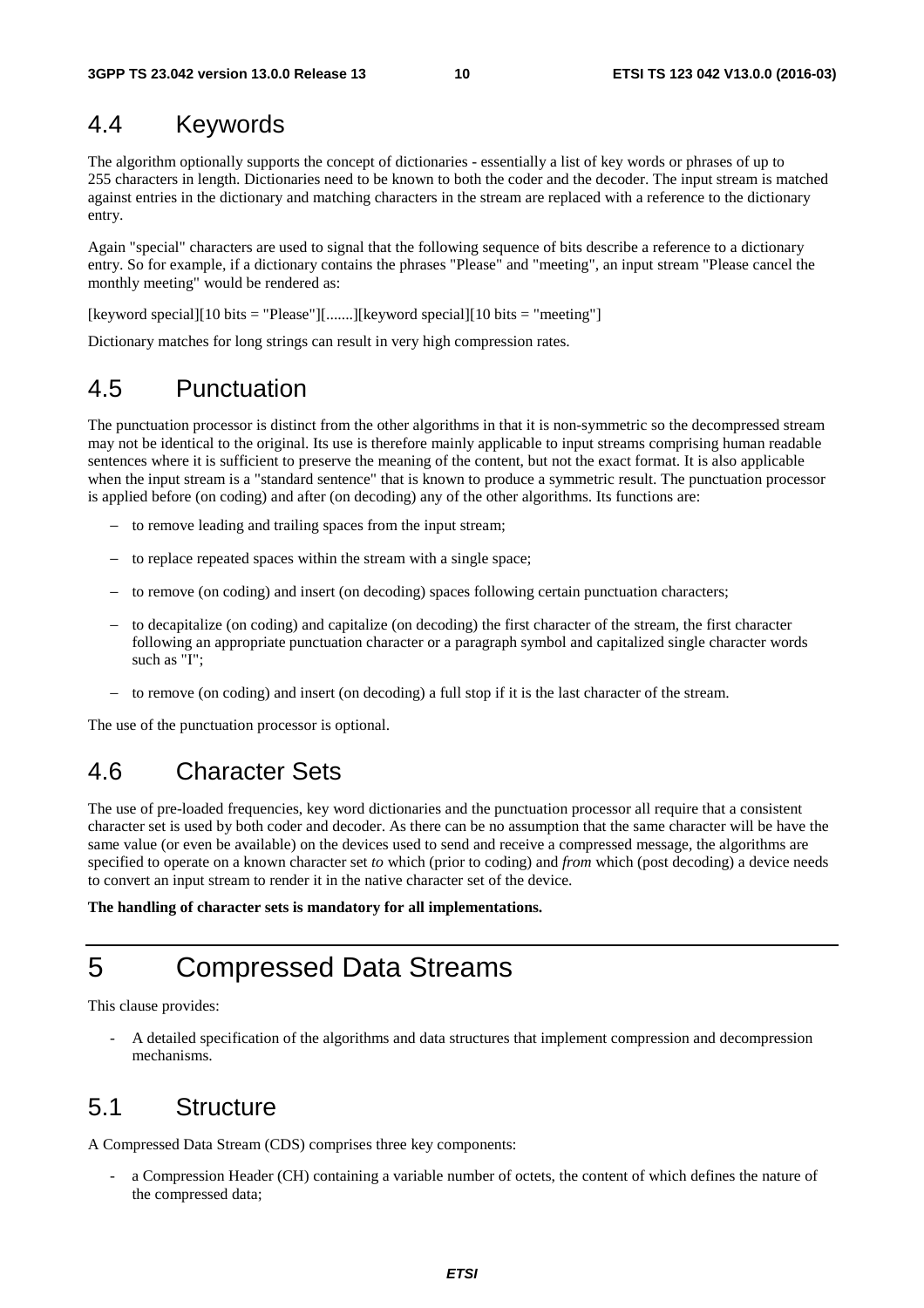## 4.4 Keywords

The algorithm optionally supports the concept of dictionaries - essentially a list of key words or phrases of up to 255 characters in length. Dictionaries need to be known to both the coder and the decoder. The input stream is matched against entries in the dictionary and matching characters in the stream are replaced with a reference to the dictionary entry.

Again "special" characters are used to signal that the following sequence of bits describe a reference to a dictionary entry. So for example, if a dictionary contains the phrases "Please" and "meeting", an input stream "Please cancel the monthly meeting" would be rendered as:

[keyword special][10 bits = "Please"][.......][keyword special][10 bits = "meeting"]

Dictionary matches for long strings can result in very high compression rates.

## 4.5 Punctuation

The punctuation processor is distinct from the other algorithms in that it is non-symmetric so the decompressed stream may not be identical to the original. Its use is therefore mainly applicable to input streams comprising human readable sentences where it is sufficient to preserve the meaning of the content, but not the exact format. It is also applicable when the input stream is a "standard sentence" that is known to produce a symmetric result. The punctuation processor is applied before (on coding) and after (on decoding) any of the other algorithms. Its functions are:

- to remove leading and trailing spaces from the input stream;
- to replace repeated spaces within the stream with a single space;
- to remove (on coding) and insert (on decoding) spaces following certain punctuation characters;
- to decapitalize (on coding) and capitalize (on decoding) the first character of the stream, the first character following an appropriate punctuation character or a paragraph symbol and capitalized single character words such as "I";
- to remove (on coding) and insert (on decoding) a full stop if it is the last character of the stream.

The use of the punctuation processor is optional.

## 4.6 Character Sets

The use of pre-loaded frequencies, key word dictionaries and the punctuation processor all require that a consistent character set is used by both coder and decoder. As there can be no assumption that the same character will be have the same value (or even be available) on the devices used to send and receive a compressed message, the algorithms are specified to operate on a known character set *to* which (prior to coding) and *from* which (post decoding) a device needs to convert an input stream to render it in the native character set of the device.

**The handling of character sets is mandatory for all implementations.**

# 5 Compressed Data Streams

This clause provides:

- A detailed specification of the algorithms and data structures that implement compression and decompression mechanisms.

## 5.1 Structure

A Compressed Data Stream (CDS) comprises three key components:

- a Compression Header (CH) containing a variable number of octets, the content of which defines the nature of the compressed data;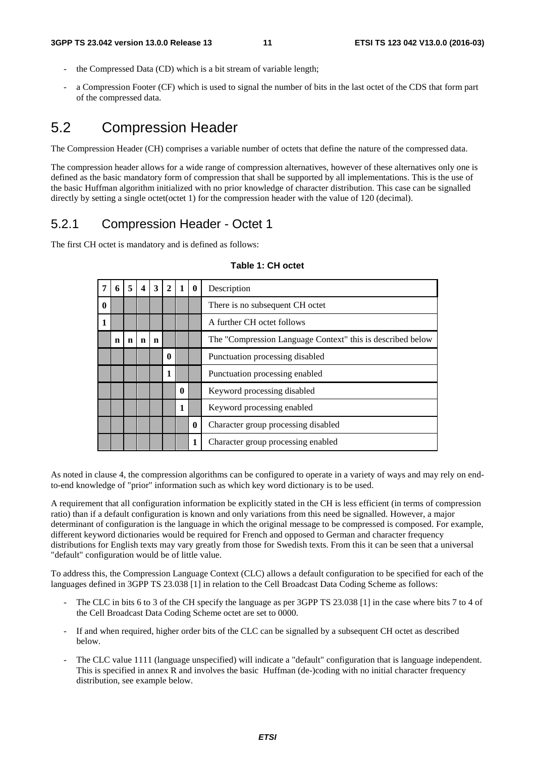- the Compressed Data (CD) which is a bit stream of variable length;
- a Compression Footer (CF) which is used to signal the number of bits in the last octet of the CDS that form part of the compressed data.

## 5.2 Compression Header

The Compression Header (CH) comprises a variable number of octets that define the nature of the compressed data.

The compression header allows for a wide range of compression alternatives, however of these alternatives only one is defined as the basic mandatory form of compression that shall be supported by all implementations. This is the use of the basic Huffman algorithm initialized with no prior knowledge of character distribution. This case can be signalled directly by setting a single octet(octet 1) for the compression header with the value of 120 (decimal).

### 5.2.1 Compression Header - Octet 1

The first CH octet is mandatory and is defined as follows:

**Table 1: CH octet**

| 7 | 6 | 5 | 4 | 3 | 2 | 1 | 0 | Description |
|---|---|---|---|---|---|---|---|---|
| 0 | | | | | | | | There is no subsequent CH octet |
| 1 | | | | | | | | A further CH octet follows |
| | n | n | n | n | | | | The "Compression Language Context" this is described below |
| | | | | | 0 | | | Punctuation processing disabled |
| | | | | | 1 | | | Punctuation processing enabled |
| | | | | | | 0 | | Keyword processing disabled |
| | | | | | | 1 | | Keyword processing enabled |
| | | | | | | | 0 | Character group processing disabled |
| | | | | | | | 1 | Character group processing enabled |

As noted in clause 4, the compression algorithms can be configured to operate in a variety of ways and may rely on end-to-end knowledge of "prior" information such as which key word dictionary is to be used.

A requirement that all configuration information be explicitly stated in the CH is less efficient (in terms of compression ratio) than if a default configuration is known and only variations from this need be signalled. However, a major determinant of configuration is the language in which the original message to be compressed is composed. For example, different keyword dictionaries would be required for French and opposed to German and character frequency distributions for English texts may vary greatly from those for Swedish texts. From this it can be seen that a universal "default" configuration would be of little value.

To address this, the Compression Language Context (CLC) allows a default configuration to be specified for each of the languages defined in 3GPP TS 23.038 [1] in relation to the Cell Broadcast Data Coding Scheme as follows:

- The CLC in bits 6 to 3 of the CH specify the language as per 3GPP TS 23.038 [1] in the case where bits 7 to 4 of the Cell Broadcast Data Coding Scheme octet are set to 0000.
- If and when required, higher order bits of the CLC can be signalled by a subsequent CH octet as described below.
- The CLC value 1111 (language unspecified) will indicate a "default" configuration that is language independent. This is specified in annex R and involves the basic Huffman (de-)coding with no initial character frequency distribution, see example below.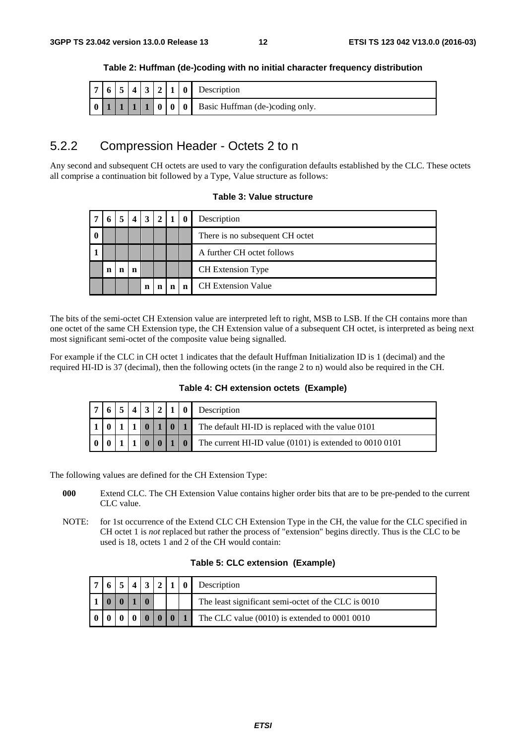**Table 2: Huffman (de-)coding with no initial character frequency distribution**

| 7 | 6 | 5 | 4 | 3 | 2 | 1 | 0 | Description |
|---|---|---|---|---|---|---|---|---|
| 0 | 1 | 1 | 1 | 1 | 0 | 0 | 0 | Basic Huffman (de-)coding only. |

## 5.2.2 Compression Header - Octets 2 to n

Any second and subsequent CH octets are used to vary the configuration defaults established by the CLC. These octets all comprise a continuation bit followed by a Type, Value structure as follows:

**Table 3: Value structure**

| 7 | 6 | 5 | 4 | 3 | 2 | 1 | 0 | Description |
|---|---|---|---|---|---|---|---|---|
| 0 | | | | | | | | There is no subsequent CH octet |
| 1 | | | | | | | | A further CH octet follows |
| | n | n | n | | | | | CH Extension Type |
| | | | | n | n | n | n | CH Extension Value |

The bits of the semi-octet CH Extension value are interpreted left to right, MSB to LSB. If the CH contains more than one octet of the same CH Extension type, the CH Extension value of a subsequent CH octet, is interpreted as being next most significant semi-octet of the composite value being signalled.

For example if the CLC in CH octet 1 indicates that the default Huffman Initialization ID is 1 (decimal) and the required HI-ID is 37 (decimal), then the following octets (in the range 2 to n) would also be required in the CH.

**Table 4: CH extension octets (Example)**

| 7 | 6 | 5 | 4 | 3 | 2 | 1 | 0 | Description |
|---|---|---|---|---|---|---|---|---|
| 1 | 0 | 1 | 1 | 0 | 1 | 0 | 1 | The default HI-ID is replaced with the value 0101 |
| 0 | 0 | 1 | 1 | 0 | 0 | 1 | 0 | The current HI-ID value (0101) is extended to 0010 0101 |

The following values are defined for the CH Extension Type:

**000** Extend CLC. The CH Extension Value contains higher order bits that are to be pre-pended to the current CLC value.

NOTE: for 1st occurrence of the Extend CLC CH Extension Type in the CH, the value for the CLC specified in CH octet 1 is *not* replaced but rather the process of "extension" begins directly. Thus is the CLC to be used is 18, octets 1 and 2 of the CH would contain:

**Table 5: CLC extension (Example)**

| 7 | 6 | 5 | 4 | 3 | 2 | 1 | 0 | Description |
|---|---|---|---|---|---|---|---|---|
| 1 | 0 | 0 | 1 | 0 | | | | The least significant semi-octet of the CLC is 0010 |
| 0 | 0 | 0 | 0 | 0 | 0 | 0 | 1 | The CLC value (0010) is extended to 0001 0010 |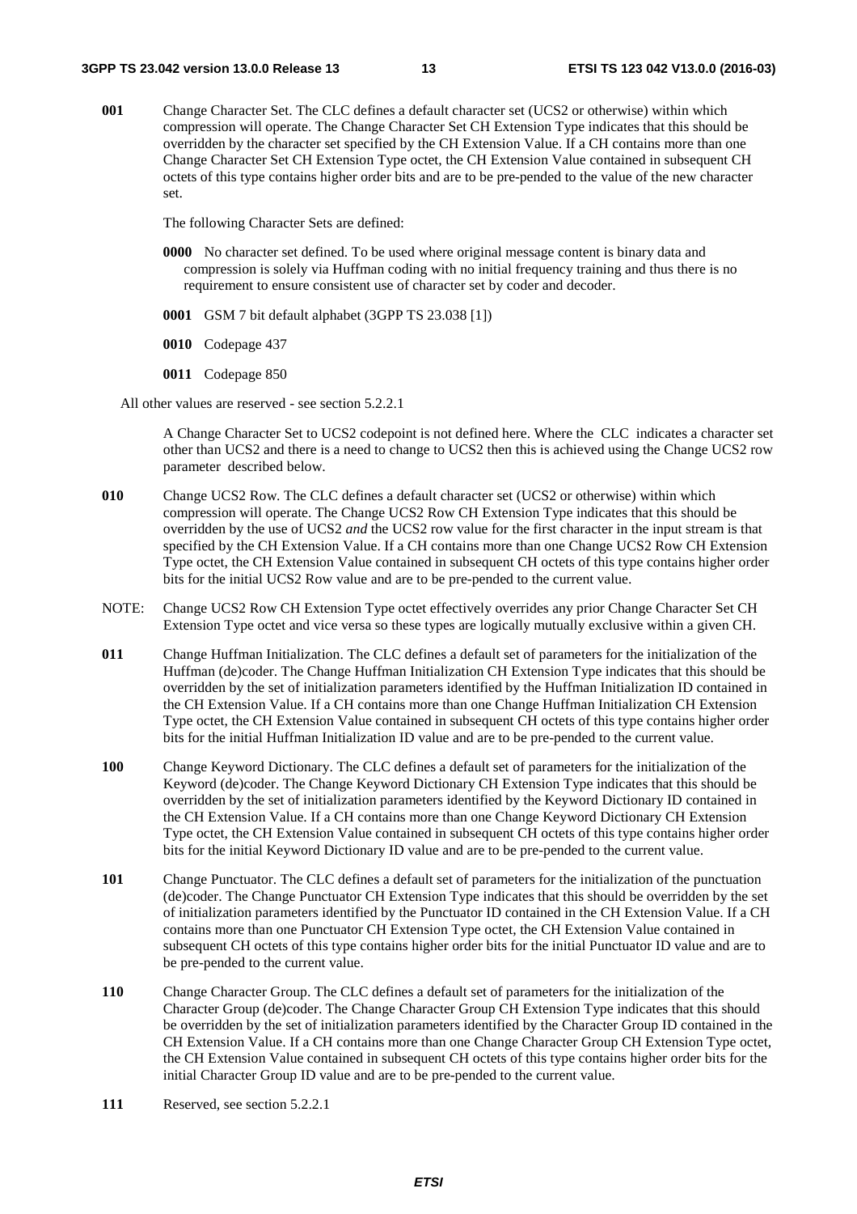**001** Change Character Set. The CLC defines a default character set (UCS2 or otherwise) within which compression will operate. The Change Character Set CH Extension Type indicates that this should be overridden by the character set specified by the CH Extension Value. If a CH contains more than one Change Character Set CH Extension Type octet, the CH Extension Value contained in subsequent CH octets of this type contains higher order bits and are to be pre-pended to the value of the new character set.

The following Character Sets are defined:

- **0000** No character set defined. To be used where original message content is binary data and compression is solely via Huffman coding with no initial frequency training and thus there is no requirement to ensure consistent use of character set by coder and decoder.
- **0001** GSM 7 bit default alphabet (3GPP TS 23.038 [1])
- **0010** Codepage 437
- **0011** Codepage 850

All other values are reserved - see section 5.2.2.1

A Change Character Set to UCS2 codepoint is not defined here. Where the CLC indicates a character set other than UCS2 and there is a need to change to UCS2 then this is achieved using the Change UCS2 row parameter described below.

**010** Change UCS2 Row. The CLC defines a default character set (UCS2 or otherwise) within which compression will operate. The Change UCS2 Row CH Extension Type indicates that this should be overridden by the use of UCS2 *and* the UCS2 row value for the first character in the input stream is that specified by the CH Extension Value. If a CH contains more than one Change UCS2 Row CH Extension Type octet, the CH Extension Value contained in subsequent CH octets of this type contains higher order bits for the initial UCS2 Row value and are to be pre-pended to the current value.

NOTE: Change UCS2 Row CH Extension Type octet effectively overrides any prior Change Character Set CH Extension Type octet and vice versa so these types are logically mutually exclusive within a given CH.

**011** Change Huffman Initialization. The CLC defines a default set of parameters for the initialization of the Huffman (de)coder. The Change Huffman Initialization CH Extension Type indicates that this should be overridden by the set of initialization parameters identified by the Huffman Initialization ID contained in the CH Extension Value. If a CH contains more than one Change Huffman Initialization CH Extension Type octet, the CH Extension Value contained in subsequent CH octets of this type contains higher order bits for the initial Huffman Initialization ID value and are to be pre-pended to the current value.

**100** Change Keyword Dictionary. The CLC defines a default set of parameters for the initialization of the Keyword (de)coder. The Change Keyword Dictionary CH Extension Type indicates that this should be overridden by the set of initialization parameters identified by the Keyword Dictionary ID contained in the CH Extension Value. If a CH contains more than one Change Keyword Dictionary CH Extension Type octet, the CH Extension Value contained in subsequent CH octets of this type contains higher order bits for the initial Keyword Dictionary ID value and are to be pre-pended to the current value.

**101** Change Punctuator. The CLC defines a default set of parameters for the initialization of the punctuation (de)coder. The Change Punctuator CH Extension Type indicates that this should be overridden by the set of initialization parameters identified by the Punctuator ID contained in the CH Extension Value. If a CH contains more than one Punctuator CH Extension Type octet, the CH Extension Value contained in subsequent CH octets of this type contains higher order bits for the initial Punctuator ID value and are to be pre-pended to the current value.

**110** Change Character Group. The CLC defines a default set of parameters for the initialization of the Character Group (de)coder. The Change Character Group CH Extension Type indicates that this should be overridden by the set of initialization parameters identified by the Character Group ID contained in the CH Extension Value. If a CH contains more than one Change Character Group CH Extension Type octet, the CH Extension Value contained in subsequent CH octets of this type contains higher order bits for the initial Character Group ID value and are to be pre-pended to the current value.

**111** Reserved, see section 5.2.2.1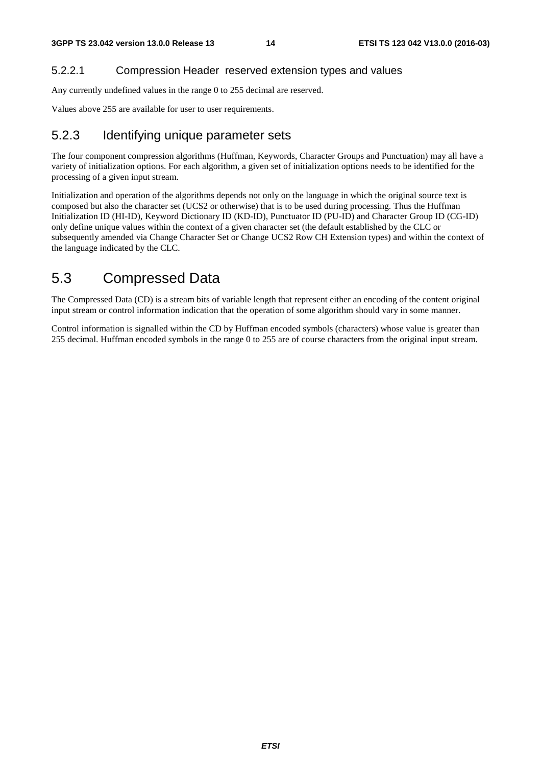#### 5.2.2.1 Compression Header reserved extension types and values

Any currently undefined values in the range 0 to 255 decimal are reserved.

Values above 255 are available for user to user requirements.

### 5.2.3 Identifying unique parameter sets

The four component compression algorithms (Huffman, Keywords, Character Groups and Punctuation) may all have a variety of initialization options. For each algorithm, a given set of initialization options needs to be identified for the processing of a given input stream.

Initialization and operation of the algorithms depends not only on the language in which the original source text is composed but also the character set (UCS2 or otherwise) that is to be used during processing. Thus the Huffman Initialization ID (HI-ID), Keyword Dictionary ID (KD-ID), Punctuator ID (PU-ID) and Character Group ID (CG-ID) only define unique values within the context of a given character set (the default established by the CLC or subsequently amended via Change Character Set or Change UCS2 Row CH Extension types) and within the context of the language indicated by the CLC.

## 5.3 Compressed Data

The Compressed Data (CD) is a stream bits of variable length that represent either an encoding of the content original input stream or control information indication that the operation of some algorithm should vary in some manner.

Control information is signalled within the CD by Huffman encoded symbols (characters) whose value is greater than 255 decimal. Huffman encoded symbols in the range 0 to 255 are of course characters from the original input stream.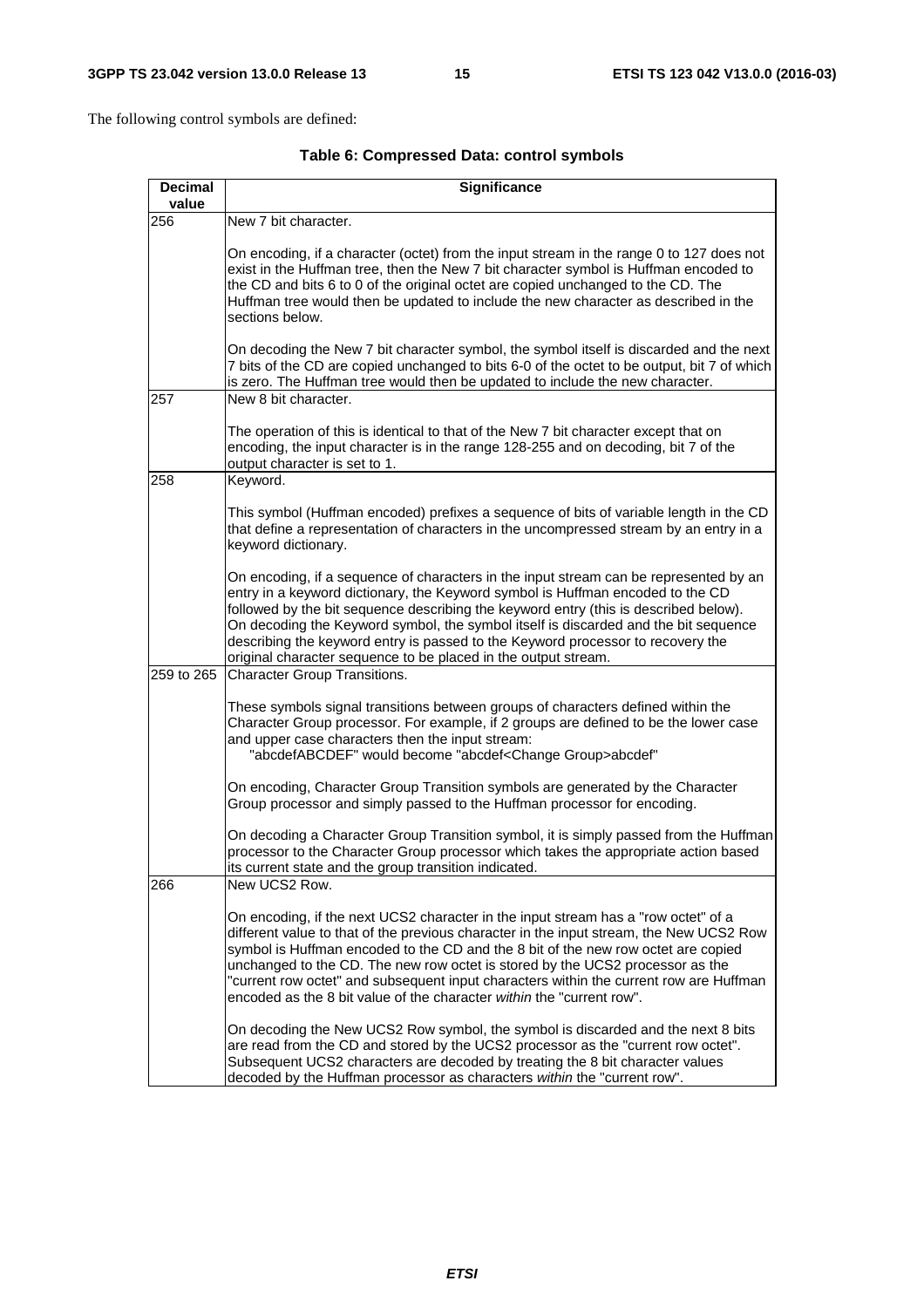The following control symbols are defined:

**Table 6: Compressed Data: control symbols**

| Decimal value | Significance |
|---|---|
| 256 | New 7 bit character.<br><br>On encoding, if a character (octet) from the input stream in the range 0 to 127 does not exist in the Huffman tree, then the New 7 bit character symbol is Huffman encoded to the CD and bits 6 to 0 of the original octet are copied unchanged to the CD. The Huffman tree would then be updated to include the new character as described in the sections below.<br><br>On decoding the New 7 bit character symbol, the symbol itself is discarded and the next 7 bits of the CD are copied unchanged to bits 6-0 of the octet to be output, bit 7 of which is zero. The Huffman tree would then be updated to include the new character. |
| 257 | New 8 bit character.<br><br>The operation of this is identical to that of the New 7 bit character except that on encoding, the input character is in the range 128-255 and on decoding, bit 7 of the output character is set to 1. |
| 258 | Keyword.<br><br>This symbol (Huffman encoded) prefixes a sequence of bits of variable length in the CD that define a representation of characters in the uncompressed stream by an entry in a keyword dictionary.<br><br>On encoding, if a sequence of characters in the input stream can be represented by an entry in a keyword dictionary, the Keyword symbol is Huffman encoded to the CD followed by the bit sequence describing the keyword entry (this is described below). On decoding the Keyword symbol, the symbol itself is discarded and the bit sequence describing the keyword entry is passed to the Keyword processor to recovery the original character sequence to be placed in the output stream. |
| 259 to 265 | Character Group Transitions.<br><br>These symbols signal transitions between groups of characters defined within the Character Group processor. For example, if 2 groups are defined to be the lower case and upper case characters then the input stream:<br>"abcdefABCDEF" would become "abcdef<Change Group>abcdef"<br><br>On encoding, Character Group Transition symbols are generated by the Character Group processor and simply passed to the Huffman processor for encoding.<br><br>On decoding a Character Group Transition symbol, it is simply passed from the Huffman processor to the Character Group processor which takes the appropriate action based its current state and the group transition indicated. |
| 266 | New UCS2 Row.<br><br>On encoding, if the next UCS2 character in the input stream has a "row octet" of a different value to that of the previous character in the input stream, the New UCS2 Row symbol is Huffman encoded to the CD and the 8 bit of the new row octet are copied unchanged to the CD. The new row octet is stored by the UCS2 processor as the "current row octet" and subsequent input characters within the current row are Huffman encoded as the 8 bit value of the character *within* the "current row".<br><br>On decoding the New UCS2 Row symbol, the symbol is discarded and the next 8 bits are read from the CD and stored by the UCS2 processor as the "current row octet". Subsequent UCS2 characters are decoded by treating the 8 bit character values decoded by the Huffman processor as characters *within* the "current row". |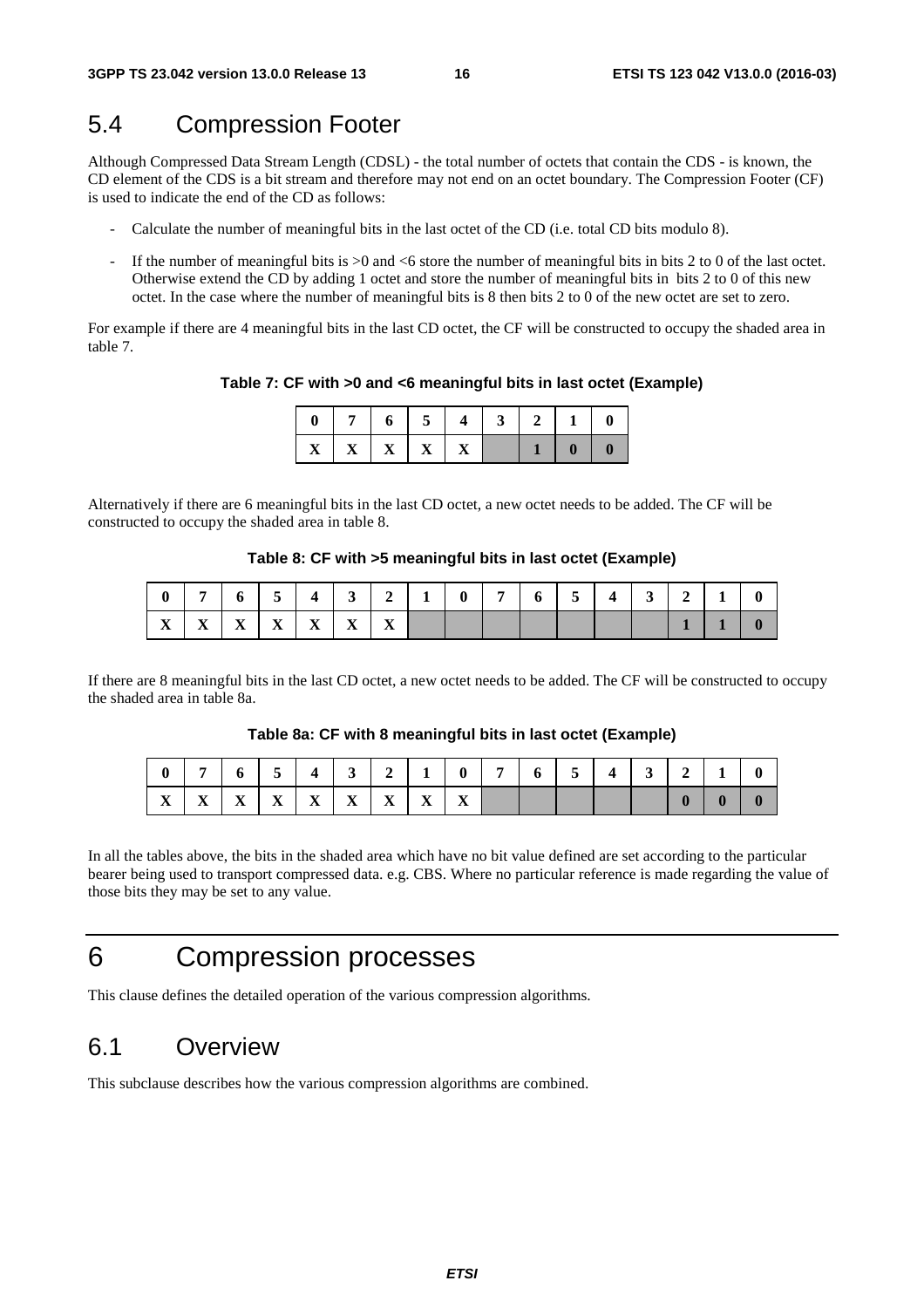## 5.4 Compression Footer

Although Compressed Data Stream Length (CDSL) - the total number of octets that contain the CDS - is known, the CD element of the CDS is a bit stream and therefore may not end on an octet boundary. The Compression Footer (CF) is used to indicate the end of the CD as follows:

- Calculate the number of meaningful bits in the last octet of the CD (i.e. total CD bits modulo 8).
- If the number of meaningful bits is >0 and <6 store the number of meaningful bits in bits 2 to 0 of the last octet. Otherwise extend the CD by adding 1 octet and store the number of meaningful bits in bits 2 to 0 of this new octet. In the case where the number of meaningful bits is 8 then bits 2 to 0 of the new octet are set to zero.

For example if there are 4 meaningful bits in the last CD octet, the CF will be constructed to occupy the shaded area in table 7.

**Table 7: CF with >0 and <6 meaningful bits in last octet (Example)**

| 0 | 7 | 6 | 5 | 4 | 3 | 2 | 1 | 0 |
|---|---|---|---|---|---|---|---|---|
| X | X | X | X | X | | 1 | 0 | 0 |

Alternatively if there are 6 meaningful bits in the last CD octet, a new octet needs to be added. The CF will be constructed to occupy the shaded area in table 8.

**Table 8: CF with >5 meaningful bits in last octet (Example)**

| 0 | 7 | 6 | 5 | 4 | 3 | 2 | 1 | 0 | 7 | 6 | 5 | 4 | 3 | 2 | 1 | 0 |
|---|---|---|---|---|---|---|---|---|---|---|---|---|---|---|---|---|
| X | X | X | X | X | X | X | | | | | | | | 1 | 1 | 0 |

If there are 8 meaningful bits in the last CD octet, a new octet needs to be added. The CF will be constructed to occupy the shaded area in table 8a.

**Table 8a: CF with 8 meaningful bits in last octet (Example)**

| 0 | 7 | 6 | 5 | 4 | 3 | 2 | 1 | 0 | 7 | 6 | 5 | 4 | 3 | 2 | 1 | 0 |
|---|---|---|---|---|---|---|---|---|---|---|---|---|---|---|---|---|
| X | X | X | X | X | X | X | X | X | | | | | | 0 | 0 | 0 |

In all the tables above, the bits in the shaded area which have no bit value defined are set according to the particular bearer being used to transport compressed data. e.g. CBS. Where no particular reference is made regarding the value of those bits they may be set to any value.

# 6 Compression processes

This clause defines the detailed operation of the various compression algorithms.

## 6.1 Overview

This subclause describes how the various compression algorithms are combined.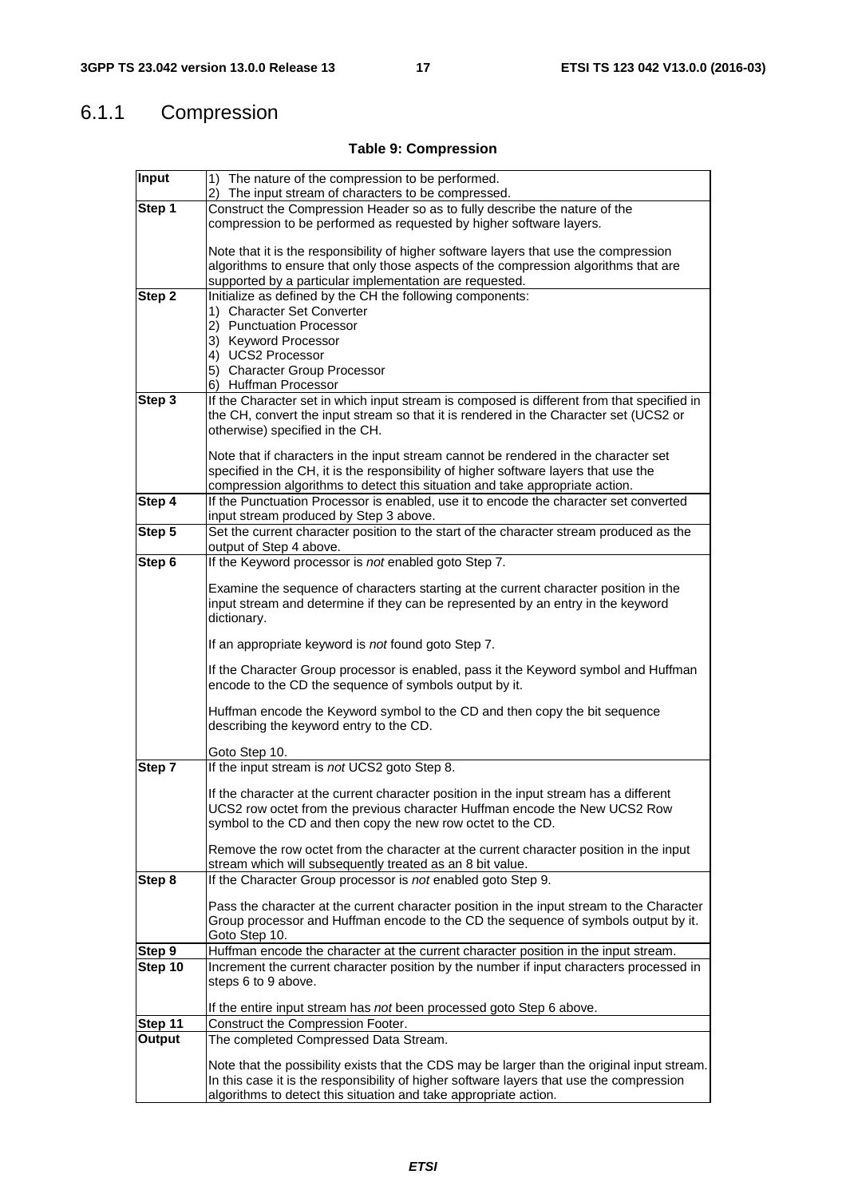### 6.1.1 Compression

**Table 9: Compression**

| | |
|---|---|
| **Input** | 1) The nature of the compression to be performed.<br>2) The input stream of characters to be compressed. |
| **Step 1** | Construct the Compression Header so as to fully describe the nature of the compression to be performed as requested by higher software layers.<br><br>Note that it is the responsibility of higher software layers that use the compression algorithms to ensure that only those aspects of the compression algorithms that are supported by a particular implementation are requested. |
| **Step 2** | Initialize as defined by the CH the following components:<br>1) Character Set Converter<br>2) Punctuation Processor<br>3) Keyword Processor<br>4) UCS2 Processor<br>5) Character Group Processor<br>6) Huffman Processor |
| **Step 3** | If the Character set in which input stream is composed is different from that specified in the CH, convert the input stream so that it is rendered in the Character set (UCS2 or otherwise) specified in the CH.<br><br>Note that if characters in the input stream cannot be rendered in the character set specified in the CH, it is the responsibility of higher software layers that use the compression algorithms to detect this situation and take appropriate action. |
| **Step 4** | If the Punctuation Processor is enabled, use it to encode the character set converted input stream produced by Step 3 above. |
| **Step 5** | Set the current character position to the start of the character stream produced as the output of Step 4 above. |
| **Step 6** | If the Keyword processor is *not* enabled goto Step 7.<br><br>Examine the sequence of characters starting at the current character position in the input stream and determine if they can be represented by an entry in the keyword dictionary.<br><br>If an appropriate keyword is *not* found goto Step 7.<br><br>If the Character Group processor is enabled, pass it the Keyword symbol and Huffman encode to the CD the sequence of symbols output by it.<br><br>Huffman encode the Keyword symbol to the CD and then copy the bit sequence describing the keyword entry to the CD.<br><br>Goto Step 10. |
| **Step 7** | If the input stream is *not* UCS2 goto Step 8.<br><br>If the character at the current character position in the input stream has a different UCS2 row octet from the previous character Huffman encode the New UCS2 Row symbol to the CD and then copy the new row octet to the CD.<br><br>Remove the row octet from the character at the current character position in the input stream which will subsequently treated as an 8 bit value. |
| **Step 8** | If the Character Group processor is *not* enabled goto Step 9.<br><br>Pass the character at the current character position in the input stream to the Character Group processor and Huffman encode to the CD the sequence of symbols output by it.<br>Goto Step 10. |
| **Step 9** | Huffman encode the character at the current character position in the input stream. |
| **Step 10** | Increment the current character position by the number if input characters processed in steps 6 to 9 above.<br><br>If the entire input stream has *not* been processed goto Step 6 above. |
| **Step 11** | Construct the Compression Footer. |
| **Output** | The completed Compressed Data Stream.<br><br>Note that the possibility exists that the CDS may be larger than the original input stream. In this case it is the responsibility of higher software layers that use the compression algorithms to detect this situation and take appropriate action. |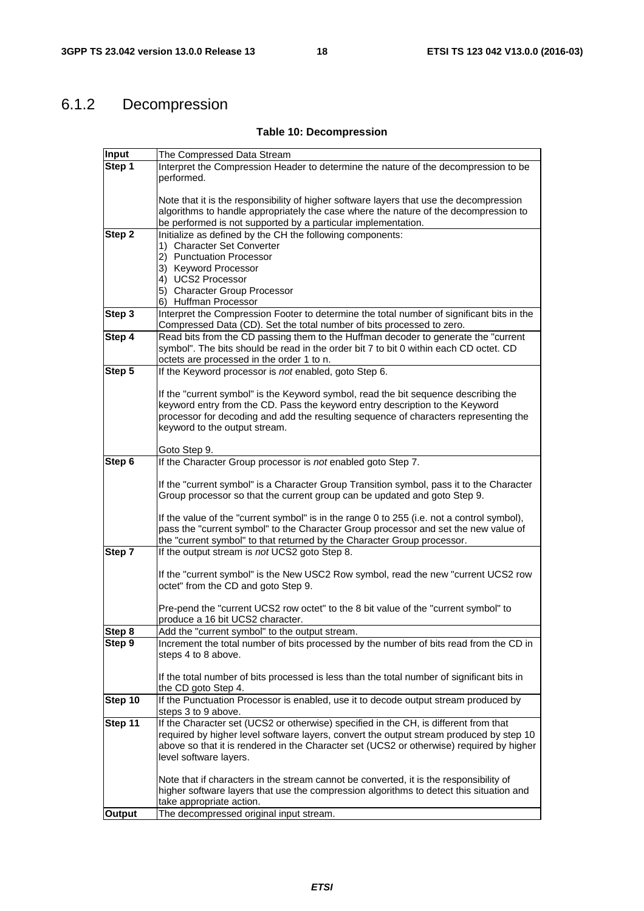### 6.1.2 Decompression

**Table 10: Decompression**

| **Input** | The Compressed Data Stream |
|---|---|
| **Step 1** | Interpret the Compression Header to determine the nature of the decompression to be performed.<br><br>Note that it is the responsibility of higher software layers that use the decompression algorithms to handle appropriately the case where the nature of the decompression to be performed is not supported by a particular implementation. |
| **Step 2** | Initialize as defined by the CH the following components:<br>1) Character Set Converter<br>2) Punctuation Processor<br>3) Keyword Processor<br>4) UCS2 Processor<br>5) Character Group Processor<br>6) Huffman Processor |
| **Step 3** | Interpret the Compression Footer to determine the total number of significant bits in the Compressed Data (CD). Set the total number of bits processed to zero. |
| **Step 4** | Read bits from the CD passing them to the Huffman decoder to generate the "current symbol". The bits should be read in the order bit 7 to bit 0 within each CD octet. CD octets are processed in the order 1 to n. |
| **Step 5** | If the Keyword processor is *not* enabled, goto Step 6.<br><br>If the "current symbol" is the Keyword symbol, read the bit sequence describing the keyword entry from the CD. Pass the keyword entry description to the Keyword processor for decoding and add the resulting sequence of characters representing the keyword to the output stream.<br><br>Goto Step 9. |
| **Step 6** | If the Character Group processor is *not* enabled goto Step 7.<br><br>If the "current symbol" is a Character Group Transition symbol, pass it to the Character Group processor so that the current group can be updated and goto Step 9.<br><br>If the value of the "current symbol" is in the range 0 to 255 (i.e. not a control symbol), pass the "current symbol" to the Character Group processor and set the new value of the "current symbol" to that returned by the Character Group processor. |
| **Step 7** | If the output stream is *not* UCS2 goto Step 8.<br><br>If the "current symbol" is the New USC2 Row symbol, read the new "current UCS2 row octet" from the CD and goto Step 9.<br><br>Pre-pend the "current UCS2 row octet" to the 8 bit value of the "current symbol" to produce a 16 bit UCS2 character. |
| **Step 8** | Add the "current symbol" to the output stream. |
| **Step 9** | Increment the total number of bits processed by the number of bits read from the CD in steps 4 to 8 above.<br><br>If the total number of bits processed is less than the total number of significant bits in the CD goto Step 4. |
| **Step 10** | If the Punctuation Processor is enabled, use it to decode output stream produced by steps 3 to 9 above. |
| **Step 11** | If the Character set (UCS2 or otherwise) specified in the CH, is different from that required by higher level software layers, convert the output stream produced by step 10 above so that it is rendered in the Character set (UCS2 or otherwise) required by higher level software layers.<br><br>Note that if characters in the stream cannot be converted, it is the responsibility of higher software layers that use the compression algorithms to detect this situation and take appropriate action. |
| **Output** | The decompressed original input stream. |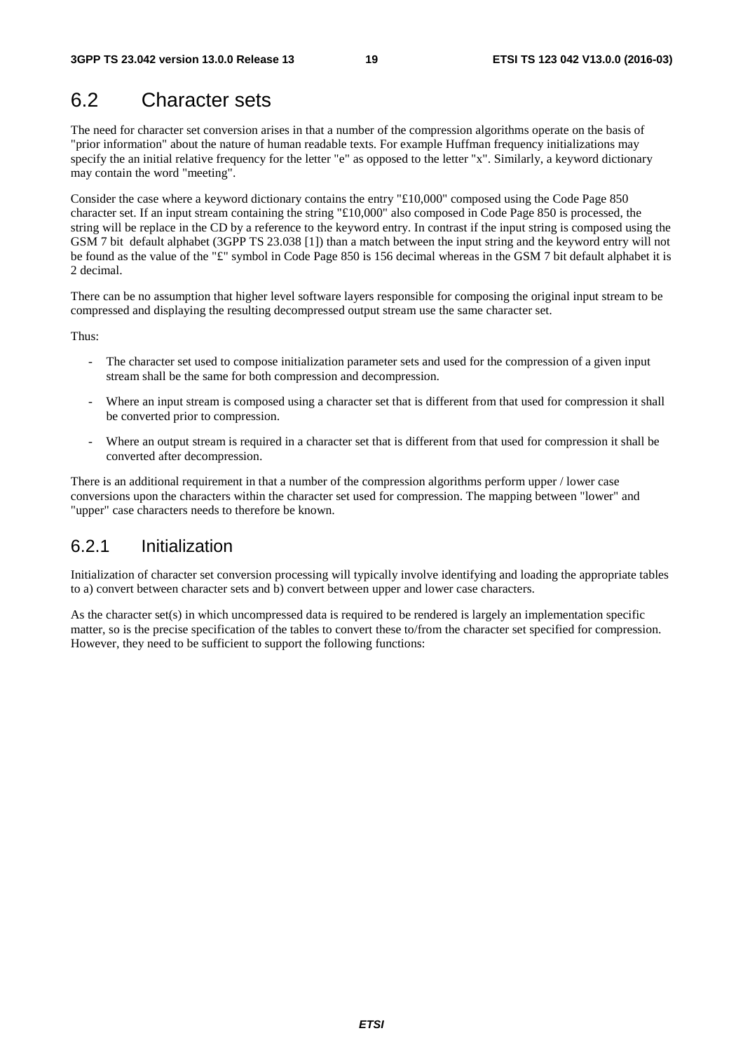## 6.2 Character sets

The need for character set conversion arises in that a number of the compression algorithms operate on the basis of "prior information" about the nature of human readable texts. For example Huffman frequency initializations may specify the an initial relative frequency for the letter "e" as opposed to the letter "x". Similarly, a keyword dictionary may contain the word "meeting".

Consider the case where a keyword dictionary contains the entry "£10,000" composed using the Code Page 850 character set. If an input stream containing the string "£10,000" also composed in Code Page 850 is processed, the string will be replace in the CD by a reference to the keyword entry. In contrast if the input string is composed using the GSM 7 bit default alphabet (3GPP TS 23.038 [1]) than a match between the input string and the keyword entry will not be found as the value of the "£" symbol in Code Page 850 is 156 decimal whereas in the GSM 7 bit default alphabet it is 2 decimal.

There can be no assumption that higher level software layers responsible for composing the original input stream to be compressed and displaying the resulting decompressed output stream use the same character set.

Thus:

- The character set used to compose initialization parameter sets and used for the compression of a given input stream shall be the same for both compression and decompression.
- Where an input stream is composed using a character set that is different from that used for compression it shall be converted prior to compression.
- Where an output stream is required in a character set that is different from that used for compression it shall be converted after decompression.

There is an additional requirement in that a number of the compression algorithms perform upper / lower case conversions upon the characters within the character set used for compression. The mapping between "lower" and "upper" case characters needs to therefore be known.

### 6.2.1 Initialization

Initialization of character set conversion processing will typically involve identifying and loading the appropriate tables to a) convert between character sets and b) convert between upper and lower case characters.

As the character set(s) in which uncompressed data is required to be rendered is largely an implementation specific matter, so is the precise specification of the tables to convert these to/from the character set specified for compression. However, they need to be sufficient to support the following functions: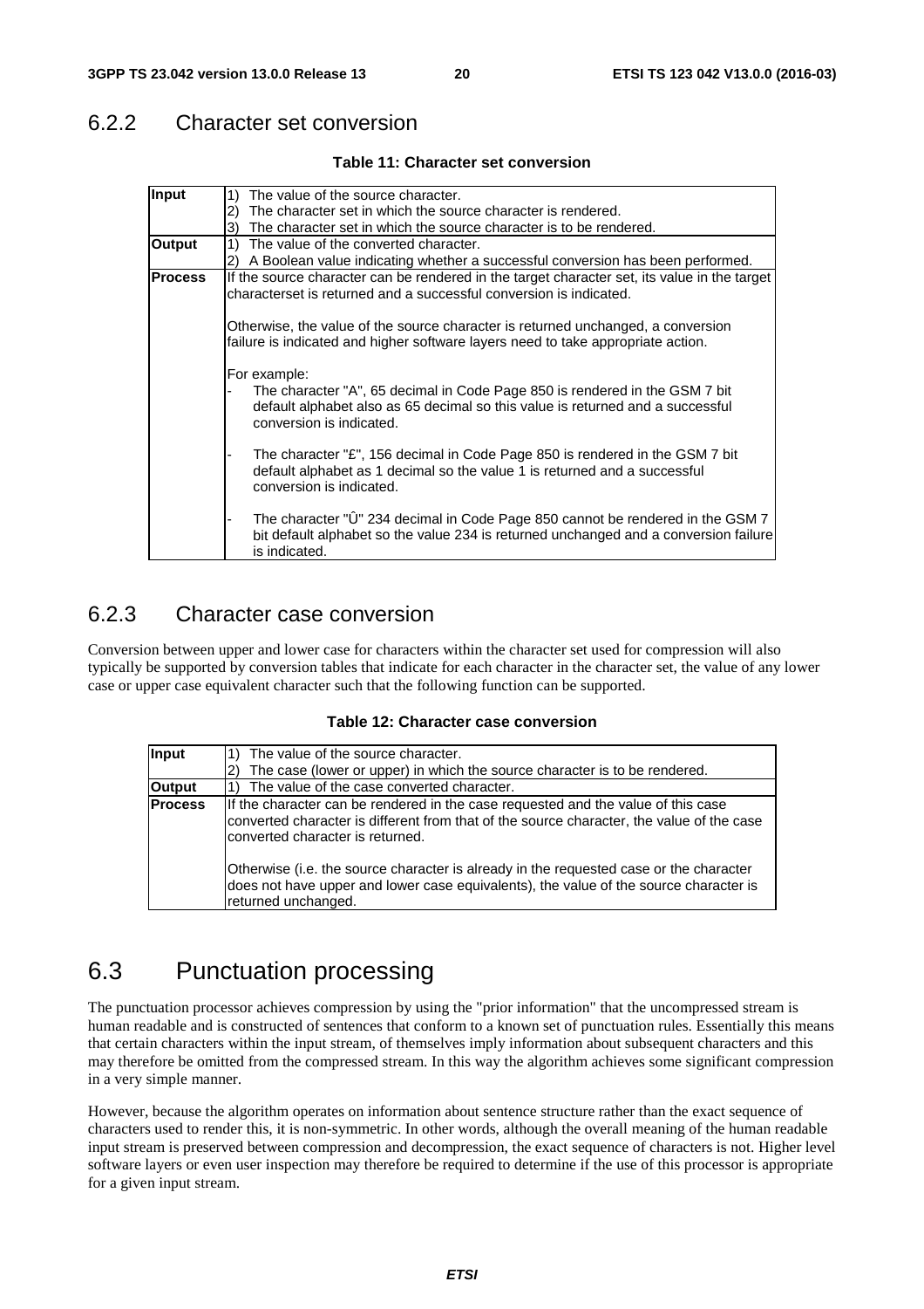### 6.2.2 Character set conversion

**Table 11: Character set conversion**

| | |
|---|---|
| **Input** | 1) The value of the source character.<br>2) The character set in which the source character is rendered.<br>3) The character set in which the source character is to be rendered. |
| **Output** | 1) The value of the converted character.<br>2) A Boolean value indicating whether a successful conversion has been performed. |
| **Process** | If the source character can be rendered in the target character set, its value in the target characterset is returned and a successful conversion is indicated.<br><br>Otherwise, the value of the source character is returned unchanged, a conversion failure is indicated and higher software layers need to take appropriate action.<br><br>For example:<br>- The character "A", 65 decimal in Code Page 850 is rendered in the GSM 7 bit default alphabet also as 65 decimal so this value is returned and a successful conversion is indicated.<br><br>- The character "£", 156 decimal in Code Page 850 is rendered in the GSM 7 bit default alphabet as 1 decimal so the value 1 is returned and a successful conversion is indicated.<br><br>- The character "Û" 234 decimal in Code Page 850 cannot be rendered in the GSM 7 bit default alphabet so the value 234 is returned unchanged and a conversion failure is indicated. |

### 6.2.3 Character case conversion

Conversion between upper and lower case for characters within the character set used for compression will also typically be supported by conversion tables that indicate for each character in the character set, the value of any lower case or upper case equivalent character such that the following function can be supported.

**Table 12: Character case conversion**

| | |
|---|---|
| **Input** | 1) The value of the source character.<br>2) The case (lower or upper) in which the source character is to be rendered. |
| **Output** | 1) The value of the case converted character. |
| **Process** | If the character can be rendered in the case requested and the value of this case converted character is different from that of the source character, the value of the case converted character is returned.<br><br>Otherwise (i.e. the source character is already in the requested case or the character does not have upper and lower case equivalents), the value of the source character is returned unchanged. |

## 6.3 Punctuation processing

The punctuation processor achieves compression by using the "prior information" that the uncompressed stream is human readable and is constructed of sentences that conform to a known set of punctuation rules. Essentially this means that certain characters within the input stream, of themselves imply information about subsequent characters and this may therefore be omitted from the compressed stream. In this way the algorithm achieves some significant compression in a very simple manner.

However, because the algorithm operates on information about sentence structure rather than the exact sequence of characters used to render this, it is non-symmetric. In other words, although the overall meaning of the human readable input stream is preserved between compression and decompression, the exact sequence of characters is not. Higher level software layers or even user inspection may therefore be required to determine if the use of this processor is appropriate for a given input stream.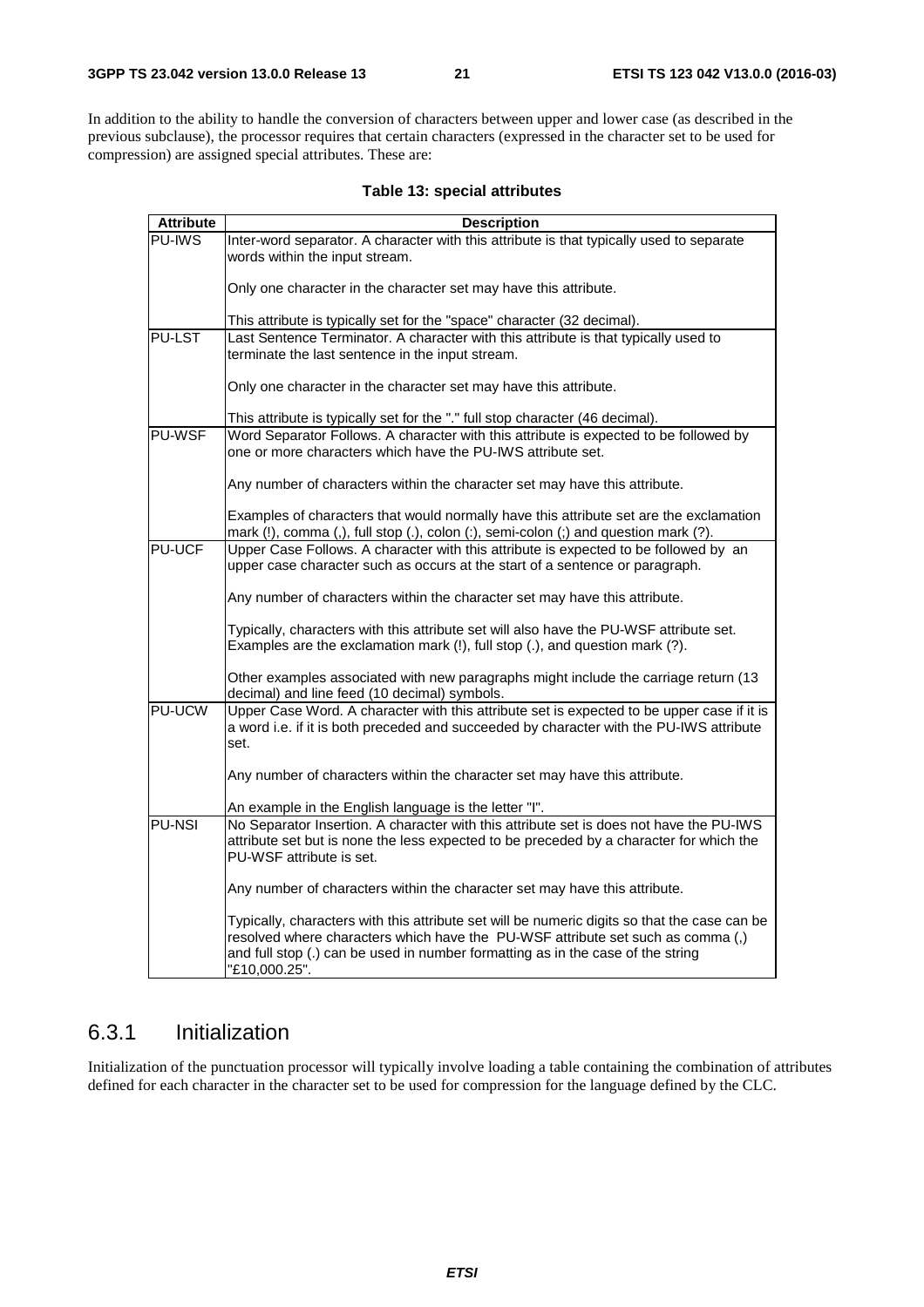In addition to the ability to handle the conversion of characters between upper and lower case (as described in the previous subclause), the processor requires that certain characters (expressed in the character set to be used for compression) are assigned special attributes. These are:

**Table 13: special attributes**

| Attribute | Description |
|---|---|
| PU-IWS | Inter-word separator. A character with this attribute is that typically used to separate words within the input stream.<br><br>Only one character in the character set may have this attribute.<br><br>This attribute is typically set for the "space" character (32 decimal). |
| PU-LST | Last Sentence Terminator. A character with this attribute is that typically used to terminate the last sentence in the input stream.<br><br>Only one character in the character set may have this attribute.<br><br>This attribute is typically set for the "." full stop character (46 decimal). |
| PU-WSF | Word Separator Follows. A character with this attribute is expected to be followed by one or more characters which have the PU-IWS attribute set.<br><br>Any number of characters within the character set may have this attribute.<br><br>Examples of characters that would normally have this attribute set are the exclamation mark (!), comma (,), full stop (.), colon (:), semi-colon (;) and question mark (?). |
| PU-UCF | Upper Case Follows. A character with this attribute is expected to be followed by an upper case character such as occurs at the start of a sentence or paragraph.<br><br>Any number of characters within the character set may have this attribute.<br><br>Typically, characters with this attribute set will also have the PU-WSF attribute set. Examples are the exclamation mark (!), full stop (.), and question mark (?).<br><br>Other examples associated with new paragraphs might include the carriage return (13 decimal) and line feed (10 decimal) symbols. |
| PU-UCW | Upper Case Word. A character with this attribute set is expected to be upper case if it is a word i.e. if it is both preceded and succeeded by character with the PU-IWS attribute set.<br><br>Any number of characters within the character set may have this attribute.<br><br>An example in the English language is the letter "I". |
| PU-NSI | No Separator Insertion. A character with this attribute set is does not have the PU-IWS attribute set but is none the less expected to be preceded by a character for which the PU-WSF attribute is set.<br><br>Any number of characters within the character set may have this attribute.<br><br>Typically, characters with this attribute set will be numeric digits so that the case can be resolved where characters which have the PU-WSF attribute set such as comma (,) and full stop (.) can be used in number formatting as in the case of the string "£10,000.25". |

## 6.3.1 Initialization

Initialization of the punctuation processor will typically involve loading a table containing the combination of attributes defined for each character in the character set to be used for compression for the language defined by the CLC.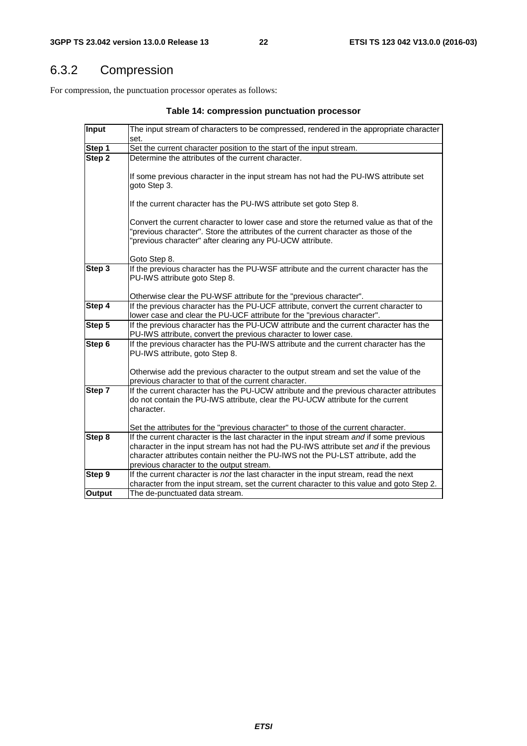### 6.3.2 Compression

For compression, the punctuation processor operates as follows:

**Table 14: compression punctuation processor**

| | |
|---|---|
| **Input** | The input stream of characters to be compressed, rendered in the appropriate character set. |
| **Step 1** | Set the current character position to the start of the input stream. |
| **Step 2** | Determine the attributes of the current character.<br><br>If some previous character in the input stream has not had the PU-IWS attribute set goto Step 3.<br><br>If the current character has the PU-IWS attribute set goto Step 8.<br><br>Convert the current character to lower case and store the returned value as that of the "previous character". Store the attributes of the current character as those of the "previous character" after clearing any PU-UCW attribute.<br><br>Goto Step 8. |
| **Step 3** | If the previous character has the PU-WSF attribute and the current character has the PU-IWS attribute goto Step 8.<br><br>Otherwise clear the PU-WSF attribute for the "previous character". |
| **Step 4** | If the previous character has the PU-UCF attribute, convert the current character to lower case and clear the PU-UCF attribute for the "previous character". |
| **Step 5** | If the previous character has the PU-UCW attribute and the current character has the PU-IWS attribute, convert the previous character to lower case. |
| **Step 6** | If the previous character has the PU-IWS attribute and the current character has the PU-IWS attribute, goto Step 8.<br><br>Otherwise add the previous character to the output stream and set the value of the previous character to that of the current character. |
| **Step 7** | If the current character has the PU-UCW attribute and the previous character attributes do not contain the PU-IWS attribute, clear the PU-UCW attribute for the current character.<br><br>Set the attributes for the "previous character" to those of the current character. |
| **Step 8** | If the current character is the last character in the input stream *and* if some previous character in the input stream has not had the PU-IWS attribute set *and* if the previous character attributes contain neither the PU-IWS not the PU-LST attribute, add the previous character to the output stream. |
| **Step 9** | If the current character is *not* the last character in the input stream, read the next character from the input stream, set the current character to this value and goto Step 2. |
| **Output** | The de-punctuated data stream. |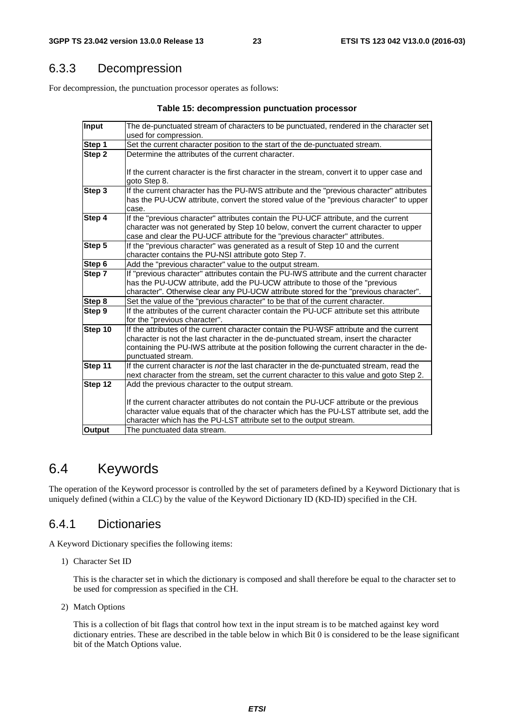### 6.3.3 Decompression

For decompression, the punctuation processor operates as follows:

**Table 15: decompression punctuation processor**

| | |
|---|---|
| **Input** | The de-punctuated stream of characters to be punctuated, rendered in the character set used for compression. |
| **Step 1** | Set the current character position to the start of the de-punctuated stream. |
| **Step 2** | Determine the attributes of the current character.<br><br>If the current character is the first character in the stream, convert it to upper case and goto Step 8. |
| **Step 3** | If the current character has the PU-IWS attribute and the "previous character" attributes has the PU-UCW attribute, convert the stored value of the "previous character" to upper case. |
| **Step 4** | If the "previous character" attributes contain the PU-UCF attribute, and the current character was not generated by Step 10 below, convert the current character to upper case and clear the PU-UCF attribute for the "previous character" attributes. |
| **Step 5** | If the "previous character" was generated as a result of Step 10 and the current character contains the PU-NSI attribute goto Step 7. |
| **Step 6** | Add the "previous character" value to the output stream. |
| **Step 7** | If "previous character" attributes contain the PU-IWS attribute and the current character has the PU-UCW attribute, add the PU-UCW attribute to those of the "previous character". Otherwise clear any PU-UCW attribute stored for the "previous character". |
| **Step 8** | Set the value of the "previous character" to be that of the current character. |
| **Step 9** | If the attributes of the current character contain the PU-UCF attribute set this attribute for the "previous character". |
| **Step 10** | If the attributes of the current character contain the PU-WSF attribute and the current character is not the last character in the de-punctuated stream, insert the character containing the PU-IWS attribute at the position following the current character in the de-punctuated stream. |
| **Step 11** | If the current character is *not* the last character in the de-punctuated stream, read the next character from the stream, set the current character to this value and goto Step 2. |
| **Step 12** | Add the previous character to the output stream.<br><br>If the current character attributes do not contain the PU-UCF attribute or the previous character value equals that of the character which has the PU-LST attribute set, add the character which has the PU-LST attribute set to the output stream. |
| **Output** | The punctuated data stream. |

## 6.4 Keywords

The operation of the Keyword processor is controlled by the set of parameters defined by a Keyword Dictionary that is uniquely defined (within a CLC) by the value of the Keyword Dictionary ID (KD-ID) specified in the CH.

### 6.4.1 Dictionaries

A Keyword Dictionary specifies the following items:

1) Character Set ID

   This is the character set in which the dictionary is composed and shall therefore be equal to the character set to be used for compression as specified in the CH.

2) Match Options

   This is a collection of bit flags that control how text in the input stream is to be matched against key word dictionary entries. These are described in the table below in which Bit 0 is considered to be the lease significant bit of the Match Options value.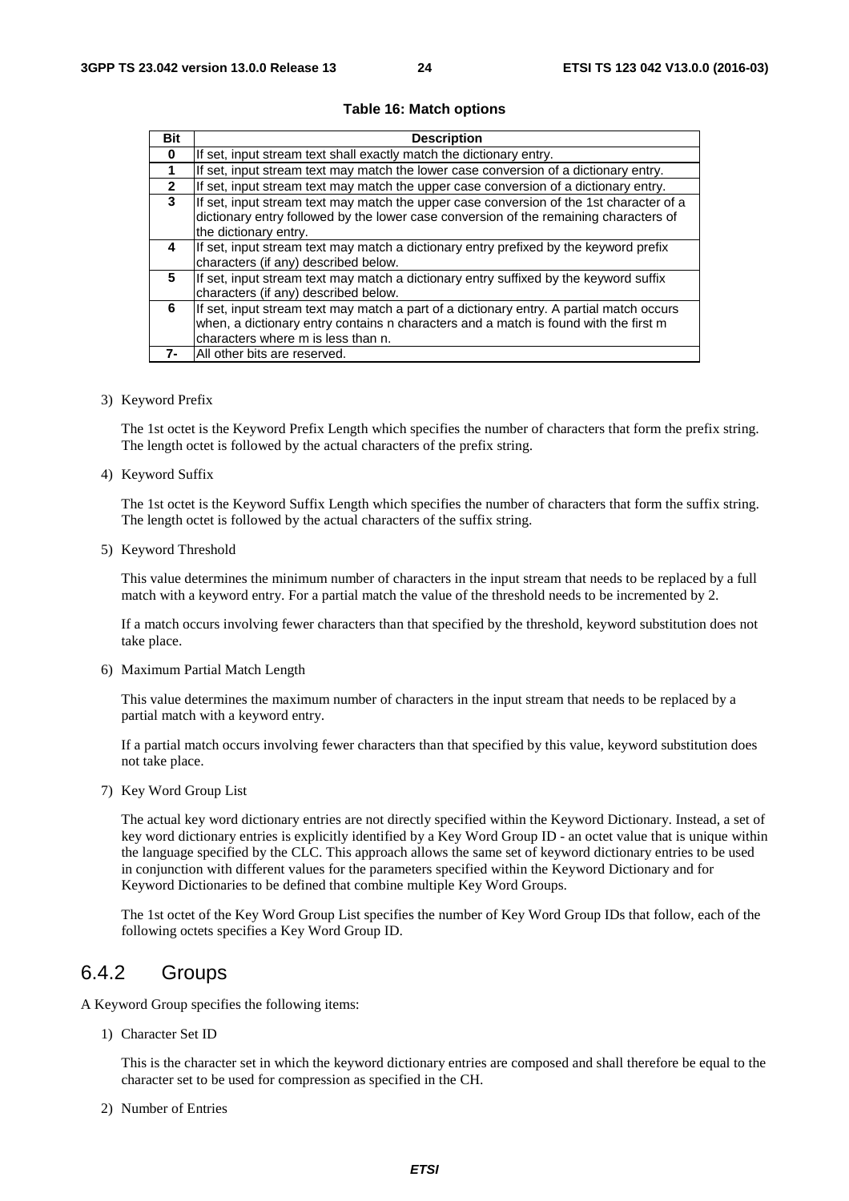**Table 16: Match options**

| Bit | Description |
|---|---|
| 0 | If set, input stream text shall exactly match the dictionary entry. |
| 1 | If set, input stream text may match the lower case conversion of a dictionary entry. |
| 2 | If set, input stream text may match the upper case conversion of a dictionary entry. |
| 3 | If set, input stream text may match the upper case conversion of the 1st character of a dictionary entry followed by the lower case conversion of the remaining characters of the dictionary entry. |
| 4 | If set, input stream text may match a dictionary entry prefixed by the keyword prefix characters (if any) described below. |
| 5 | If set, input stream text may match a dictionary entry suffixed by the keyword suffix characters (if any) described below. |
| 6 | If set, input stream text may match a part of a dictionary entry. A partial match occurs when, a dictionary entry contains n characters and a match is found with the first m characters where m is less than n. |
| 7- | All other bits are reserved. |

3) Keyword Prefix

   The 1st octet is the Keyword Prefix Length which specifies the number of characters that form the prefix string. The length octet is followed by the actual characters of the prefix string.

4) Keyword Suffix

   The 1st octet is the Keyword Suffix Length which specifies the number of characters that form the suffix string. The length octet is followed by the actual characters of the suffix string.

5) Keyword Threshold

   This value determines the minimum number of characters in the input stream that needs to be replaced by a full match with a keyword entry. For a partial match the value of the threshold needs to be incremented by 2.

   If a match occurs involving fewer characters than that specified by the threshold, keyword substitution does not take place.

6) Maximum Partial Match Length

   This value determines the maximum number of characters in the input stream that needs to be replaced by a partial match with a keyword entry.

   If a partial match occurs involving fewer characters than that specified by this value, keyword substitution does not take place.

7) Key Word Group List

   The actual key word dictionary entries are not directly specified within the Keyword Dictionary. Instead, a set of key word dictionary entries is explicitly identified by a Key Word Group ID - an octet value that is unique within the language specified by the CLC. This approach allows the same set of keyword dictionary entries to be used in conjunction with different values for the parameters specified within the Keyword Dictionary and for Keyword Dictionaries to be defined that combine multiple Key Word Groups.

   The 1st octet of the Key Word Group List specifies the number of Key Word Group IDs that follow, each of the following octets specifies a Key Word Group ID.

## 6.4.2 Groups

A Keyword Group specifies the following items:

1) Character Set ID

   This is the character set in which the keyword dictionary entries are composed and shall therefore be equal to the character set to be used for compression as specified in the CH.

2) Number of Entries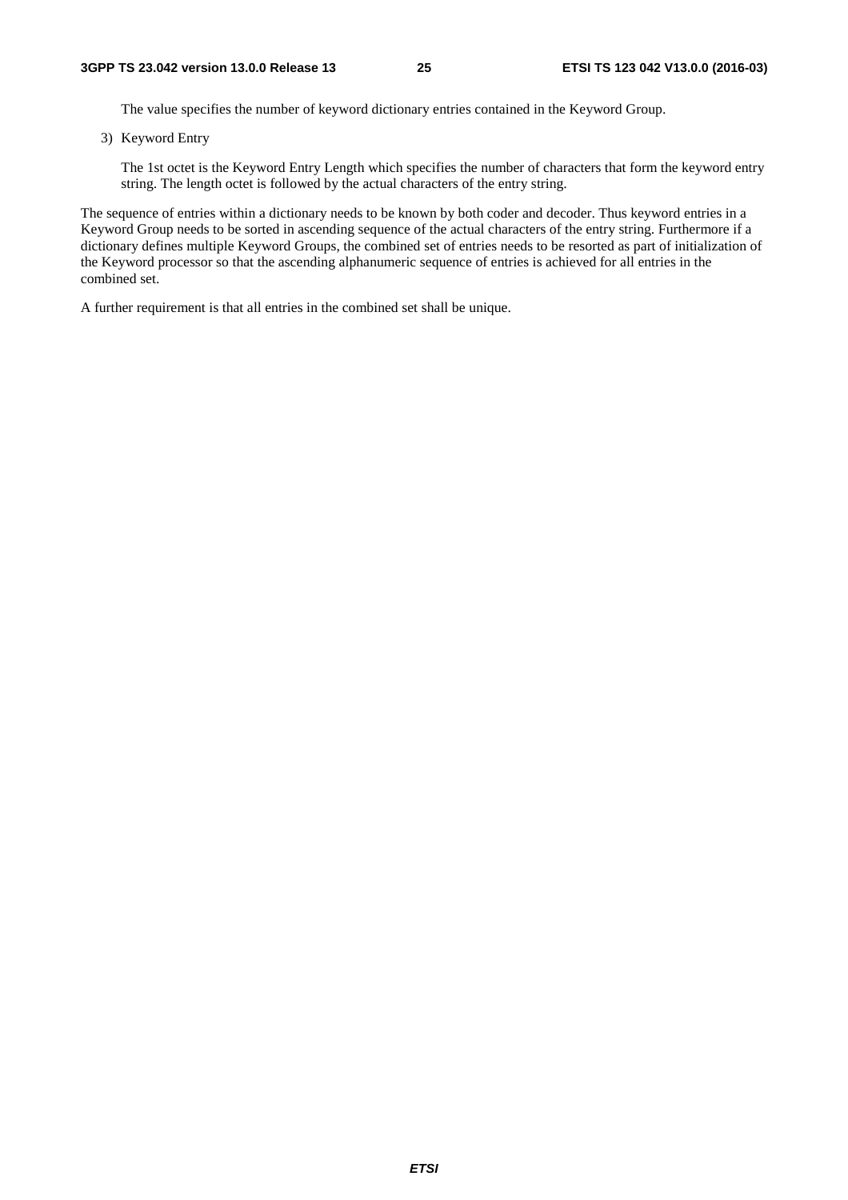The value specifies the number of keyword dictionary entries contained in the Keyword Group.

3) Keyword Entry

   The 1st octet is the Keyword Entry Length which specifies the number of characters that form the keyword entry string. The length octet is followed by the actual characters of the entry string.

The sequence of entries within a dictionary needs to be known by both coder and decoder. Thus keyword entries in a Keyword Group needs to be sorted in ascending sequence of the actual characters of the entry string. Furthermore if a dictionary defines multiple Keyword Groups, the combined set of entries needs to be resorted as part of initialization of the Keyword processor so that the ascending alphanumeric sequence of entries is achieved for all entries in the combined set.

A further requirement is that all entries in the combined set shall be unique.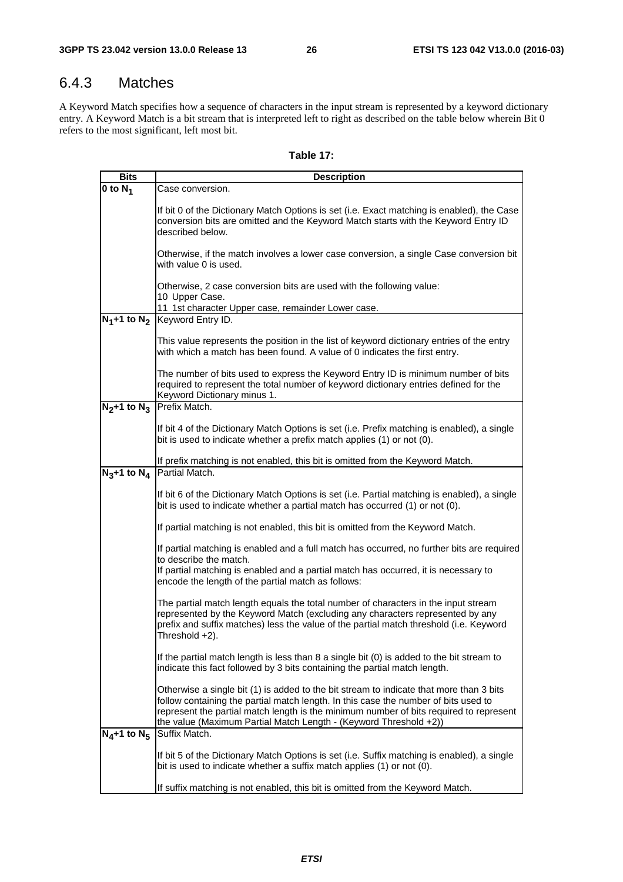## 6.4.3 Matches

A Keyword Match specifies how a sequence of characters in the input stream is represented by a keyword dictionary entry. A Keyword Match is a bit stream that is interpreted left to right as described on the table below wherein Bit 0 refers to the most significant, left most bit.

**Table 17:**

| Bits | Description |
|---|---|
| 0 to $N_1$ | Case conversion.<br><br>If bit 0 of the Dictionary Match Options is set (i.e. Exact matching is enabled), the Case conversion bits are omitted and the Keyword Match starts with the Keyword Entry ID described below.<br><br>Otherwise, if the match involves a lower case conversion, a single Case conversion bit with value 0 is used.<br><br>Otherwise, 2 case conversion bits are used with the following value:<br>10 Upper Case.<br>11 1st character Upper case, remainder Lower case. |
| $N_1$+1 to $N_2$ | Keyword Entry ID.<br><br>This value represents the position in the list of keyword dictionary entries of the entry with which a match has been found. A value of 0 indicates the first entry.<br><br>The number of bits used to express the Keyword Entry ID is minimum number of bits required to represent the total number of keyword dictionary entries defined for the Keyword Dictionary minus 1. |
| $N_2$+1 to $N_3$ | Prefix Match.<br><br>If bit 4 of the Dictionary Match Options is set (i.e. Prefix matching is enabled), a single bit is used to indicate whether a prefix match applies (1) or not (0).<br><br>If prefix matching is not enabled, this bit is omitted from the Keyword Match. |
| $N_3$+1 to $N_4$ | Partial Match.<br><br>If bit 6 of the Dictionary Match Options is set (i.e. Partial matching is enabled), a single bit is used to indicate whether a partial match has occurred (1) or not (0).<br><br>If partial matching is not enabled, this bit is omitted from the Keyword Match.<br><br>If partial matching is enabled and a full match has occurred, no further bits are required to describe the match.<br>If partial matching is enabled and a partial match has occurred, it is necessary to encode the length of the partial match as follows:<br><br>The partial match length equals the total number of characters in the input stream represented by the Keyword Match (excluding any characters represented by any prefix and suffix matches) less the value of the partial match threshold (i.e. Keyword Threshold +2).<br><br>If the partial match length is less than 8 a single bit (0) is added to the bit stream to indicate this fact followed by 3 bits containing the partial match length.<br><br>Otherwise a single bit (1) is added to the bit stream to indicate that more than 3 bits follow containing the partial match length. In this case the number of bits used to represent the partial match length is the minimum number of bits required to represent the value (Maximum Partial Match Length - (Keyword Threshold +2)) |
| $N_4$+1 to $N_5$ | Suffix Match.<br><br>If bit 5 of the Dictionary Match Options is set (i.e. Suffix matching is enabled), a single bit is used to indicate whether a suffix match applies (1) or not (0).<br><br>If suffix matching is not enabled, this bit is omitted from the Keyword Match. |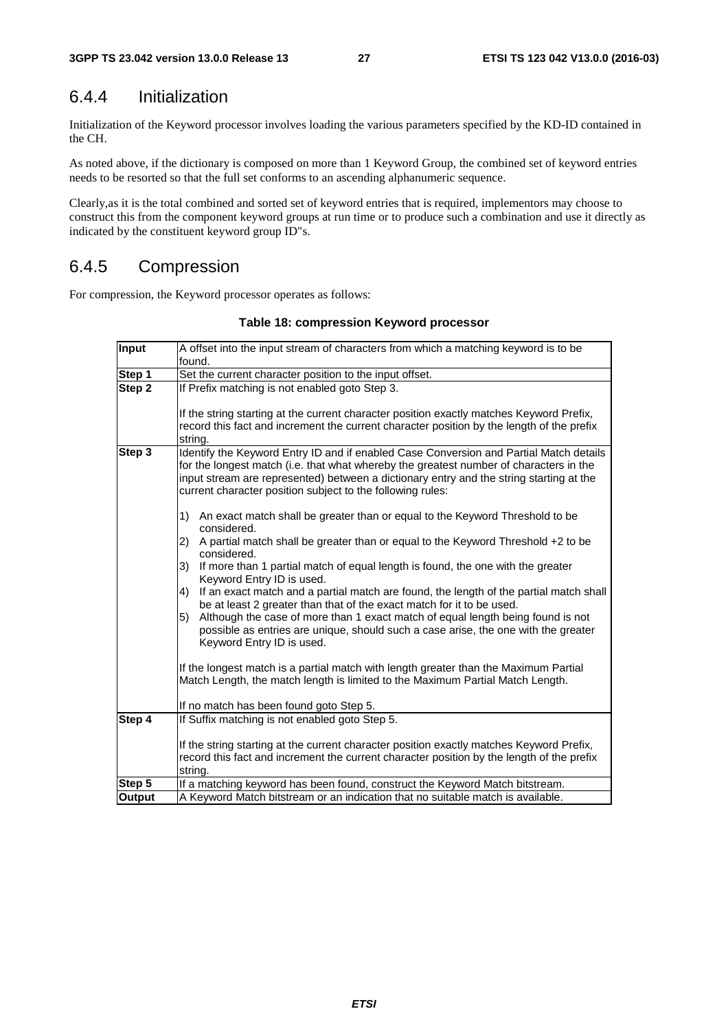## 6.4.4 Initialization

Initialization of the Keyword processor involves loading the various parameters specified by the KD-ID contained in the CH.

As noted above, if the dictionary is composed on more than 1 Keyword Group, the combined set of keyword entries needs to be resorted so that the full set conforms to an ascending alphanumeric sequence.

Clearly,as it is the total combined and sorted set of keyword entries that is required, implementors may choose to construct this from the component keyword groups at run time or to produce such a combination and use it directly as indicated by the constituent keyword group ID"s.

## 6.4.5 Compression

For compression, the Keyword processor operates as follows:

**Table 18: compression Keyword processor**

| | |
|---|---|
| **Input** | A offset into the input stream of characters from which a matching keyword is to be found. |
| **Step 1** | Set the current character position to the input offset. |
| **Step 2** | If Prefix matching is not enabled goto Step 3.<br><br>If the string starting at the current character position exactly matches Keyword Prefix, record this fact and increment the current character position by the length of the prefix string. |
| **Step 3** | Identify the Keyword Entry ID and if enabled Case Conversion and Partial Match details for the longest match (i.e. that what whereby the greatest number of characters in the input stream are represented) between a dictionary entry and the string starting at the current character position subject to the following rules:<br><br>1) An exact match shall be greater than or equal to the Keyword Threshold to be considered.<br>2) A partial match shall be greater than or equal to the Keyword Threshold +2 to be considered.<br>3) If more than 1 partial match of equal length is found, the one with the greater Keyword Entry ID is used.<br>4) If an exact match and a partial match are found, the length of the partial match shall be at least 2 greater than that of the exact match for it to be used.<br>5) Although the case of more than 1 exact match of equal length being found is not possible as entries are unique, should such a case arise, the one with the greater Keyword Entry ID is used.<br><br>If the longest match is a partial match with length greater than the Maximum Partial Match Length, the match length is limited to the Maximum Partial Match Length.<br><br>If no match has been found goto Step 5. |
| **Step 4** | If Suffix matching is not enabled goto Step 5.<br><br>If the string starting at the current character position exactly matches Keyword Prefix, record this fact and increment the current character position by the length of the prefix string. |
| **Step 5** | If a matching keyword has been found, construct the Keyword Match bitstream. |
| **Output** | A Keyword Match bitstream or an indication that no suitable match is available. |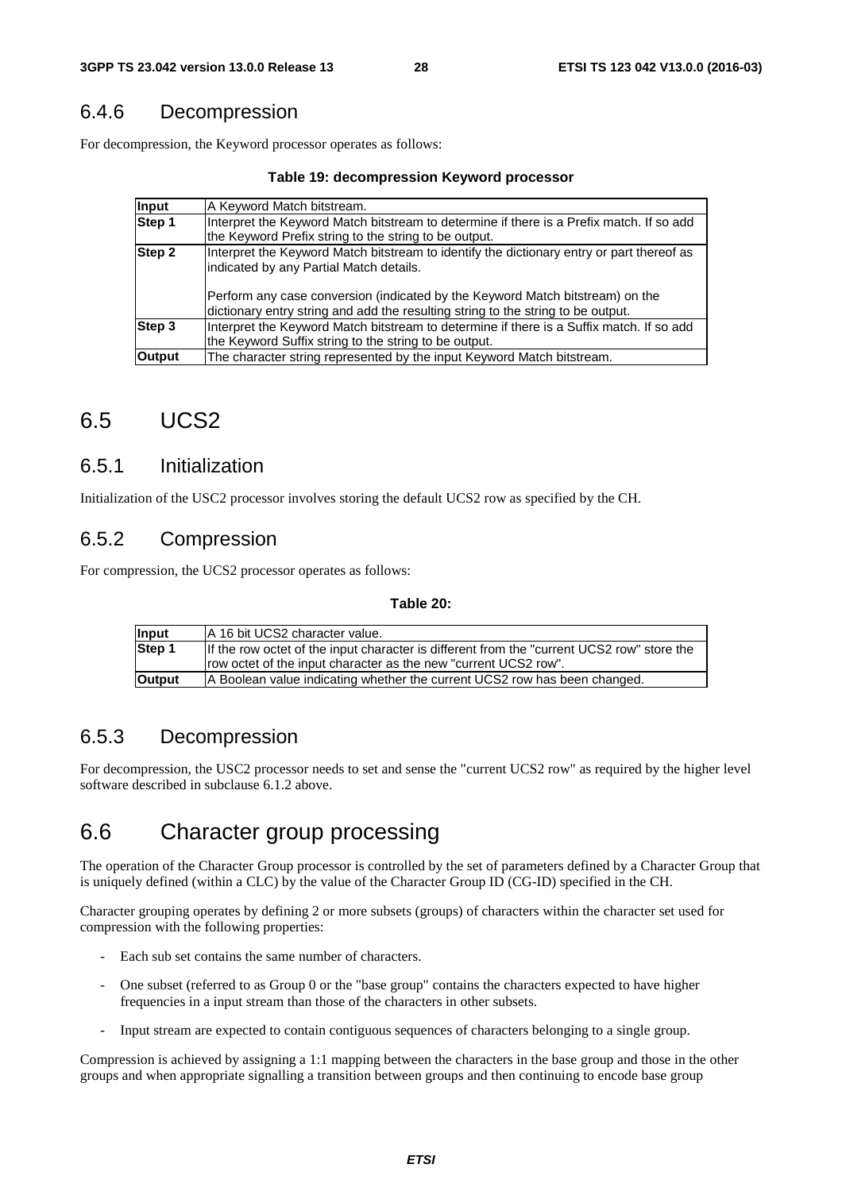### 6.4.6 Decompression

For decompression, the Keyword processor operates as follows:

**Table 19: decompression Keyword processor**

| | |
|---|---|
| **Input** | A Keyword Match bitstream. |
| **Step 1** | Interpret the Keyword Match bitstream to determine if there is a Prefix match. If so add the Keyword Prefix string to the string to be output. |
| **Step 2** | Interpret the Keyword Match bitstream to identify the dictionary entry or part thereof as indicated by any Partial Match details.<br><br>Perform any case conversion (indicated by the Keyword Match bitstream) on the dictionary entry string and add the resulting string to the string to be output. |
| **Step 3** | Interpret the Keyword Match bitstream to determine if there is a Suffix match. If so add the Keyword Suffix string to the string to be output. |
| **Output** | The character string represented by the input Keyword Match bitstream. |

## 6.5 UCS2

### 6.5.1 Initialization

Initialization of the USC2 processor involves storing the default UCS2 row as specified by the CH.

### 6.5.2 Compression

For compression, the UCS2 processor operates as follows:

**Table 20:**

| | |
|---|---|
| **Input** | A 16 bit UCS2 character value. |
| **Step 1** | If the row octet of the input character is different from the "current UCS2 row" store the row octet of the input character as the new "current UCS2 row". |
| **Output** | A Boolean value indicating whether the current UCS2 row has been changed. |

### 6.5.3 Decompression

For decompression, the USC2 processor needs to set and sense the "current UCS2 row" as required by the higher level software described in subclause 6.1.2 above.

## 6.6 Character group processing

The operation of the Character Group processor is controlled by the set of parameters defined by a Character Group that is uniquely defined (within a CLC) by the value of the Character Group ID (CG-ID) specified in the CH.

Character grouping operates by defining 2 or more subsets (groups) of characters within the character set used for compression with the following properties:

- Each sub set contains the same number of characters.
- One subset (referred to as Group 0 or the "base group" contains the characters expected to have higher frequencies in a input stream than those of the characters in other subsets.
- Input stream are expected to contain contiguous sequences of characters belonging to a single group.

Compression is achieved by assigning a 1:1 mapping between the characters in the base group and those in the other groups and when appropriate signalling a transition between groups and then continuing to encode base group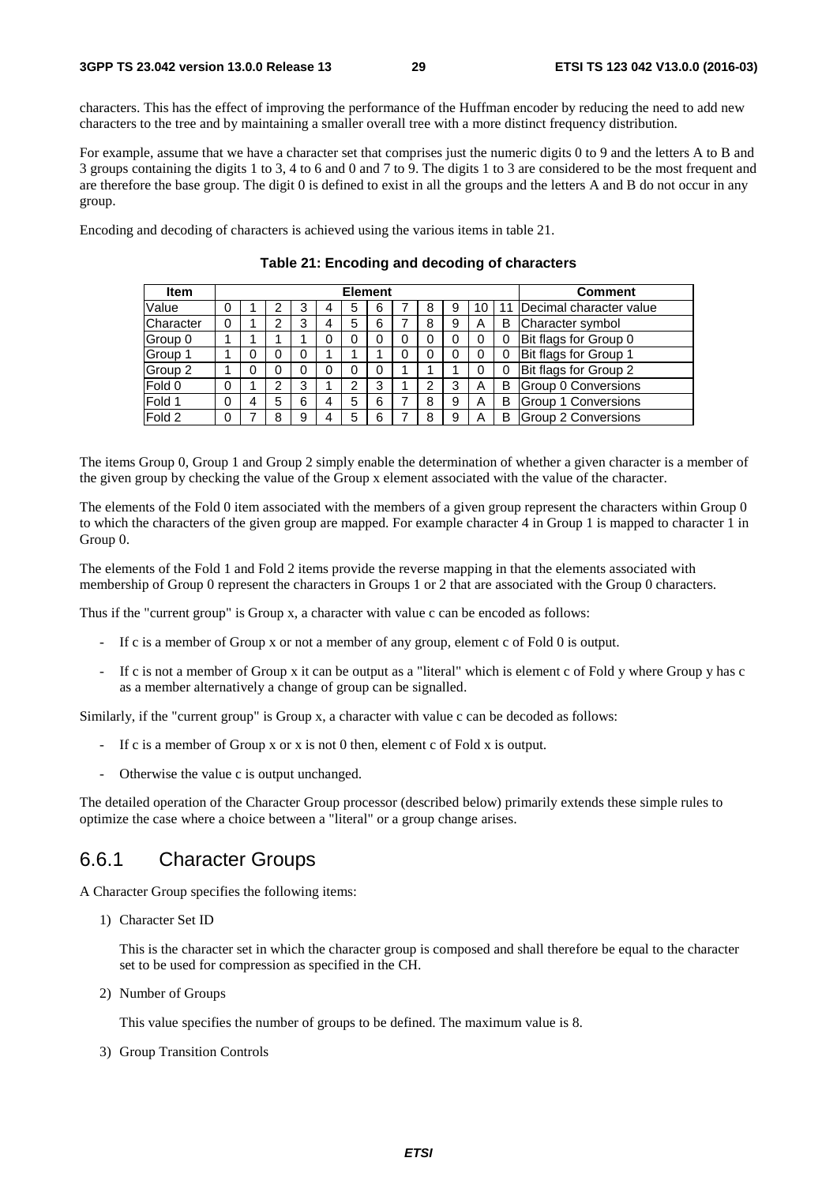characters. This has the effect of improving the performance of the Huffman encoder by reducing the need to add new characters to the tree and by maintaining a smaller overall tree with a more distinct frequency distribution.

For example, assume that we have a character set that comprises just the numeric digits 0 to 9 and the letters A to B and 3 groups containing the digits 1 to 3, 4 to 6 and 0 and 7 to 9. The digits 1 to 3 are considered to be the most frequent and are therefore the base group. The digit 0 is defined to exist in all the groups and the letters A and B do not occur in any group.

Encoding and decoding of characters is achieved using the various items in table 21.

**Table 21: Encoding and decoding of characters**

| Item | Element | | | | | | | | | | | | Comment |
|---|---|---|---|---|---|---|---|---|---|---|---|---|---|
| Value | 0 | 1 | 2 | 3 | 4 | 5 | 6 | 7 | 8 | 9 | 10 | 11 | Decimal character value |
| Character | 0 | 1 | 2 | 3 | 4 | 5 | 6 | 7 | 8 | 9 | A | B | Character symbol |
| Group 0 | 1 | 1 | 1 | 1 | 0 | 0 | 0 | 0 | 0 | 0 | 0 | 0 | Bit flags for Group 0 |
| Group 1 | 1 | 0 | 0 | 0 | 1 | 1 | 1 | 0 | 0 | 0 | 0 | 0 | Bit flags for Group 1 |
| Group 2 | 1 | 0 | 0 | 0 | 0 | 0 | 0 | 1 | 1 | 1 | 0 | 0 | Bit flags for Group 2 |
| Fold 0 | 0 | 1 | 2 | 3 | 1 | 2 | 3 | 1 | 2 | 3 | A | B | Group 0 Conversions |
| Fold 1 | 0 | 4 | 5 | 6 | 4 | 5 | 6 | 7 | 8 | 9 | A | B | Group 1 Conversions |
| Fold 2 | 0 | 7 | 8 | 9 | 4 | 5 | 6 | 7 | 8 | 9 | A | B | Group 2 Conversions |

The items Group 0, Group 1 and Group 2 simply enable the determination of whether a given character is a member of the given group by checking the value of the Group x element associated with the value of the character.

The elements of the Fold 0 item associated with the members of a given group represent the characters within Group 0 to which the characters of the given group are mapped. For example character 4 in Group 1 is mapped to character 1 in Group 0.

The elements of the Fold 1 and Fold 2 items provide the reverse mapping in that the elements associated with membership of Group 0 represent the characters in Groups 1 or 2 that are associated with the Group 0 characters.

Thus if the "current group" is Group x, a character with value c can be encoded as follows:

- If c is a member of Group x or not a member of any group, element c of Fold 0 is output.
- If c is not a member of Group x it can be output as a "literal" which is element c of Fold y where Group y has c as a member alternatively a change of group can be signalled.

Similarly, if the "current group" is Group x, a character with value c can be decoded as follows:

- If c is a member of Group x or x is not 0 then, element c of Fold x is output.
- Otherwise the value c is output unchanged.

The detailed operation of the Character Group processor (described below) primarily extends these simple rules to optimize the case where a choice between a "literal" or a group change arises.

## 6.6.1 Character Groups

A Character Group specifies the following items:

1) Character Set ID

   This is the character set in which the character group is composed and shall therefore be equal to the character set to be used for compression as specified in the CH.

2) Number of Groups

   This value specifies the number of groups to be defined. The maximum value is 8.

3) Group Transition Controls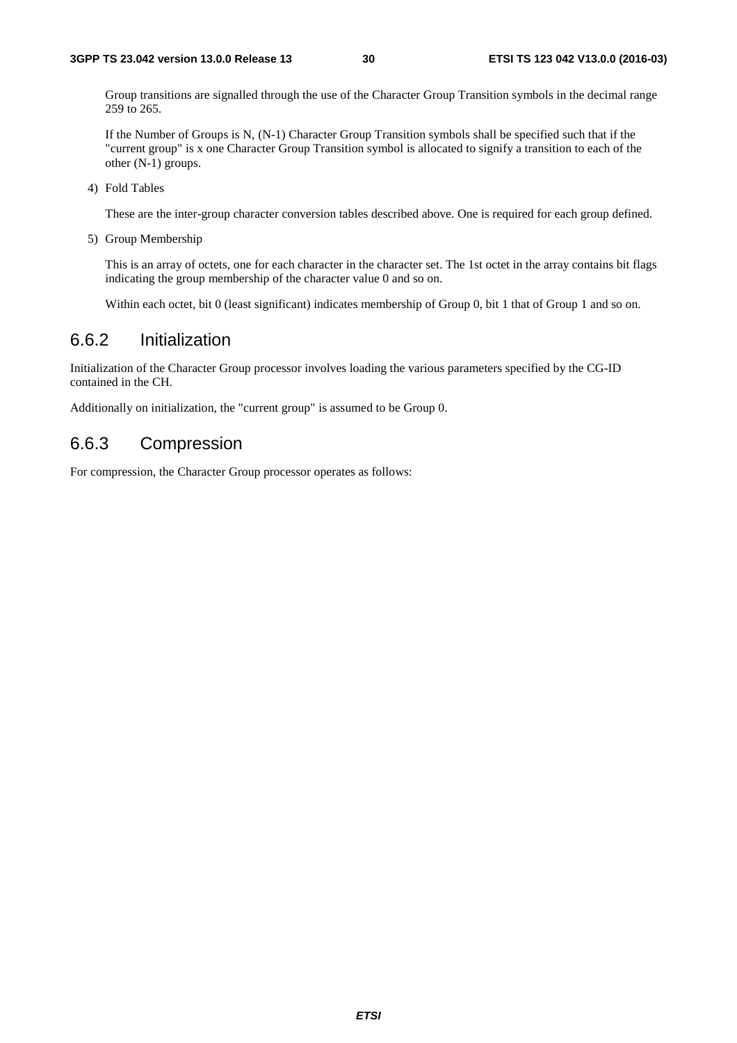Group transitions are signalled through the use of the Character Group Transition symbols in the decimal range 259 to 265.

If the Number of Groups is N, (N-1) Character Group Transition symbols shall be specified such that if the "current group" is x one Character Group Transition symbol is allocated to signify a transition to each of the other (N-1) groups.

4) Fold Tables

These are the inter-group character conversion tables described above. One is required for each group defined.

5) Group Membership

This is an array of octets, one for each character in the character set. The 1st octet in the array contains bit flags indicating the group membership of the character value 0 and so on.

Within each octet, bit 0 (least significant) indicates membership of Group 0, bit 1 that of Group 1 and so on.

### 6.6.2 Initialization

Initialization of the Character Group processor involves loading the various parameters specified by the CG-ID contained in the CH.

Additionally on initialization, the "current group" is assumed to be Group 0.

### 6.6.3 Compression

For compression, the Character Group processor operates as follows: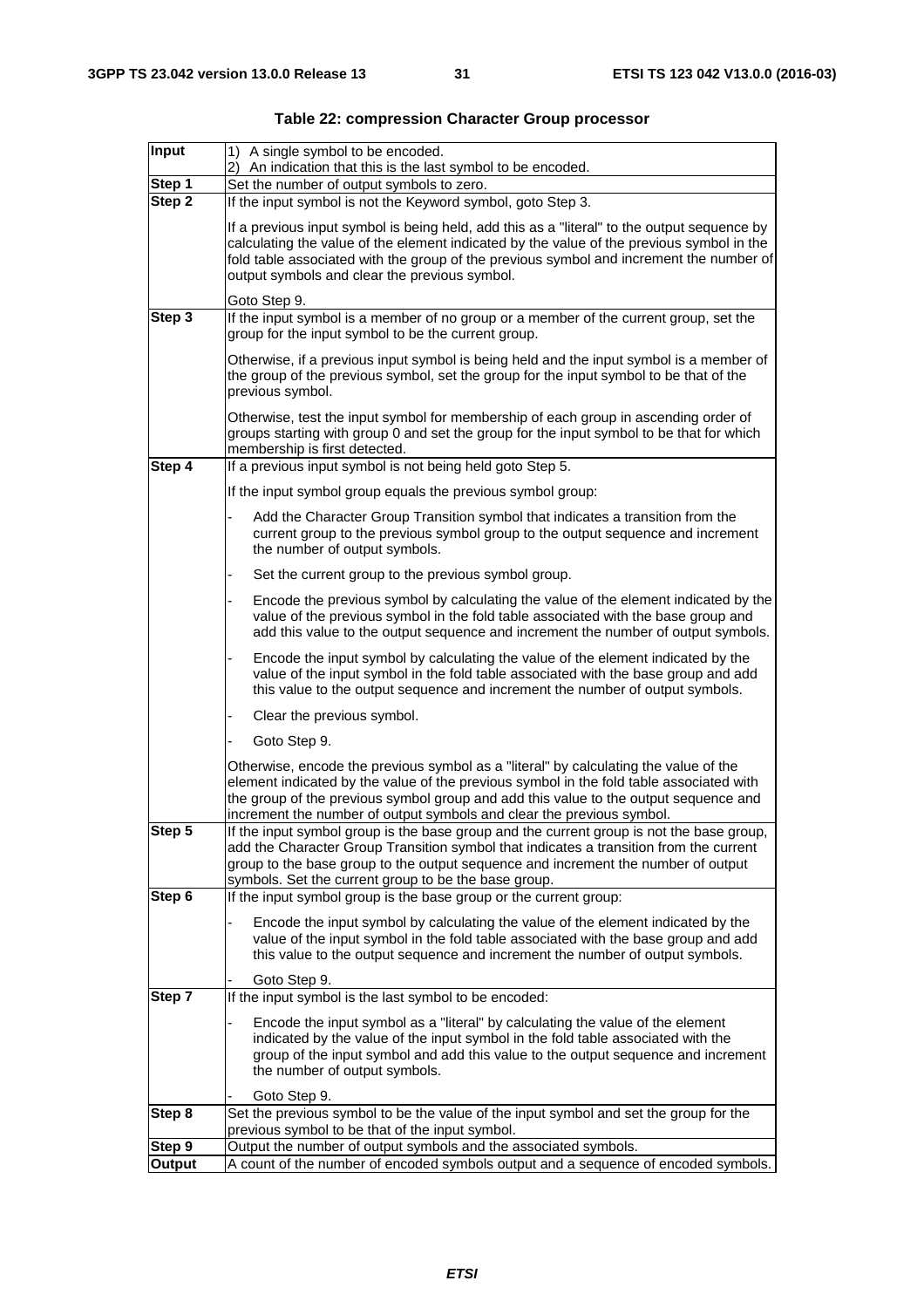**Table 22: compression Character Group processor**

| | |
|---|---|
| **Input** | 1) A single symbol to be encoded.<br>2) An indication that this is the last symbol to be encoded. |
| **Step 1** | Set the number of output symbols to zero. |
| **Step 2** | If the input symbol is not the Keyword symbol, goto Step 3.<br><br>If a previous input symbol is being held, add this as a "literal" to the output sequence by calculating the value of the element indicated by the value of the previous symbol in the fold table associated with the group of the previous symbol and increment the number of output symbols and clear the previous symbol.<br><br>Goto Step 9. |
| **Step 3** | If the input symbol is a member of no group or a member of the current group, set the group for the input symbol to be the current group.<br><br>Otherwise, if a previous input symbol is being held and the input symbol is a member of the group of the previous symbol, set the group for the input symbol to be that of the previous symbol.<br><br>Otherwise, test the input symbol for membership of each group in ascending order of groups starting with group 0 and set the group for the input symbol to be that for which membership is first detected. |
| **Step 4** | If a previous input symbol is not being held goto Step 5.<br><br>If the input symbol group equals the previous symbol group:<br><br>- Add the Character Group Transition symbol that indicates a transition from the current group to the previous symbol group to the output sequence and increment the number of output symbols.<br><br>- Set the current group to the previous symbol group.<br><br>- Encode the previous symbol by calculating the value of the element indicated by the value of the previous symbol in the fold table associated with the base group and add this value to the output sequence and increment the number of output symbols.<br><br>- Encode the input symbol by calculating the value of the element indicated by the value of the input symbol in the fold table associated with the base group and add this value to the output sequence and increment the number of output symbols.<br><br>- Clear the previous symbol.<br><br>- Goto Step 9.<br><br>Otherwise, encode the previous symbol as a "literal" by calculating the value of the element indicated by the value of the previous symbol in the fold table associated with the group of the previous symbol group and add this value to the output sequence and increment the number of output symbols and clear the previous symbol. |
| **Step 5** | If the input symbol group is the base group and the current group is not the base group, add the Character Group Transition symbol that indicates a transition from the current group to the base group to the output sequence and increment the number of output symbols. Set the current group to be the base group. |
| **Step 6** | If the input symbol group is the base group or the current group:<br><br>- Encode the input symbol by calculating the value of the element indicated by the value of the input symbol in the fold table associated with the base group and add this value to the output sequence and increment the number of output symbols.<br><br>- Goto Step 9. |
| **Step 7** | If the input symbol is the last symbol to be encoded:<br><br>- Encode the input symbol as a "literal" by calculating the value of the element indicated by the value of the input symbol in the fold table associated with the group of the input symbol and add this value to the output sequence and increment the number of output symbols.<br><br>- Goto Step 9. |
| **Step 8** | Set the previous symbol to be the value of the input symbol and set the group for the previous symbol to be that of the input symbol. |
| **Step 9** | Output the number of output symbols and the associated symbols. |
| **Output** | A count of the number of encoded symbols output and a sequence of encoded symbols. |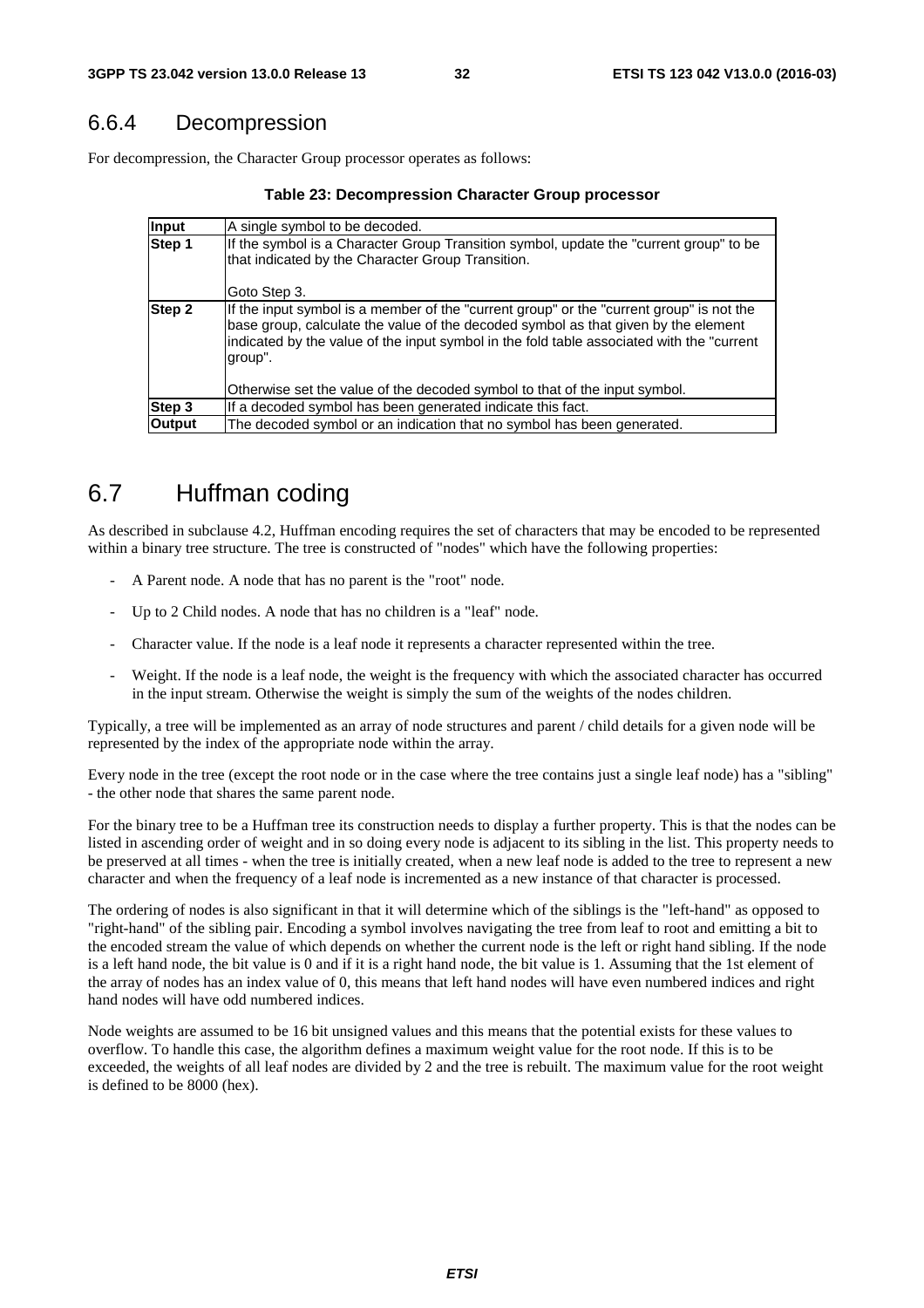### 6.6.4 Decompression

For decompression, the Character Group processor operates as follows:

**Table 23: Decompression Character Group processor**

| **Input** | A single symbol to be decoded. |
|---|---|
| **Step 1** | If the symbol is a Character Group Transition symbol, update the "current group" to be that indicated by the Character Group Transition.<br><br>Goto Step 3. |
| **Step 2** | If the input symbol is a member of the "current group" or the "current group" is not the base group, calculate the value of the decoded symbol as that given by the element indicated by the value of the input symbol in the fold table associated with the "current group".<br><br>Otherwise set the value of the decoded symbol to that of the input symbol. |
| **Step 3** | If a decoded symbol has been generated indicate this fact. |
| **Output** | The decoded symbol or an indication that no symbol has been generated. |

## 6.7 Huffman coding

As described in subclause 4.2, Huffman encoding requires the set of characters that may be encoded to be represented within a binary tree structure. The tree is constructed of "nodes" which have the following properties:

- A Parent node. A node that has no parent is the "root" node.
- Up to 2 Child nodes. A node that has no children is a "leaf" node.
- Character value. If the node is a leaf node it represents a character represented within the tree.
- Weight. If the node is a leaf node, the weight is the frequency with which the associated character has occurred in the input stream. Otherwise the weight is simply the sum of the weights of the nodes children.

Typically, a tree will be implemented as an array of node structures and parent / child details for a given node will be represented by the index of the appropriate node within the array.

Every node in the tree (except the root node or in the case where the tree contains just a single leaf node) has a "sibling" - the other node that shares the same parent node.

For the binary tree to be a Huffman tree its construction needs to display a further property. This is that the nodes can be listed in ascending order of weight and in so doing every node is adjacent to its sibling in the list. This property needs to be preserved at all times - when the tree is initially created, when a new leaf node is added to the tree to represent a new character and when the frequency of a leaf node is incremented as a new instance of that character is processed.

The ordering of nodes is also significant in that it will determine which of the siblings is the "left-hand" as opposed to "right-hand" of the sibling pair. Encoding a symbol involves navigating the tree from leaf to root and emitting a bit to the encoded stream the value of which depends on whether the current node is the left or right hand sibling. If the node is a left hand node, the bit value is 0 and if it is a right hand node, the bit value is 1. Assuming that the 1st element of the array of nodes has an index value of 0, this means that left hand nodes will have even numbered indices and right hand nodes will have odd numbered indices.

Node weights are assumed to be 16 bit unsigned values and this means that the potential exists for these values to overflow. To handle this case, the algorithm defines a maximum weight value for the root node. If this is to be exceeded, the weights of all leaf nodes are divided by 2 and the tree is rebuilt. The maximum value for the root weight is defined to be 8000 (hex).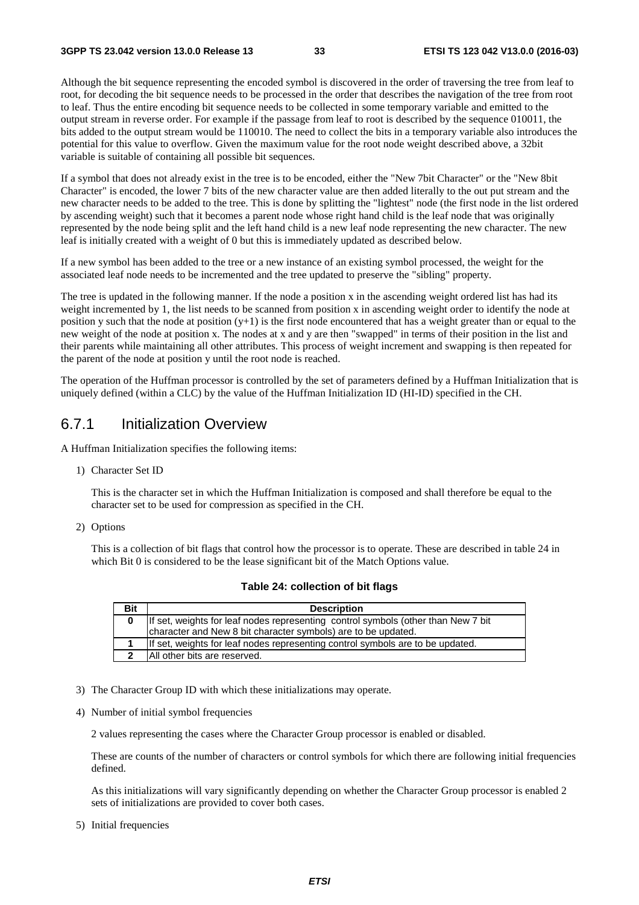Although the bit sequence representing the encoded symbol is discovered in the order of traversing the tree from leaf to root, for decoding the bit sequence needs to be processed in the order that describes the navigation of the tree from root to leaf. Thus the entire encoding bit sequence needs to be collected in some temporary variable and emitted to the output stream in reverse order. For example if the passage from leaf to root is described by the sequence 010011, the bits added to the output stream would be 110010. The need to collect the bits in a temporary variable also introduces the potential for this value to overflow. Given the maximum value for the root node weight described above, a 32bit variable is suitable of containing all possible bit sequences.

If a symbol that does not already exist in the tree is to be encoded, either the "New 7bit Character" or the "New 8bit Character" is encoded, the lower 7 bits of the new character value are then added literally to the out put stream and the new character needs to be added to the tree. This is done by splitting the "lightest" node (the first node in the list ordered by ascending weight) such that it becomes a parent node whose right hand child is the leaf node that was originally represented by the node being split and the left hand child is a new leaf node representing the new character. The new leaf is initially created with a weight of 0 but this is immediately updated as described below.

If a new symbol has been added to the tree or a new instance of an existing symbol processed, the weight for the associated leaf node needs to be incremented and the tree updated to preserve the "sibling" property.

The tree is updated in the following manner. If the node a position x in the ascending weight ordered list has had its weight incremented by 1, the list needs to be scanned from position x in ascending weight order to identify the node at position y such that the node at position (y+1) is the first node encountered that has a weight greater than or equal to the new weight of the node at position x. The nodes at x and y are then "swapped" in terms of their position in the list and their parents while maintaining all other attributes. This process of weight increment and swapping is then repeated for the parent of the node at position y until the root node is reached.

The operation of the Huffman processor is controlled by the set of parameters defined by a Huffman Initialization that is uniquely defined (within a CLC) by the value of the Huffman Initialization ID (HI-ID) specified in the CH.

## 6.7.1 Initialization Overview

A Huffman Initialization specifies the following items:

1) Character Set ID

   This is the character set in which the Huffman Initialization is composed and shall therefore be equal to the character set to be used for compression as specified in the CH.

2) Options

   This is a collection of bit flags that control how the processor is to operate. These are described in table 24 in which Bit 0 is considered to be the lease significant bit of the Match Options value.

**Table 24: collection of bit flags**

| Bit | Description |
|---|---|
| **0** | If set, weights for leaf nodes representing control symbols (other than New 7 bit character and New 8 bit character symbols) are to be updated. |
| **1** | If set, weights for leaf nodes representing control symbols are to be updated. |
| **2** | All other bits are reserved. |

3) The Character Group ID with which these initializations may operate.

4) Number of initial symbol frequencies

   2 values representing the cases where the Character Group processor is enabled or disabled.

   These are counts of the number of characters or control symbols for which there are following initial frequencies defined.

   As this initializations will vary significantly depending on whether the Character Group processor is enabled 2 sets of initializations are provided to cover both cases.

5) Initial frequencies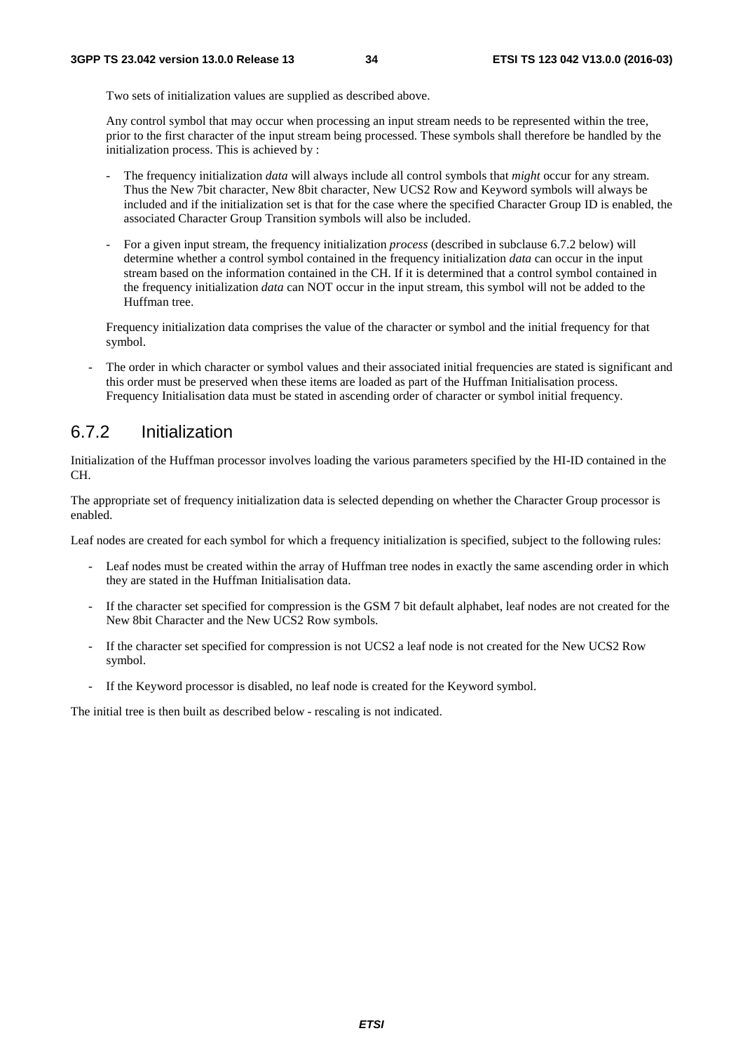Two sets of initialization values are supplied as described above.

Any control symbol that may occur when processing an input stream needs to be represented within the tree, prior to the first character of the input stream being processed. These symbols shall therefore be handled by the initialization process. This is achieved by :

- The frequency initialization *data* will always include all control symbols that *might* occur for any stream. Thus the New 7bit character, New 8bit character, New UCS2 Row and Keyword symbols will always be included and if the initialization set is that for the case where the specified Character Group ID is enabled, the associated Character Group Transition symbols will also be included.
- For a given input stream, the frequency initialization *process* (described in subclause 6.7.2 below) will determine whether a control symbol contained in the frequency initialization *data* can occur in the input stream based on the information contained in the CH. If it is determined that a control symbol contained in the frequency initialization *data* can NOT occur in the input stream, this symbol will not be added to the Huffman tree.

Frequency initialization data comprises the value of the character or symbol and the initial frequency for that symbol.

- The order in which character or symbol values and their associated initial frequencies are stated is significant and this order must be preserved when these items are loaded as part of the Huffman Initialisation process. Frequency Initialisation data must be stated in ascending order of character or symbol initial frequency.

### 6.7.2 Initialization

Initialization of the Huffman processor involves loading the various parameters specified by the HI-ID contained in the CH.

The appropriate set of frequency initialization data is selected depending on whether the Character Group processor is enabled.

Leaf nodes are created for each symbol for which a frequency initialization is specified, subject to the following rules:

- Leaf nodes must be created within the array of Huffman tree nodes in exactly the same ascending order in which they are stated in the Huffman Initialisation data.
- If the character set specified for compression is the GSM 7 bit default alphabet, leaf nodes are not created for the New 8bit Character and the New UCS2 Row symbols.
- If the character set specified for compression is not UCS2 a leaf node is not created for the New UCS2 Row symbol.
- If the Keyword processor is disabled, no leaf node is created for the Keyword symbol.

The initial tree is then built as described below - rescaling is not indicated.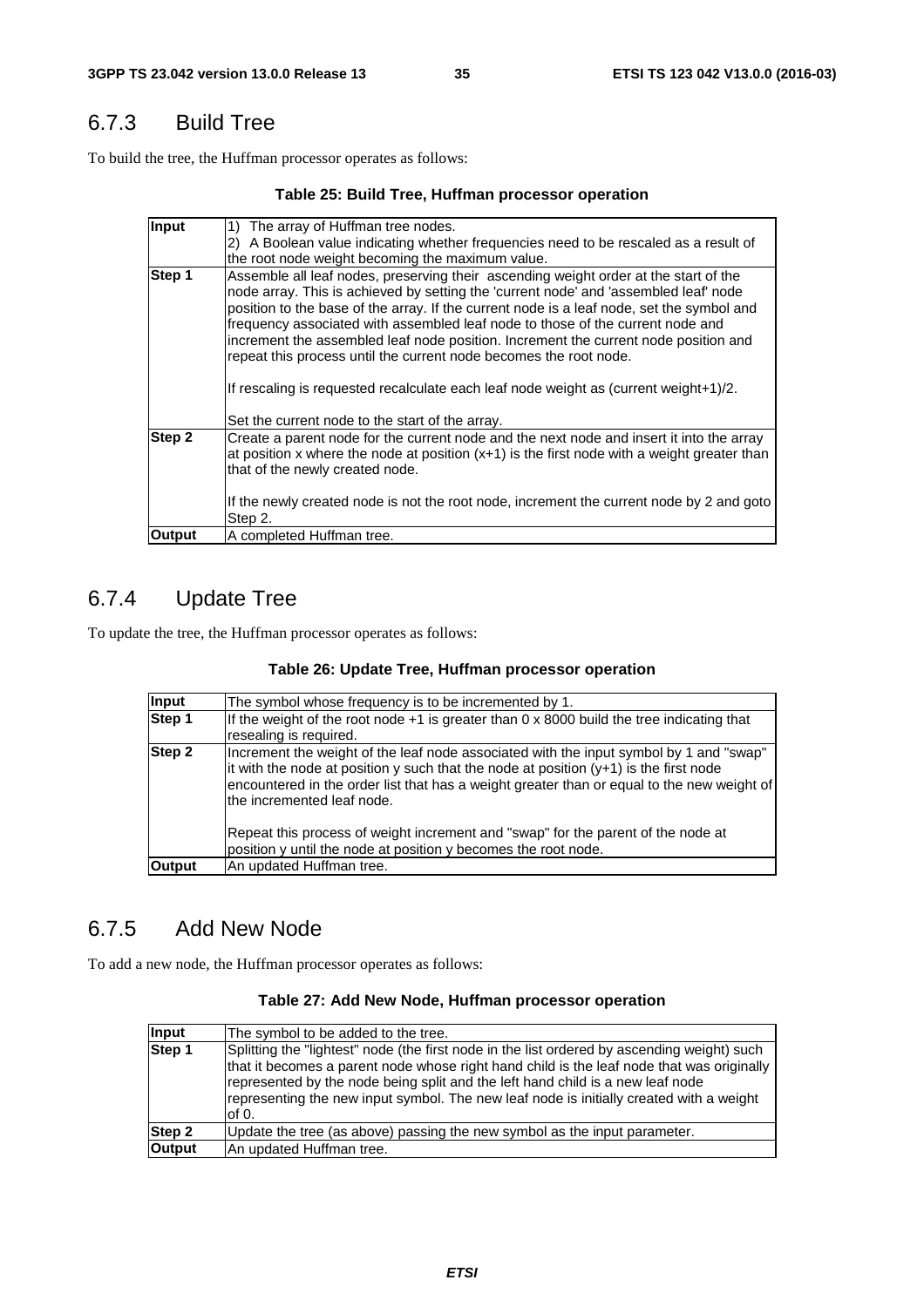### 6.7.3 Build Tree

To build the tree, the Huffman processor operates as follows:

**Table 25: Build Tree, Huffman processor operation**

| | |
|---|---|
| **Input** | 1) The array of Huffman tree nodes.<br>2) A Boolean value indicating whether frequencies need to be rescaled as a result of the root node weight becoming the maximum value. |
| **Step 1** | Assemble all leaf nodes, preserving their ascending weight order at the start of the node array. This is achieved by setting the 'current node' and 'assembled leaf' node position to the base of the array. If the current node is a leaf node, set the symbol and frequency associated with assembled leaf node to those of the current node and increment the assembled leaf node position. Increment the current node position and repeat this process until the current node becomes the root node.<br><br>If rescaling is requested recalculate each leaf node weight as (current weight+1)/2.<br><br>Set the current node to the start of the array. |
| **Step 2** | Create a parent node for the current node and the next node and insert it into the array at position x where the node at position (x+1) is the first node with a weight greater than that of the newly created node.<br><br>If the newly created node is not the root node, increment the current node by 2 and goto Step 2. |
| **Output** | A completed Huffman tree. |

### 6.7.4 Update Tree

To update the tree, the Huffman processor operates as follows:

**Table 26: Update Tree, Huffman processor operation**

| | |
|---|---|
| **Input** | The symbol whose frequency is to be incremented by 1. |
| **Step 1** | If the weight of the root node +1 is greater than 0 x 8000 build the tree indicating that resealing is required. |
| **Step 2** | Increment the weight of the leaf node associated with the input symbol by 1 and "swap" it with the node at position y such that the node at position (y+1) is the first node encountered in the order list that has a weight greater than or equal to the new weight of the incremented leaf node.<br><br>Repeat this process of weight increment and "swap" for the parent of the node at position y until the node at position y becomes the root node. |
| **Output** | An updated Huffman tree. |

### 6.7.5 Add New Node

To add a new node, the Huffman processor operates as follows:

**Table 27: Add New Node, Huffman processor operation**

| | |
|---|---|
| **Input** | The symbol to be added to the tree. |
| **Step 1** | Splitting the "lightest" node (the first node in the list ordered by ascending weight) such that it becomes a parent node whose right hand child is the leaf node that was originally represented by the node being split and the left hand child is a new leaf node representing the new input symbol. The new leaf node is initially created with a weight of 0. |
| **Step 2** | Update the tree (as above) passing the new symbol as the input parameter. |
| **Output** | An updated Huffman tree. |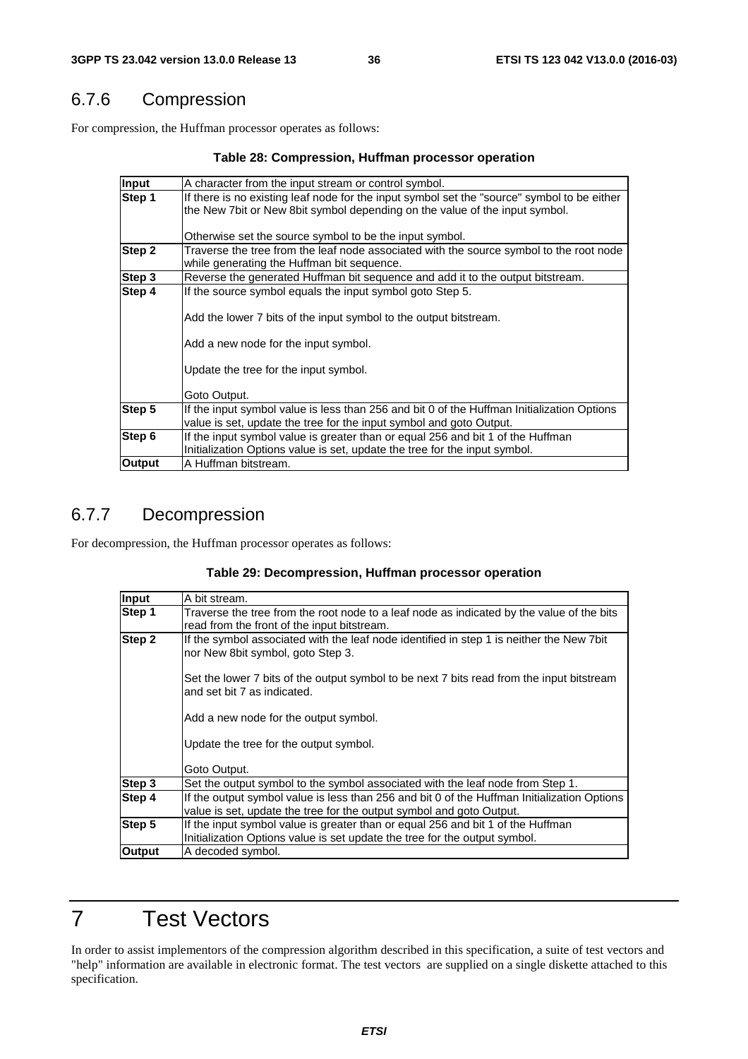### 6.7.6 Compression

For compression, the Huffman processor operates as follows:

**Table 28: Compression, Huffman processor operation**

| | |
|---|---|
| **Input** | A character from the input stream or control symbol. |
| **Step 1** | If there is no existing leaf node for the input symbol set the "source" symbol to be either the New 7bit or New 8bit symbol depending on the value of the input symbol.<br><br>Otherwise set the source symbol to be the input symbol. |
| **Step 2** | Traverse the tree from the leaf node associated with the source symbol to the root node while generating the Huffman bit sequence. |
| **Step 3** | Reverse the generated Huffman bit sequence and add it to the output bitstream. |
| **Step 4** | If the source symbol equals the input symbol goto Step 5.<br><br>Add the lower 7 bits of the input symbol to the output bitstream.<br><br>Add a new node for the input symbol.<br><br>Update the tree for the input symbol.<br><br>Goto Output. |
| **Step 5** | If the input symbol value is less than 256 and bit 0 of the Huffman Initialization Options value is set, update the tree for the input symbol and goto Output. |
| **Step 6** | If the input symbol value is greater than or equal 256 and bit 1 of the Huffman Initialization Options value is set, update the tree for the input symbol. |
| **Output** | A Huffman bitstream. |

### 6.7.7 Decompression

For decompression, the Huffman processor operates as follows:

**Table 29: Decompression, Huffman processor operation**

| | |
|---|---|
| **Input** | A bit stream. |
| **Step 1** | Traverse the tree from the root node to a leaf node as indicated by the value of the bits read from the front of the input bitstream. |
| **Step 2** | If the symbol associated with the leaf node identified in step 1 is neither the New 7bit nor New 8bit symbol, goto Step 3.<br><br>Set the lower 7 bits of the output symbol to be next 7 bits read from the input bitstream and set bit 7 as indicated.<br><br>Add a new node for the output symbol.<br><br>Update the tree for the output symbol.<br><br>Goto Output. |
| **Step 3** | Set the output symbol to the symbol associated with the leaf node from Step 1. |
| **Step 4** | If the output symbol value is less than 256 and bit 0 of the Huffman Initialization Options value is set, update the tree for the output symbol and goto Output. |
| **Step 5** | If the input symbol value is greater than or equal 256 and bit 1 of the Huffman Initialization Options value is set update the tree for the output symbol. |
| **Output** | A decoded symbol. |

# 7 Test Vectors

In order to assist implementors of the compression algorithm described in this specification, a suite of test vectors and "help" information are available in electronic format. The test vectors are supplied on a single diskette attached to this specification.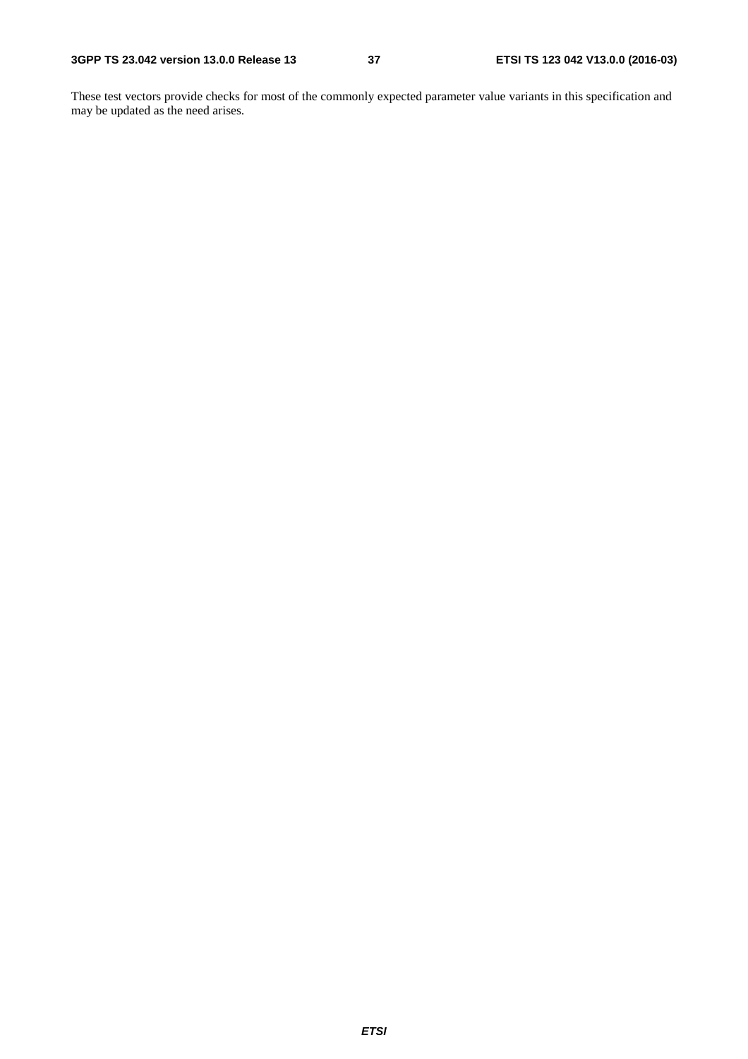These test vectors provide checks for most of the commonly expected parameter value variants in this specification and may be updated as the need arises.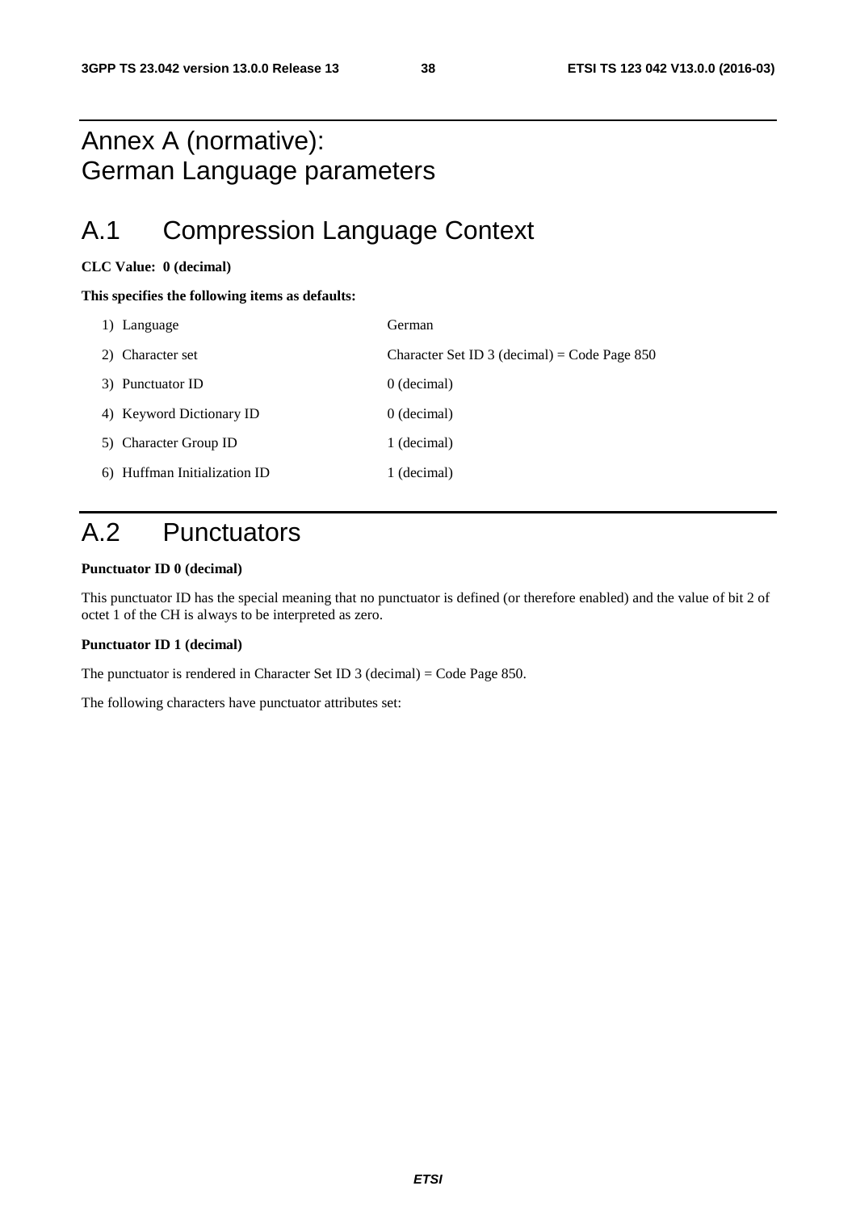# Annex A (normative): German Language parameters

## A.1 Compression Language Context

**CLC Value: 0 (decimal)**

**This specifies the following items as defaults:**

| | |
|---|---|
| 1) Language | German |
| 2) Character set | Character Set ID 3 (decimal) = Code Page 850 |
| 3) Punctuator ID | 0 (decimal) |
| 4) Keyword Dictionary ID | 0 (decimal) |
| 5) Character Group ID | 1 (decimal) |
| 6) Huffman Initialization ID | 1 (decimal) |

## A.2 Punctuators

**Punctuator ID 0 (decimal)**

This punctuator ID has the special meaning that no punctuator is defined (or therefore enabled) and the value of bit 2 of octet 1 of the CH is always to be interpreted as zero.

**Punctuator ID 1 (decimal)**

The punctuator is rendered in Character Set ID 3 (decimal) = Code Page 850.

The following characters have punctuator attributes set: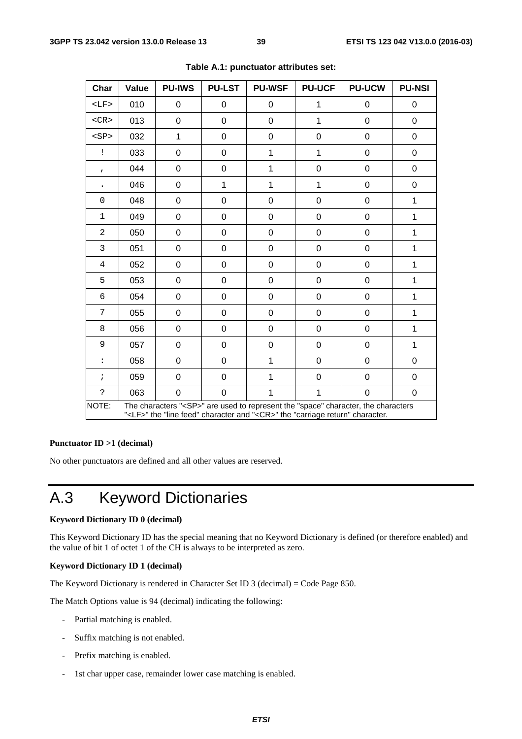**Table A.1: punctuator attributes set:**

| Char | Value | PU-IWS | PU-LST | PU-WSF | PU-UCF | PU-UCW | PU-NSI |
|---|---|---|---|---|---|---|---|
| <LF> | 010 | 0 | 0 | 0 | 1 | 0 | 0 |
| <CR> | 013 | 0 | 0 | 0 | 1 | 0 | 0 |
| <SP> | 032 | 1 | 0 | 0 | 0 | 0 | 0 |
| ! | 033 | 0 | 0 | 1 | 1 | 0 | 0 |
| , | 044 | 0 | 0 | 1 | 0 | 0 | 0 |
| . | 046 | 0 | 1 | 1 | 1 | 0 | 0 |
| 0 | 048 | 0 | 0 | 0 | 0 | 0 | 1 |
| 1 | 049 | 0 | 0 | 0 | 0 | 0 | 1 |
| 2 | 050 | 0 | 0 | 0 | 0 | 0 | 1 |
| 3 | 051 | 0 | 0 | 0 | 0 | 0 | 1 |
| 4 | 052 | 0 | 0 | 0 | 0 | 0 | 1 |
| 5 | 053 | 0 | 0 | 0 | 0 | 0 | 1 |
| 6 | 054 | 0 | 0 | 0 | 0 | 0 | 1 |
| 7 | 055 | 0 | 0 | 0 | 0 | 0 | 1 |
| 8 | 056 | 0 | 0 | 0 | 0 | 0 | 1 |
| 9 | 057 | 0 | 0 | 0 | 0 | 0 | 1 |
| : | 058 | 0 | 0 | 1 | 0 | 0 | 0 |
| ; | 059 | 0 | 0 | 1 | 0 | 0 | 0 |
| ? | 063 | 0 | 0 | 1 | 1 | 0 | 0 |

NOTE: The characters "<SP>" are used to represent the "space" character, the characters "<LF>" the "line feed" character and "<CR>" the "carriage return" character.

**Punctuator ID >1 (decimal)**

No other punctuators are defined and all other values are reserved.

# A.3 Keyword Dictionaries

**Keyword Dictionary ID 0 (decimal)**

This Keyword Dictionary ID has the special meaning that no Keyword Dictionary is defined (or therefore enabled) and the value of bit 1 of octet 1 of the CH is always to be interpreted as zero.

**Keyword Dictionary ID 1 (decimal)**

The Keyword Dictionary is rendered in Character Set ID 3 (decimal) = Code Page 850.

The Match Options value is 94 (decimal) indicating the following:

- Partial matching is enabled.
- Suffix matching is not enabled.
- Prefix matching is enabled.
- 1st char upper case, remainder lower case matching is enabled.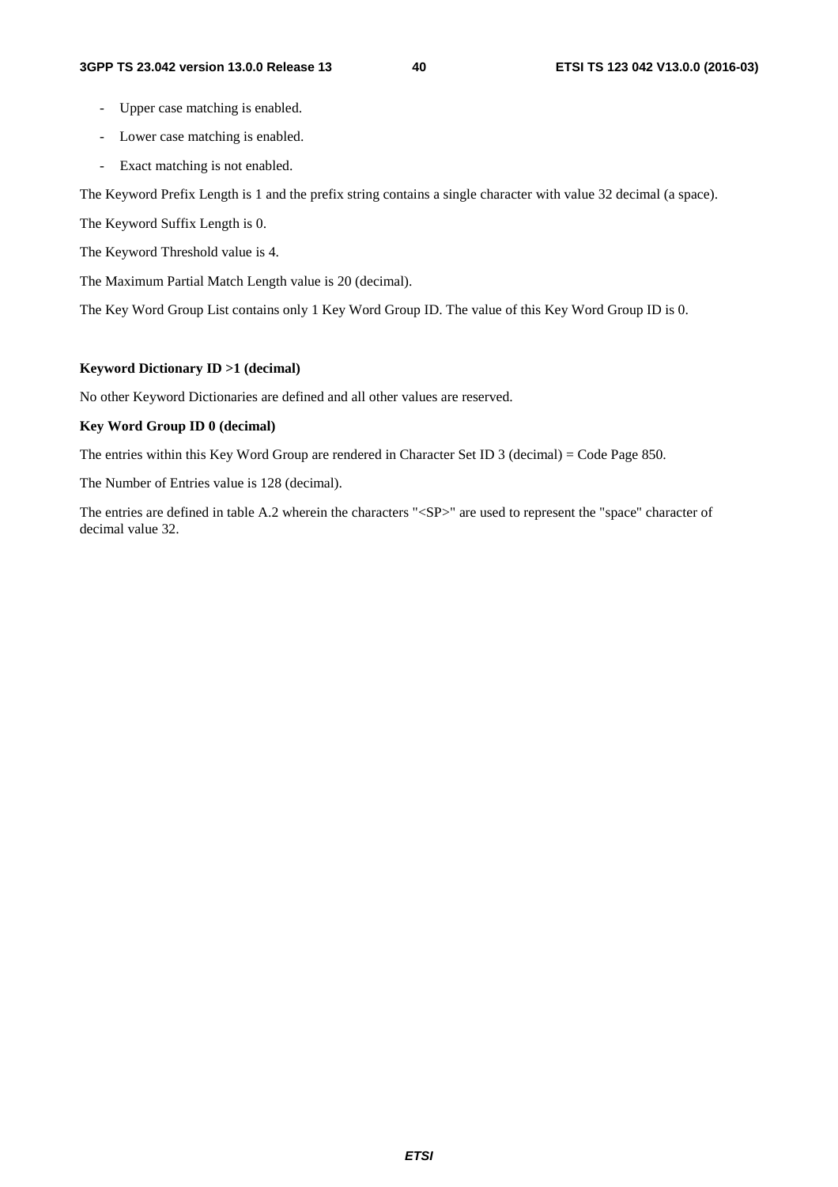- Upper case matching is enabled.
- Lower case matching is enabled.
- Exact matching is not enabled.

The Keyword Prefix Length is 1 and the prefix string contains a single character with value 32 decimal (a space).

The Keyword Suffix Length is 0.

The Keyword Threshold value is 4.

The Maximum Partial Match Length value is 20 (decimal).

The Key Word Group List contains only 1 Key Word Group ID. The value of this Key Word Group ID is 0.

**Keyword Dictionary ID >1 (decimal)**

No other Keyword Dictionaries are defined and all other values are reserved.

**Key Word Group ID 0 (decimal)**

The entries within this Key Word Group are rendered in Character Set ID 3 (decimal) = Code Page 850.

The Number of Entries value is 128 (decimal).

The entries are defined in table A.2 wherein the characters "<SP>" are used to represent the "space" character of decimal value 32.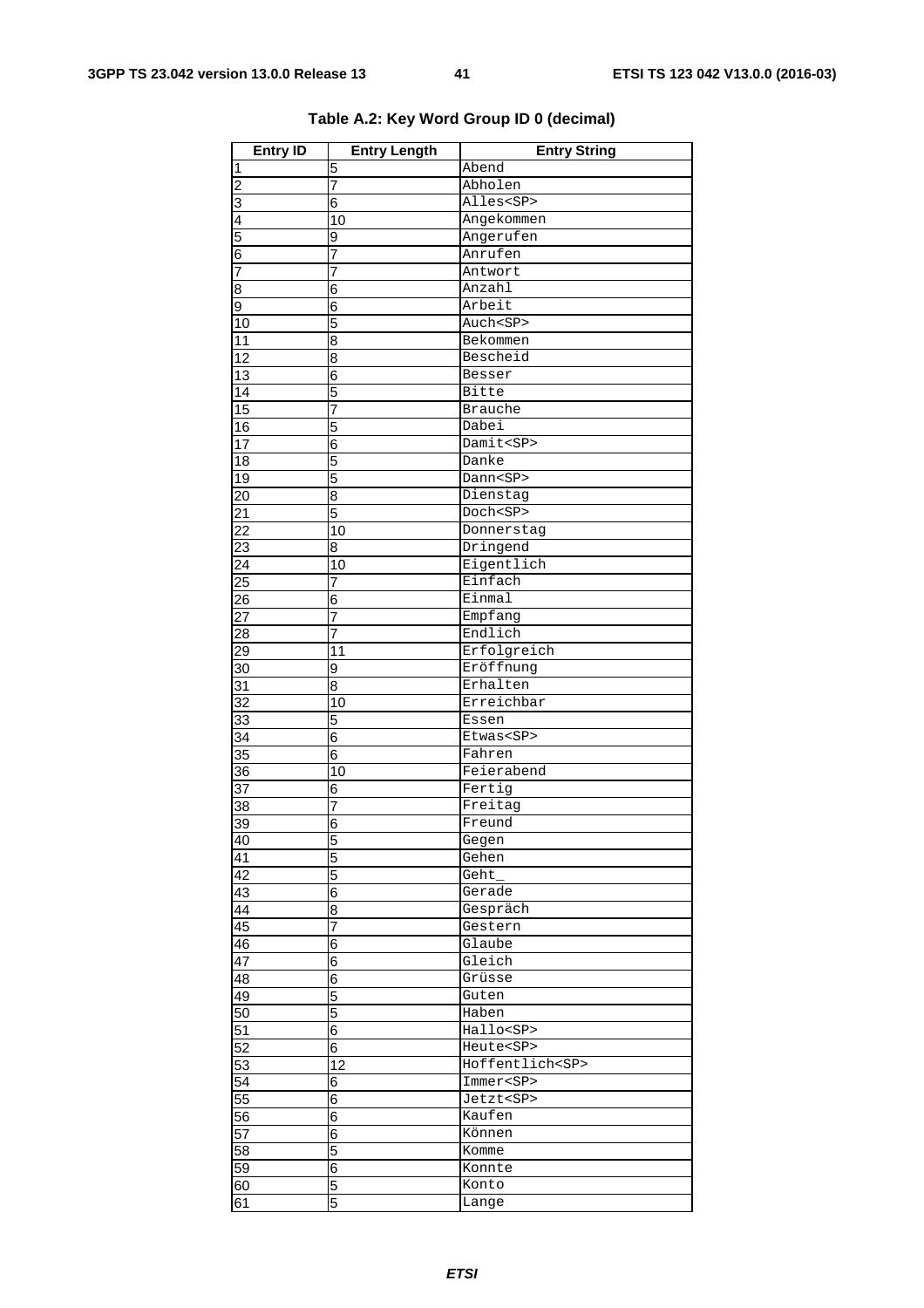**Table A.2: Key Word Group ID 0 (decimal)**

| Entry ID | Entry Length | Entry String |
|---|---|---|
| 1 | 5 | Abend |
| 2 | 7 | Abholen |
| 3 | 6 | Alles<SP> |
| 4 | 10 | Angekommen |
| 5 | 9 | Angerufen |
| 6 | 7 | Anrufen |
| 7 | 7 | Antwort |
| 8 | 6 | Anzahl |
| 9 | 6 | Arbeit |
| 10 | 5 | Auch<SP> |
| 11 | 8 | Bekommen |
| 12 | 8 | Bescheid |
| 13 | 6 | Besser |
| 14 | 5 | Bitte |
| 15 | 7 | Brauche |
| 16 | 5 | Dabei |
| 17 | 6 | Damit<SP> |
| 18 | 5 | Danke |
| 19 | 5 | Dann<SP> |
| 20 | 8 | Dienstag |
| 21 | 5 | Doch<SP> |
| 22 | 10 | Donnerstag |
| 23 | 8 | Dringend |
| 24 | 10 | Eigentlich |
| 25 | 7 | Einfach |
| 26 | 6 | Einmal |
| 27 | 7 | Empfang |
| 28 | 7 | Endlich |
| 29 | 11 | Erfolgreich |
| 30 | 9 | Eröffnung |
| 31 | 8 | Erhalten |
| 32 | 10 | Erreichbar |
| 33 | 5 | Essen |
| 34 | 6 | Etwas<SP> |
| 35 | 6 | Fahren |
| 36 | 10 | Feierabend |
| 37 | 6 | Fertig |
| 38 | 7 | Freitag |
| 39 | 6 | Freund |
| 40 | 5 | Gegen |
| 41 | 5 | Gehen |
| 42 | 5 | Geht_ |
| 43 | 6 | Gerade |
| 44 | 8 | Gespräch |
| 45 | 7 | Gestern |
| 46 | 6 | Glaube |
| 47 | 6 | Gleich |
| 48 | 6 | Grüsse |
| 49 | 5 | Guten |
| 50 | 5 | Haben |
| 51 | 6 | Hallo<SP> |
| 52 | 6 | Heute<SP> |
| 53 | 12 | Hoffentlich<SP> |
| 54 | 6 | Immer<SP> |
| 55 | 6 | Jetzt<SP> |
| 56 | 6 | Kaufen |
| 57 | 6 | Können |
| 58 | 5 | Komme |
| 59 | 6 | Konnte |
| 60 | 5 | Konto |
| 61 | 5 | Lange |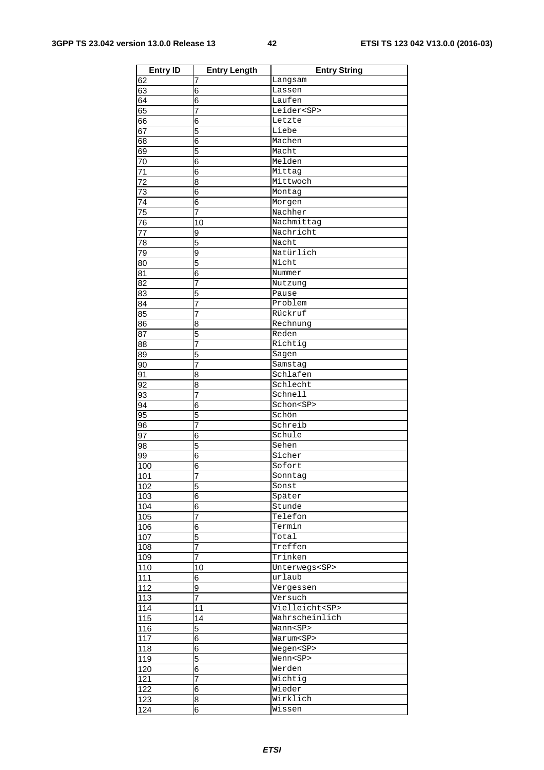| Entry ID | Entry Length | Entry String |
|---|---|---|
| 62 | 7 | Langsam |
| 63 | 6 | Lassen |
| 64 | 6 | Laufen |
| 65 | 7 | Leider<SP> |
| 66 | 6 | Letzte |
| 67 | 5 | Liebe |
| 68 | 6 | Machen |
| 69 | 5 | Macht |
| 70 | 6 | Melden |
| 71 | 6 | Mittag |
| 72 | 8 | Mittwoch |
| 73 | 6 | Montag |
| 74 | 6 | Morgen |
| 75 | 7 | Nachher |
| 76 | 10 | Nachmittag |
| 77 | 9 | Nachricht |
| 78 | 5 | Nacht |
| 79 | 9 | Natürlich |
| 80 | 5 | Nicht |
| 81 | 6 | Nummer |
| 82 | 7 | Nutzung |
| 83 | 5 | Pause |
| 84 | 7 | Problem |
| 85 | 7 | Rückruf |
| 86 | 8 | Rechnung |
| 87 | 5 | Reden |
| 88 | 7 | Richtig |
| 89 | 5 | Sagen |
| 90 | 7 | Samstag |
| 91 | 8 | Schlafen |
| 92 | 8 | Schlecht |
| 93 | 7 | Schnell |
| 94 | 6 | Schon<SP> |
| 95 | 5 | Schön |
| 96 | 7 | Schreib |
| 97 | 6 | Schule |
| 98 | 5 | Sehen |
| 99 | 6 | Sicher |
| 100 | 6 | Sofort |
| 101 | 7 | Sonntag |
| 102 | 5 | Sonst |
| 103 | 6 | Später |
| 104 | 6 | Stunde |
| 105 | 7 | Telefon |
| 106 | 6 | Termin |
| 107 | 5 | Total |
| 108 | 7 | Treffen |
| 109 | 7 | Trinken |
| 110 | 10 | Unterwegs<SP> |
| 111 | 6 | urlaub |
| 112 | 9 | Vergessen |
| 113 | 7 | Versuch |
| 114 | 11 | Vielleicht<SP> |
| 115 | 14 | Wahrscheinlich |
| 116 | 5 | Wann<SP> |
| 117 | 6 | Warum<SP> |
| 118 | 6 | Wegen<SP> |
| 119 | 5 | Wenn<SP> |
| 120 | 6 | Werden |
| 121 | 7 | Wichtig |
| 122 | 6 | Wieder |
| 123 | 8 | Wirklich |
| 124 | 6 | Wissen |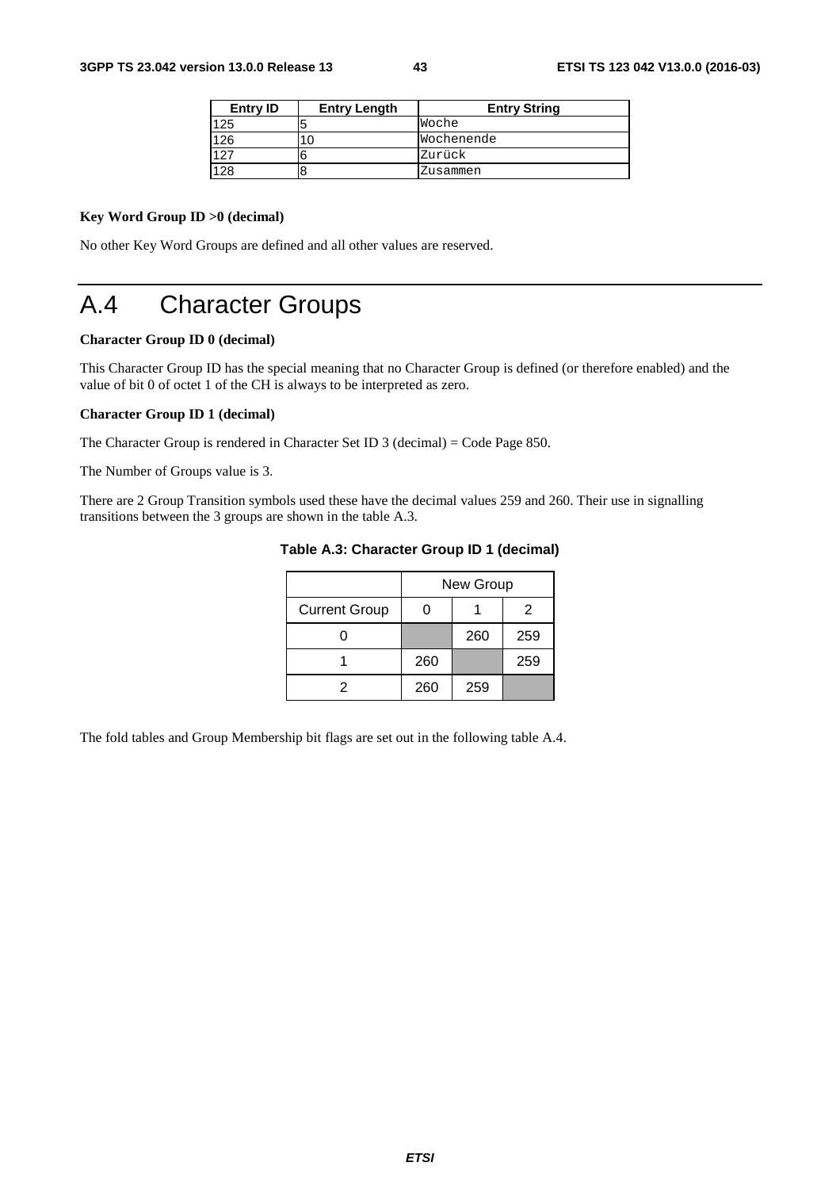| Entry ID | Entry Length | Entry String |
|---|---|---|
| 125 | 5 | Woche |
| 126 | 10 | Wochenende |
| 127 | 6 | Zurück |
| 128 | 8 | Zusammen |

**Key Word Group ID >0 (decimal)**

No other Key Word Groups are defined and all other values are reserved.

# A.4 Character Groups

**Character Group ID 0 (decimal)**

This Character Group ID has the special meaning that no Character Group is defined (or therefore enabled) and the value of bit 0 of octet 1 of the CH is always to be interpreted as zero.

**Character Group ID 1 (decimal)**

The Character Group is rendered in Character Set ID 3 (decimal) = Code Page 850.

The Number of Groups value is 3.

There are 2 Group Transition symbols used these have the decimal values 259 and 260. Their use in signalling transitions between the 3 groups are shown in the table A.3.

**Table A.3: Character Group ID 1 (decimal)**

| | New Group | | |
|---|---|---|---|
| Current Group | 0 | 1 | 2 |
| 0 | | 260 | 259 |
| 1 | 260 | | 259 |
| 2 | 260 | 259 | |

The fold tables and Group Membership bit flags are set out in the following table A.4.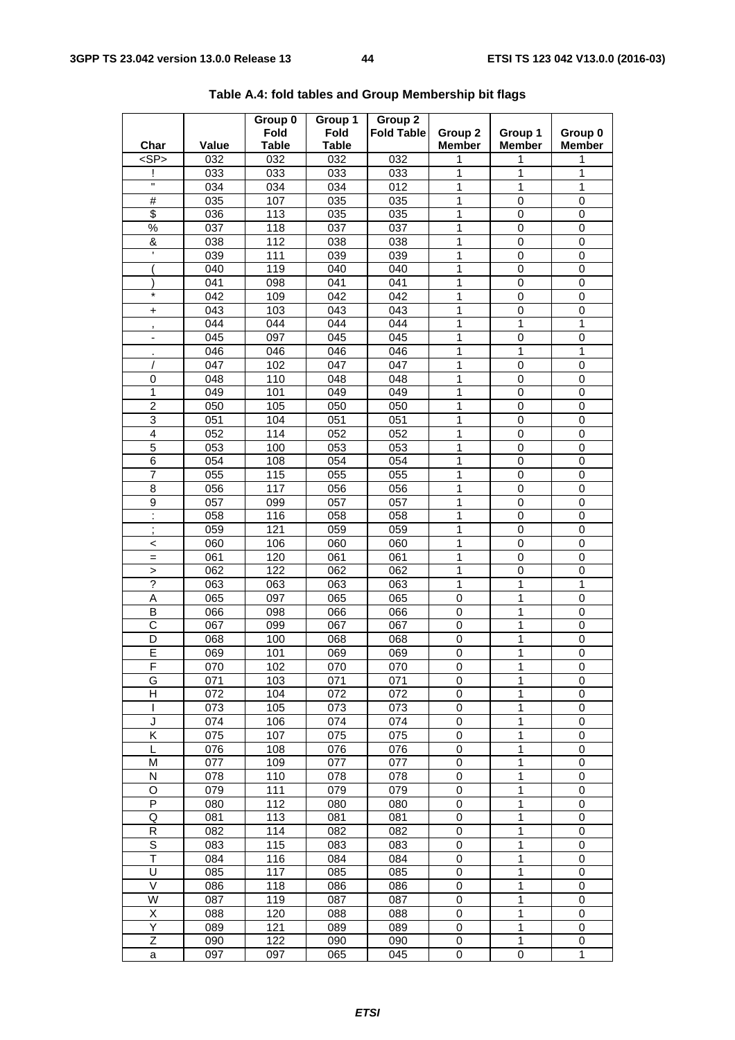**Table A.4: fold tables and Group Membership bit flags**

| Char | Value | Group 0 Fold Table | Group 1 Fold Table | Group 2 Fold Table | Group 2 Member | Group 1 Member | Group 0 Member |
|---|---|---|---|---|---|---|---|
| <SP> | 032 | 032 | 032 | 032 | 1 | 1 | 1 |
| ! | 033 | 033 | 033 | 033 | 1 | 1 | 1 |
| " | 034 | 034 | 034 | 012 | 1 | 1 | 1 |
| # | 035 | 107 | 035 | 035 | 1 | 0 | 0 |
| $ | 036 | 113 | 035 | 035 | 1 | 0 | 0 |
| % | 037 | 118 | 037 | 037 | 1 | 0 | 0 |
| & | 038 | 112 | 038 | 038 | 1 | 0 | 0 |
| ' | 039 | 111 | 039 | 039 | 1 | 0 | 0 |
| ( | 040 | 119 | 040 | 040 | 1 | 0 | 0 |
| ) | 041 | 098 | 041 | 041 | 1 | 0 | 0 |
| * | 042 | 109 | 042 | 042 | 1 | 0 | 0 |
| + | 043 | 103 | 043 | 043 | 1 | 0 | 0 |
| , | 044 | 044 | 044 | 044 | 1 | 1 | 1 |
| - | 045 | 097 | 045 | 045 | 1 | 0 | 0 |
| . | 046 | 046 | 046 | 046 | 1 | 1 | 1 |
| / | 047 | 102 | 047 | 047 | 1 | 0 | 0 |
| 0 | 048 | 110 | 048 | 048 | 1 | 0 | 0 |
| 1 | 049 | 101 | 049 | 049 | 1 | 0 | 0 |
| 2 | 050 | 105 | 050 | 050 | 1 | 0 | 0 |
| 3 | 051 | 104 | 051 | 051 | 1 | 0 | 0 |
| 4 | 052 | 114 | 052 | 052 | 1 | 0 | 0 |
| 5 | 053 | 100 | 053 | 053 | 1 | 0 | 0 |
| 6 | 054 | 108 | 054 | 054 | 1 | 0 | 0 |
| 7 | 055 | 115 | 055 | 055 | 1 | 0 | 0 |
| 8 | 056 | 117 | 056 | 056 | 1 | 0 | 0 |
| 9 | 057 | 099 | 057 | 057 | 1 | 0 | 0 |
| : | 058 | 116 | 058 | 058 | 1 | 0 | 0 |
| ; | 059 | 121 | 059 | 059 | 1 | 0 | 0 |
| < | 060 | 106 | 060 | 060 | 1 | 0 | 0 |
| = | 061 | 120 | 061 | 061 | 1 | 0 | 0 |
| > | 062 | 122 | 062 | 062 | 1 | 0 | 0 |
| ? | 063 | 063 | 063 | 063 | 1 | 1 | 1 |
| A | 065 | 097 | 065 | 065 | 0 | 1 | 0 |
| B | 066 | 098 | 066 | 066 | 0 | 1 | 0 |
| C | 067 | 099 | 067 | 067 | 0 | 1 | 0 |
| D | 068 | 100 | 068 | 068 | 0 | 1 | 0 |
| E | 069 | 101 | 069 | 069 | 0 | 1 | 0 |
| F | 070 | 102 | 070 | 070 | 0 | 1 | 0 |
| G | 071 | 103 | 071 | 071 | 0 | 1 | 0 |
| H | 072 | 104 | 072 | 072 | 0 | 1 | 0 |
| I | 073 | 105 | 073 | 073 | 0 | 1 | 0 |
| J | 074 | 106 | 074 | 074 | 0 | 1 | 0 |
| K | 075 | 107 | 075 | 075 | 0 | 1 | 0 |
| L | 076 | 108 | 076 | 076 | 0 | 1 | 0 |
| M | 077 | 109 | 077 | 077 | 0 | 1 | 0 |
| N | 078 | 110 | 078 | 078 | 0 | 1 | 0 |
| O | 079 | 111 | 079 | 079 | 0 | 1 | 0 |
| P | 080 | 112 | 080 | 080 | 0 | 1 | 0 |
| Q | 081 | 113 | 081 | 081 | 0 | 1 | 0 |
| R | 082 | 114 | 082 | 082 | 0 | 1 | 0 |
| S | 083 | 115 | 083 | 083 | 0 | 1 | 0 |
| T | 084 | 116 | 084 | 084 | 0 | 1 | 0 |
| U | 085 | 117 | 085 | 085 | 0 | 1 | 0 |
| V | 086 | 118 | 086 | 086 | 0 | 1 | 0 |
| W | 087 | 119 | 087 | 087 | 0 | 1 | 0 |
| X | 088 | 120 | 088 | 088 | 0 | 1 | 0 |
| Y | 089 | 121 | 089 | 089 | 0 | 1 | 0 |
| Z | 090 | 122 | 090 | 090 | 0 | 1 | 0 |
| a | 097 | 097 | 065 | 045 | 0 | 0 | 1 |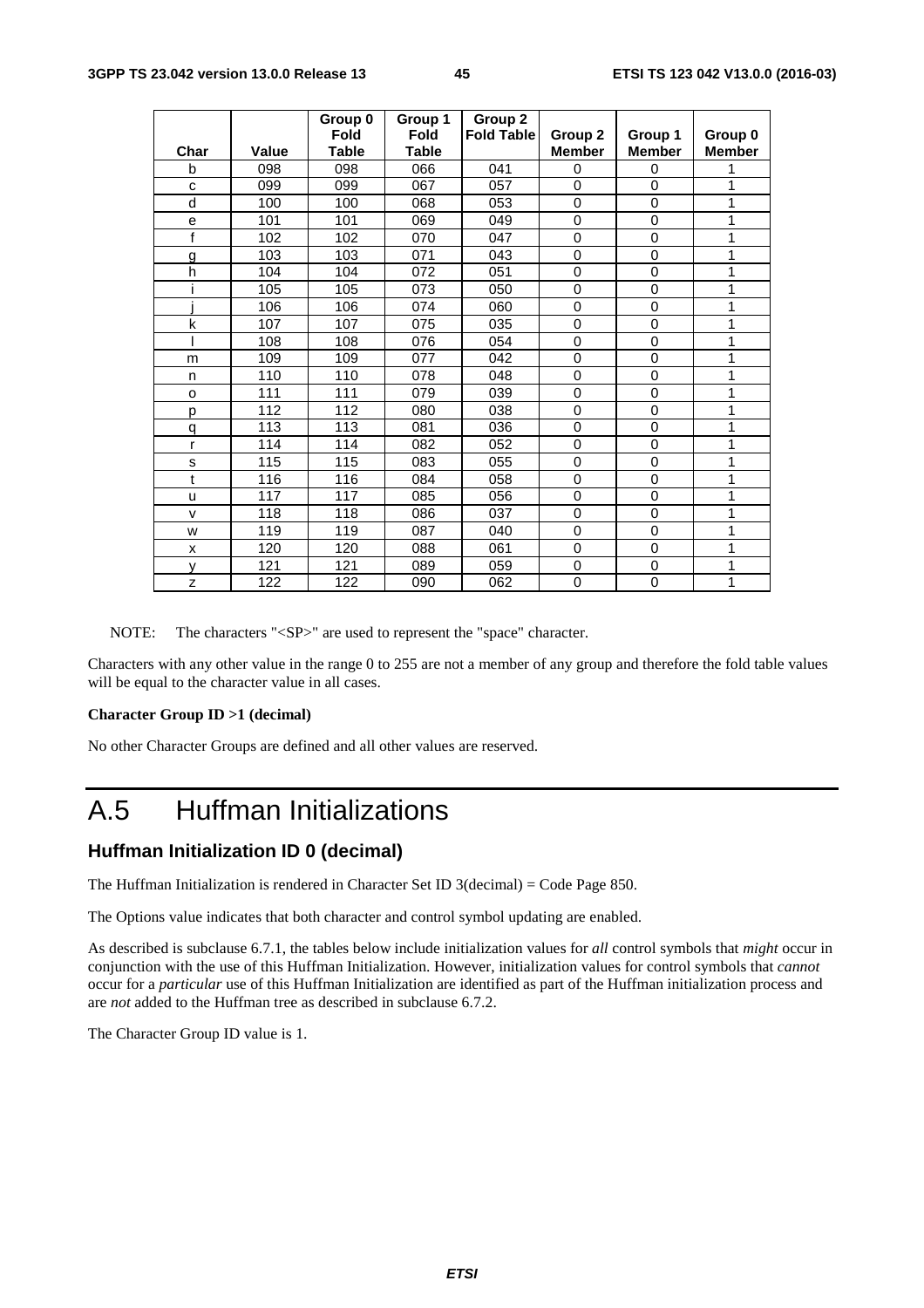| Char | Value | Group 0 Fold Table | Group 1 Fold Table | Group 2 Fold Table | Group 2 Member | Group 1 Member | Group 0 Member |
|---|---|---|---|---|---|---|---|
| b | 098 | 098 | 066 | 041 | 0 | 0 | 1 |
| c | 099 | 099 | 067 | 057 | 0 | 0 | 1 |
| d | 100 | 100 | 068 | 053 | 0 | 0 | 1 |
| e | 101 | 101 | 069 | 049 | 0 | 0 | 1 |
| f | 102 | 102 | 070 | 047 | 0 | 0 | 1 |
| g | 103 | 103 | 071 | 043 | 0 | 0 | 1 |
| h | 104 | 104 | 072 | 051 | 0 | 0 | 1 |
| i | 105 | 105 | 073 | 050 | 0 | 0 | 1 |
| j | 106 | 106 | 074 | 060 | 0 | 0 | 1 |
| k | 107 | 107 | 075 | 035 | 0 | 0 | 1 |
| l | 108 | 108 | 076 | 054 | 0 | 0 | 1 |
| m | 109 | 109 | 077 | 042 | 0 | 0 | 1 |
| n | 110 | 110 | 078 | 048 | 0 | 0 | 1 |
| o | 111 | 111 | 079 | 039 | 0 | 0 | 1 |
| p | 112 | 112 | 080 | 038 | 0 | 0 | 1 |
| q | 113 | 113 | 081 | 036 | 0 | 0 | 1 |
| r | 114 | 114 | 082 | 052 | 0 | 0 | 1 |
| s | 115 | 115 | 083 | 055 | 0 | 0 | 1 |
| t | 116 | 116 | 084 | 058 | 0 | 0 | 1 |
| u | 117 | 117 | 085 | 056 | 0 | 0 | 1 |
| v | 118 | 118 | 086 | 037 | 0 | 0 | 1 |
| w | 119 | 119 | 087 | 040 | 0 | 0 | 1 |
| x | 120 | 120 | 088 | 061 | 0 | 0 | 1 |
| y | 121 | 121 | 089 | 059 | 0 | 0 | 1 |
| z | 122 | 122 | 090 | 062 | 0 | 0 | 1 |

NOTE: The characters "<SP>" are used to represent the "space" character.

Characters with any other value in the range 0 to 255 are not a member of any group and therefore the fold table values will be equal to the character value in all cases.

**Character Group ID >1 (decimal)**

No other Character Groups are defined and all other values are reserved.

# A.5 Huffman Initializations

### Huffman Initialization ID 0 (decimal)

The Huffman Initialization is rendered in Character Set ID 3(decimal) = Code Page 850.

The Options value indicates that both character and control symbol updating are enabled.

As described is subclause 6.7.1, the tables below include initialization values for *all* control symbols that *might* occur in conjunction with the use of this Huffman Initialization. However, initialization values for control symbols that *cannot* occur for a *particular* use of this Huffman Initialization are identified as part of the Huffman initialization process and are *not* added to the Huffman tree as described in subclause 6.7.2.

The Character Group ID value is 1.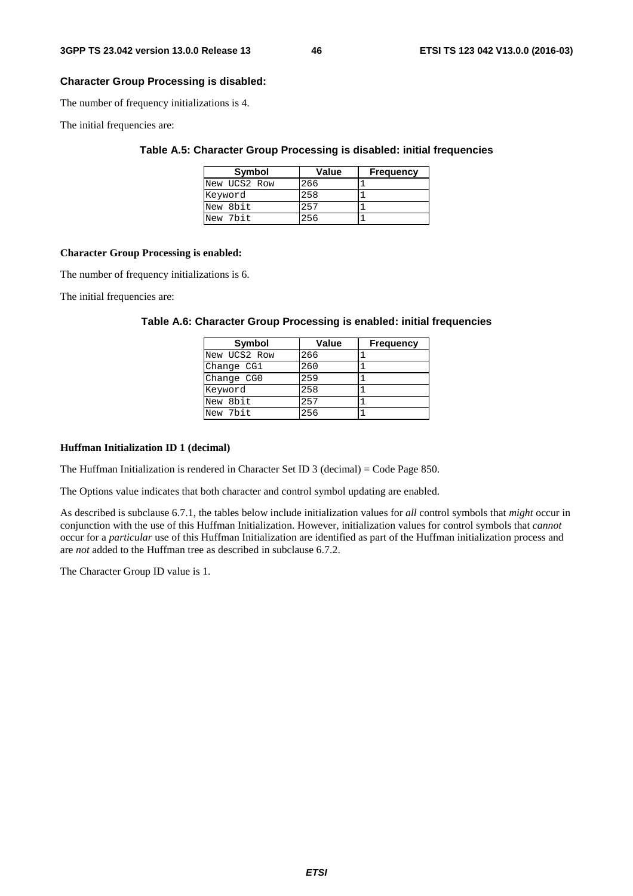**Character Group Processing is disabled:**

The number of frequency initializations is 4.

The initial frequencies are:

**Table A.5: Character Group Processing is disabled: initial frequencies**

| Symbol | Value | Frequency |
|---|---|---|
| New UCS2 Row | 266 | 1 |
| Keyword | 258 | 1 |
| New 8bit | 257 | 1 |
| New 7bit | 256 | 1 |

**Character Group Processing is enabled:**

The number of frequency initializations is 6.

The initial frequencies are:

**Table A.6: Character Group Processing is enabled: initial frequencies**

| Symbol | Value | Frequency |
|---|---|---|
| New UCS2 Row | 266 | 1 |
| Change CG1 | 260 | 1 |
| Change CG0 | 259 | 1 |
| Keyword | 258 | 1 |
| New 8bit | 257 | 1 |
| New 7bit | 256 | 1 |

**Huffman Initialization ID 1 (decimal)**

The Huffman Initialization is rendered in Character Set ID 3 (decimal) = Code Page 850.

The Options value indicates that both character and control symbol updating are enabled.

As described is subclause 6.7.1, the tables below include initialization values for *all* control symbols that *might* occur in conjunction with the use of this Huffman Initialization. However, initialization values for control symbols that *cannot* occur for a *particular* use of this Huffman Initialization are identified as part of the Huffman initialization process and are *not* added to the Huffman tree as described in subclause 6.7.2.

The Character Group ID value is 1.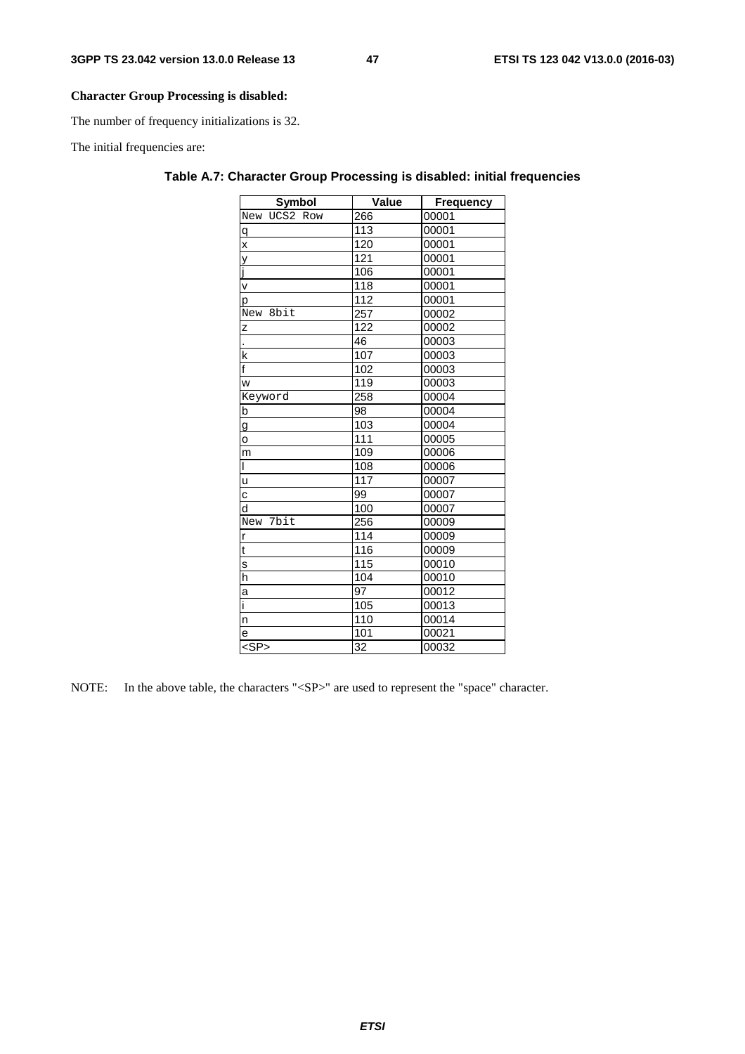**Character Group Processing is disabled:**

The number of frequency initializations is 32.

The initial frequencies are:

**Table A.7: Character Group Processing is disabled: initial frequencies**

| Symbol | Value | Frequency |
|---|---|---|
| New UCS2 Row | 266 | 00001 |
| q | 113 | 00001 |
| x | 120 | 00001 |
| y | 121 | 00001 |
| j | 106 | 00001 |
| v | 118 | 00001 |
| p | 112 | 00001 |
| New 8bit | 257 | 00002 |
| z | 122 | 00002 |
| . | 46 | 00003 |
| k | 107 | 00003 |
| f | 102 | 00003 |
| w | 119 | 00003 |
| Keyword | 258 | 00004 |
| b | 98 | 00004 |
| g | 103 | 00004 |
| o | 111 | 00005 |
| m | 109 | 00006 |
| l | 108 | 00006 |
| u | 117 | 00007 |
| c | 99 | 00007 |
| d | 100 | 00007 |
| New 7bit | 256 | 00009 |
| r | 114 | 00009 |
| t | 116 | 00009 |
| s | 115 | 00010 |
| h | 104 | 00010 |
| a | 97 | 00012 |
| i | 105 | 00013 |
| n | 110 | 00014 |
| e | 101 | 00021 |
| <SP> | 32 | 00032 |

NOTE: In the above table, the characters "<SP>" are used to represent the "space" character.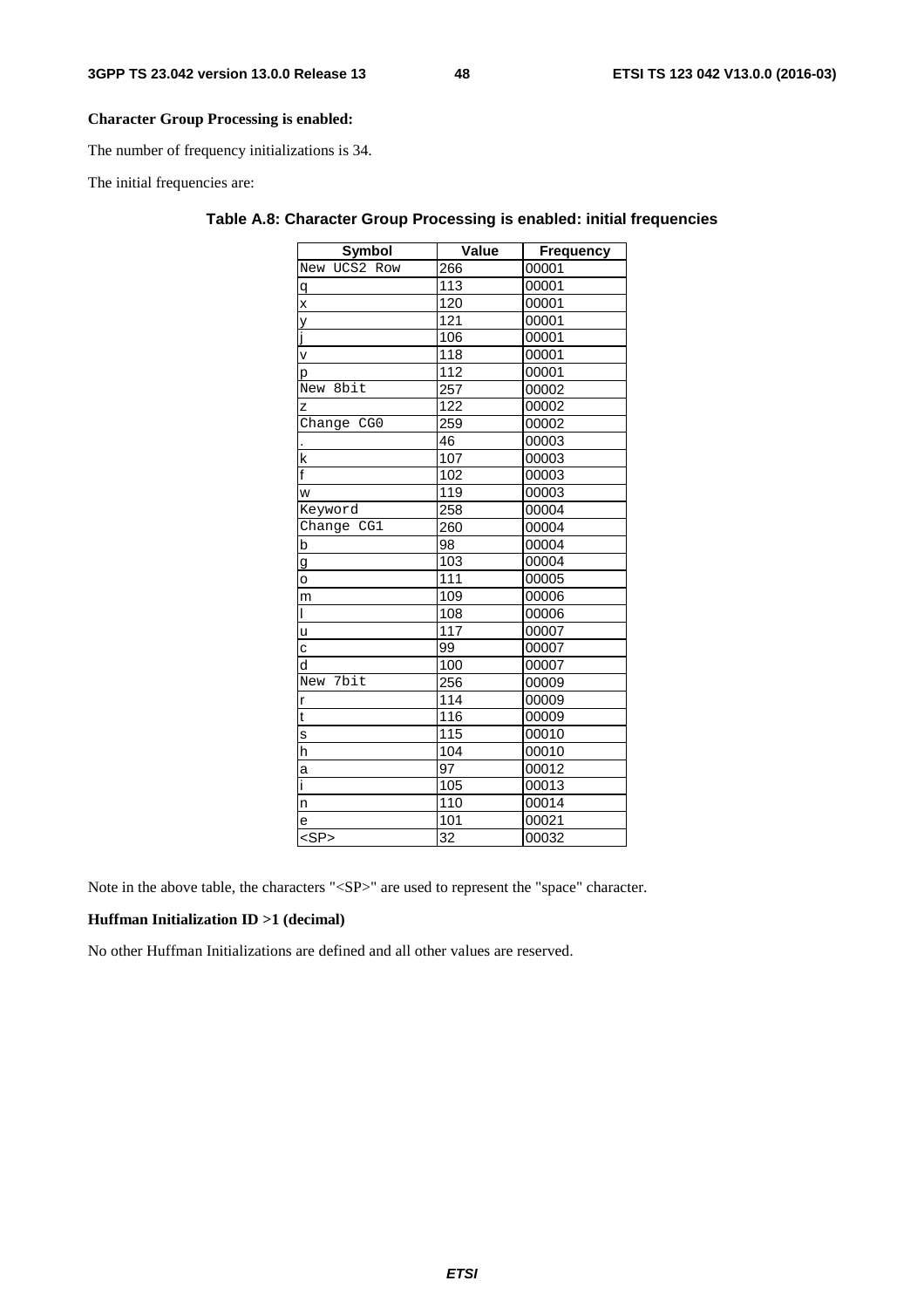**Character Group Processing is enabled:**

The number of frequency initializations is 34.

The initial frequencies are:

**Table A.8: Character Group Processing is enabled: initial frequencies**

| Symbol | Value | Frequency |
|---|---|---|
| New UCS2 Row | 266 | 00001 |
| q | 113 | 00001 |
| x | 120 | 00001 |
| y | 121 | 00001 |
| j | 106 | 00001 |
| v | 118 | 00001 |
| p | 112 | 00001 |
| New 8bit | 257 | 00002 |
| z | 122 | 00002 |
| Change CG0 | 259 | 00002 |
| . | 46 | 00003 |
| k | 107 | 00003 |
| f | 102 | 00003 |
| w | 119 | 00003 |
| Keyword | 258 | 00004 |
| Change CG1 | 260 | 00004 |
| b | 98 | 00004 |
| g | 103 | 00004 |
| o | 111 | 00005 |
| m | 109 | 00006 |
| l | 108 | 00006 |
| u | 117 | 00007 |
| c | 99 | 00007 |
| d | 100 | 00007 |
| New 7bit | 256 | 00009 |
| r | 114 | 00009 |
| t | 116 | 00009 |
| s | 115 | 00010 |
| h | 104 | 00010 |
| a | 97 | 00012 |
| i | 105 | 00013 |
| n | 110 | 00014 |
| e | 101 | 00021 |
| <SP> | 32 | 00032 |

Note in the above table, the characters "<SP>" are used to represent the "space" character.

**Huffman Initialization ID >1 (decimal)**

No other Huffman Initializations are defined and all other values are reserved.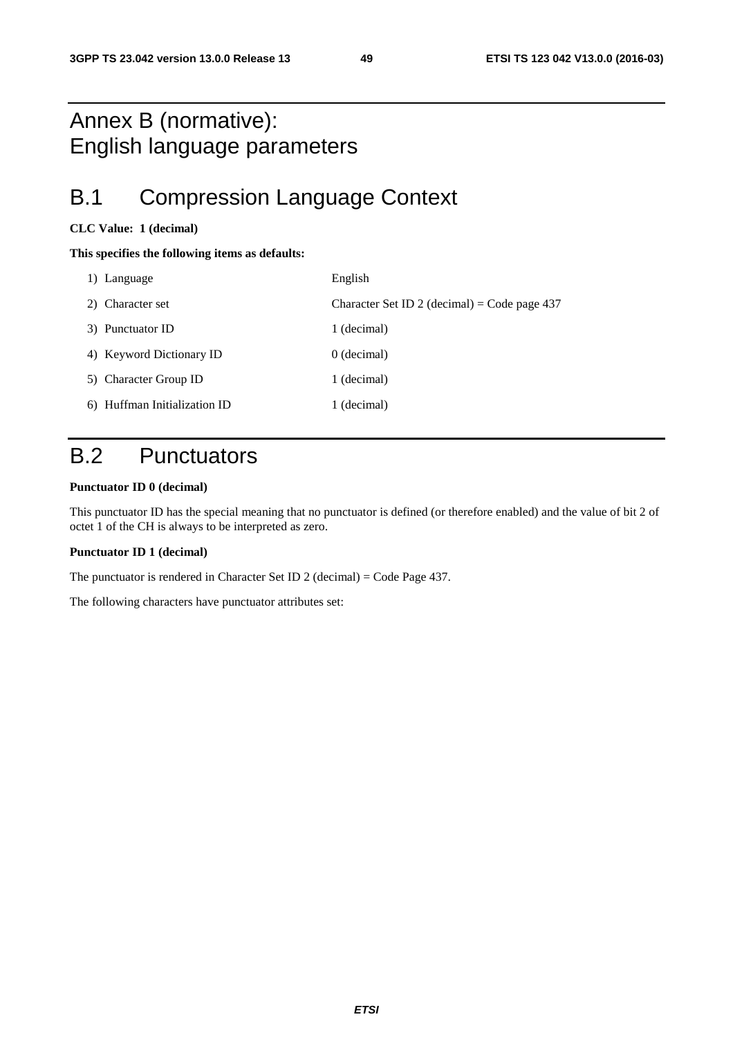# Annex B (normative): English language parameters

## B.1 Compression Language Context

**CLC Value: 1 (decimal)**

**This specifies the following items as defaults:**

| | |
|---|---|
| 1) Language | English |
| 2) Character set | Character Set ID 2 (decimal) = Code page 437 |
| 3) Punctuator ID | 1 (decimal) |
| 4) Keyword Dictionary ID | 0 (decimal) |
| 5) Character Group ID | 1 (decimal) |
| 6) Huffman Initialization ID | 1 (decimal) |

## B.2 Punctuators

**Punctuator ID 0 (decimal)**

This punctuator ID has the special meaning that no punctuator is defined (or therefore enabled) and the value of bit 2 of octet 1 of the CH is always to be interpreted as zero.

**Punctuator ID 1 (decimal)**

The punctuator is rendered in Character Set ID 2 (decimal) = Code Page 437.

The following characters have punctuator attributes set: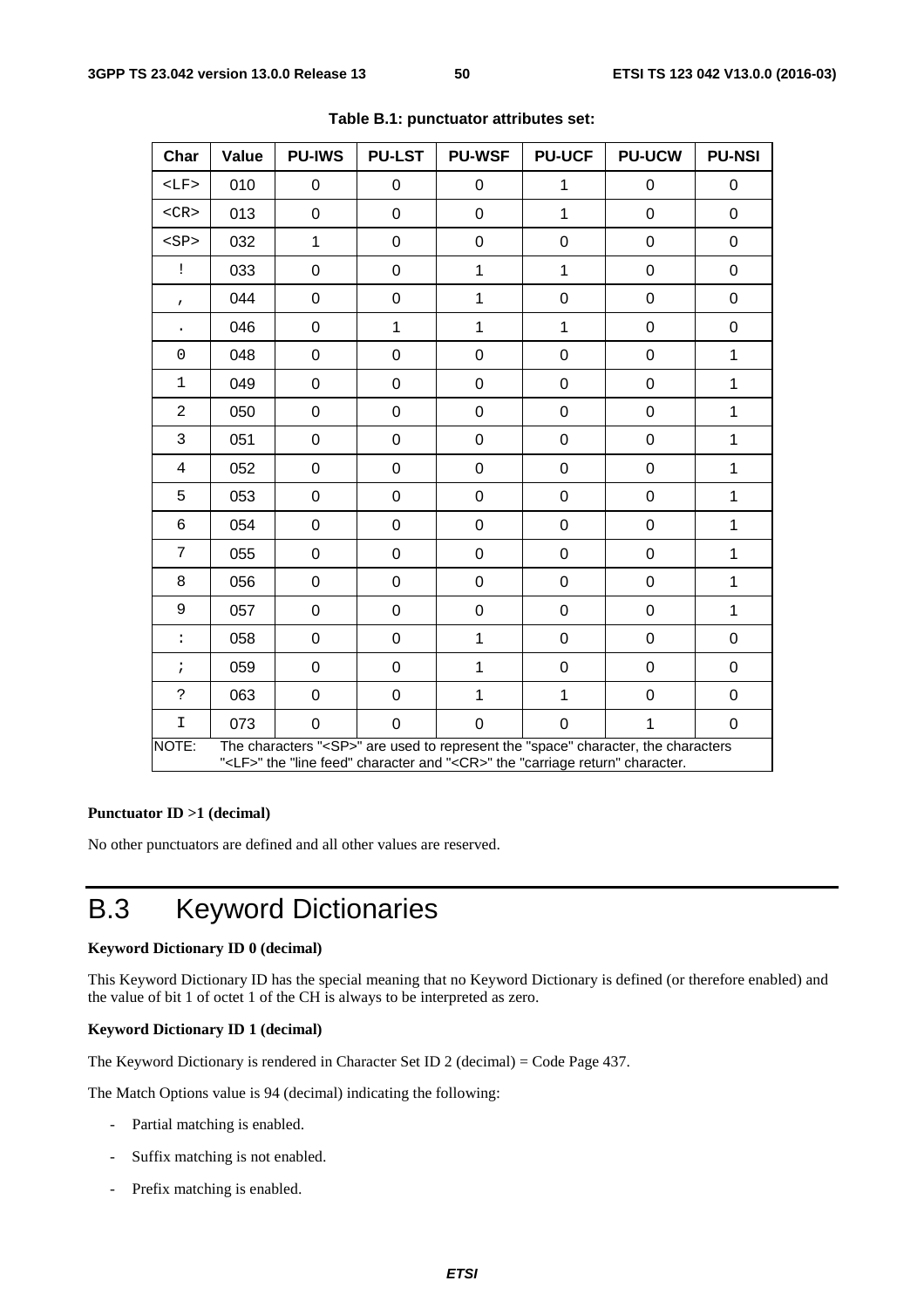**Table B.1: punctuator attributes set:**

| Char | Value | PU-IWS | PU-LST | PU-WSF | PU-UCF | PU-UCW | PU-NSI |
|---|---|---|---|---|---|---|---|
| <LF> | 010 | 0 | 0 | 0 | 1 | 0 | 0 |
| <CR> | 013 | 0 | 0 | 0 | 1 | 0 | 0 |
| <SP> | 032 | 1 | 0 | 0 | 0 | 0 | 0 |
| ! | 033 | 0 | 0 | 1 | 1 | 0 | 0 |
| , | 044 | 0 | 0 | 1 | 0 | 0 | 0 |
| . | 046 | 0 | 1 | 1 | 1 | 0 | 0 |
| 0 | 048 | 0 | 0 | 0 | 0 | 0 | 1 |
| 1 | 049 | 0 | 0 | 0 | 0 | 0 | 1 |
| 2 | 050 | 0 | 0 | 0 | 0 | 0 | 1 |
| 3 | 051 | 0 | 0 | 0 | 0 | 0 | 1 |
| 4 | 052 | 0 | 0 | 0 | 0 | 0 | 1 |
| 5 | 053 | 0 | 0 | 0 | 0 | 0 | 1 |
| 6 | 054 | 0 | 0 | 0 | 0 | 0 | 1 |
| 7 | 055 | 0 | 0 | 0 | 0 | 0 | 1 |
| 8 | 056 | 0 | 0 | 0 | 0 | 0 | 1 |
| 9 | 057 | 0 | 0 | 0 | 0 | 0 | 1 |
| : | 058 | 0 | 0 | 1 | 0 | 0 | 0 |
| ; | 059 | 0 | 0 | 1 | 0 | 0 | 0 |
| ? | 063 | 0 | 0 | 1 | 1 | 0 | 0 |
| I | 073 | 0 | 0 | 0 | 0 | 1 | 0 |

NOTE: The characters "<SP>" are used to represent the "space" character, the characters "<LF>" the "line feed" character and "<CR>" the "carriage return" character.

**Punctuator ID >1 (decimal)**

No other punctuators are defined and all other values are reserved.

# B.3 Keyword Dictionaries

**Keyword Dictionary ID 0 (decimal)**

This Keyword Dictionary ID has the special meaning that no Keyword Dictionary is defined (or therefore enabled) and the value of bit 1 of octet 1 of the CH is always to be interpreted as zero.

**Keyword Dictionary ID 1 (decimal)**

The Keyword Dictionary is rendered in Character Set ID 2 (decimal) = Code Page 437.

The Match Options value is 94 (decimal) indicating the following:

- Partial matching is enabled.
- Suffix matching is not enabled.
- Prefix matching is enabled.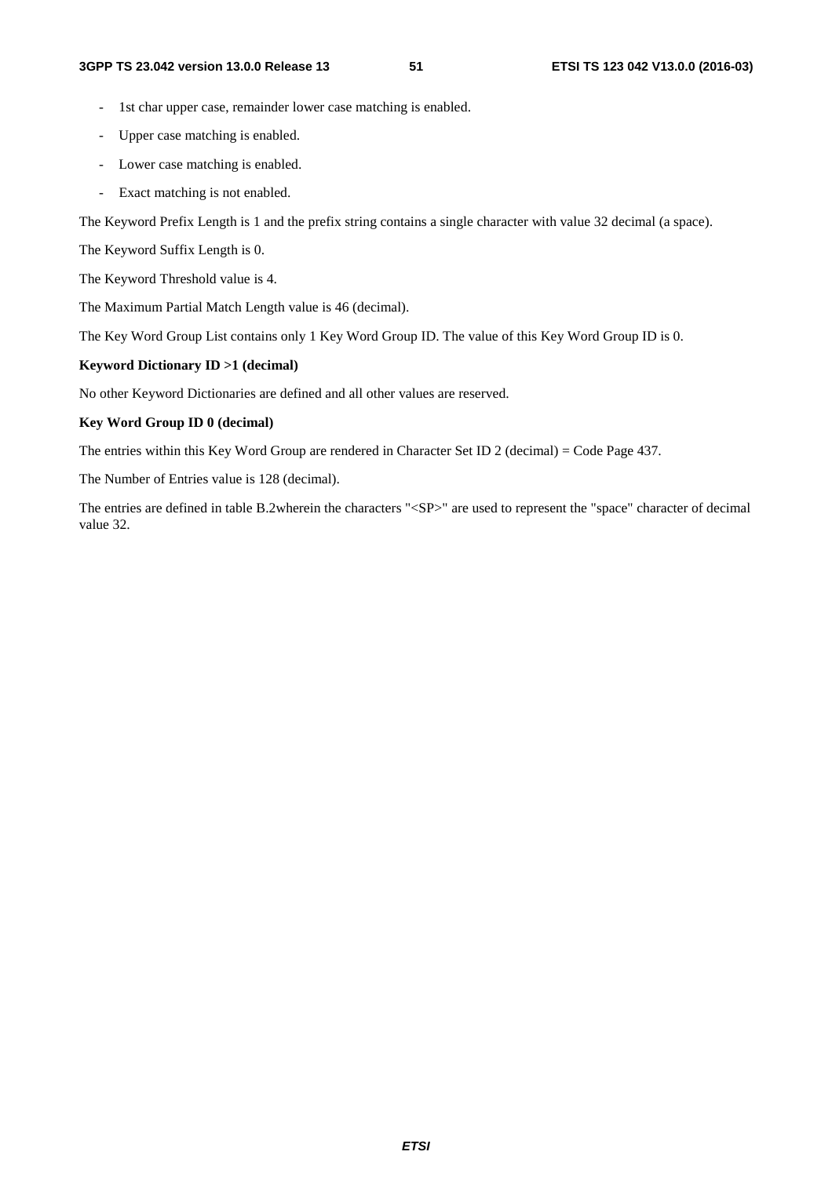- 1st char upper case, remainder lower case matching is enabled.
- Upper case matching is enabled.
- Lower case matching is enabled.
- Exact matching is not enabled.

The Keyword Prefix Length is 1 and the prefix string contains a single character with value 32 decimal (a space).

The Keyword Suffix Length is 0.

The Keyword Threshold value is 4.

The Maximum Partial Match Length value is 46 (decimal).

The Key Word Group List contains only 1 Key Word Group ID. The value of this Key Word Group ID is 0.

**Keyword Dictionary ID >1 (decimal)**

No other Keyword Dictionaries are defined and all other values are reserved.

**Key Word Group ID 0 (decimal)**

The entries within this Key Word Group are rendered in Character Set ID 2 (decimal) = Code Page 437.

The Number of Entries value is 128 (decimal).

The entries are defined in table B.2wherein the characters "<SP>" are used to represent the "space" character of decimal value 32.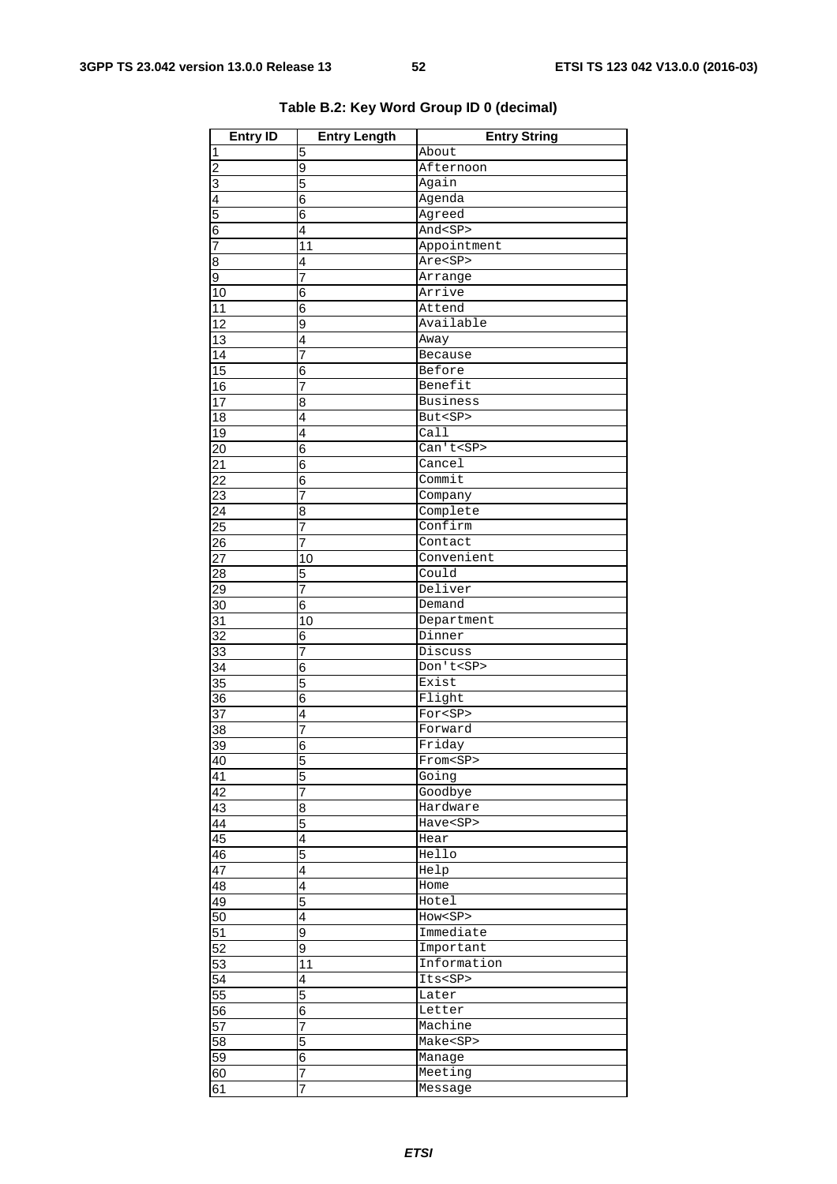**Table B.2: Key Word Group ID 0 (decimal)**

| Entry ID | Entry Length | Entry String |
|---|---|---|
| 1 | 5 | About |
| 2 | 9 | Afternoon |
| 3 | 5 | Again |
| 4 | 6 | Agenda |
| 5 | 6 | Agreed |
| 6 | 4 | And<SP> |
| 7 | 11 | Appointment |
| 8 | 4 | Are<SP> |
| 9 | 7 | Arrange |
| 10 | 6 | Arrive |
| 11 | 6 | Attend |
| 12 | 9 | Available |
| 13 | 4 | Away |
| 14 | 7 | Because |
| 15 | 6 | Before |
| 16 | 7 | Benefit |
| 17 | 8 | Business |
| 18 | 4 | But<SP> |
| 19 | 4 | Call |
| 20 | 6 | Can't<SP> |
| 21 | 6 | Cancel |
| 22 | 6 | Commit |
| 23 | 7 | Company |
| 24 | 8 | Complete |
| 25 | 7 | Confirm |
| 26 | 7 | Contact |
| 27 | 10 | Convenient |
| 28 | 5 | Could |
| 29 | 7 | Deliver |
| 30 | 6 | Demand |
| 31 | 10 | Department |
| 32 | 6 | Dinner |
| 33 | 7 | Discuss |
| 34 | 6 | Don't<SP> |
| 35 | 5 | Exist |
| 36 | 6 | Flight |
| 37 | 4 | For<SP> |
| 38 | 7 | Forward |
| 39 | 6 | Friday |
| 40 | 5 | From<SP> |
| 41 | 5 | Going |
| 42 | 7 | Goodbye |
| 43 | 8 | Hardware |
| 44 | 5 | Have<SP> |
| 45 | 4 | Hear |
| 46 | 5 | Hello |
| 47 | 4 | Help |
| 48 | 4 | Home |
| 49 | 5 | Hotel |
| 50 | 4 | How<SP> |
| 51 | 9 | Immediate |
| 52 | 9 | Important |
| 53 | 11 | Information |
| 54 | 4 | Its<SP> |
| 55 | 5 | Later |
| 56 | 6 | Letter |
| 57 | 7 | Machine |
| 58 | 5 | Make<SP> |
| 59 | 6 | Manage |
| 60 | 7 | Meeting |
| 61 | 7 | Message |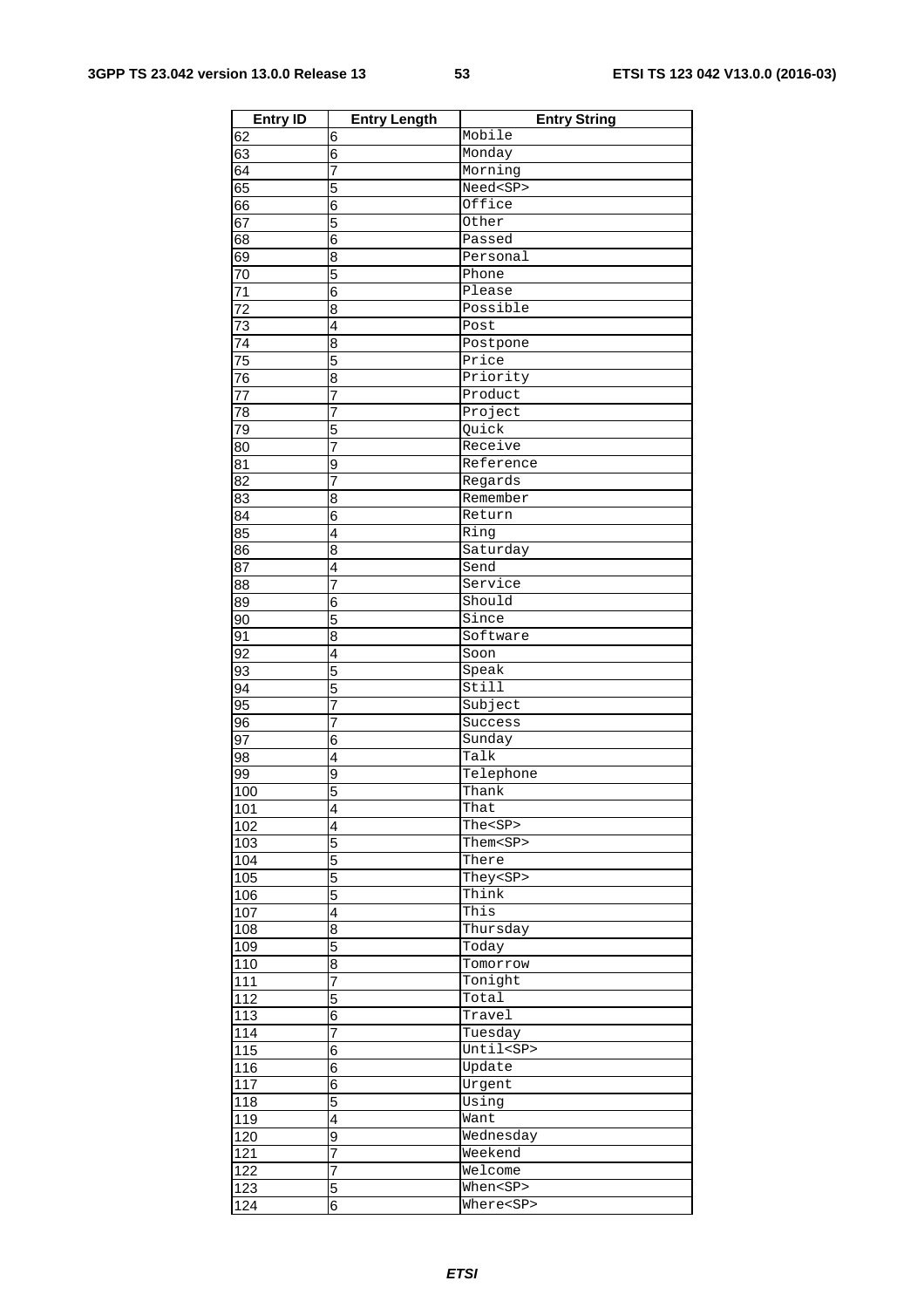| Entry ID | Entry Length | Entry String |
|---|---|---|
| 62 | 6 | Mobile |
| 63 | 6 | Monday |
| 64 | 7 | Morning |
| 65 | 5 | Need<SP> |
| 66 | 6 | Office |
| 67 | 5 | Other |
| 68 | 6 | Passed |
| 69 | 8 | Personal |
| 70 | 5 | Phone |
| 71 | 6 | Please |
| 72 | 8 | Possible |
| 73 | 4 | Post |
| 74 | 8 | Postpone |
| 75 | 5 | Price |
| 76 | 8 | Priority |
| 77 | 7 | Product |
| 78 | 7 | Project |
| 79 | 5 | Quick |
| 80 | 7 | Receive |
| 81 | 9 | Reference |
| 82 | 7 | Regards |
| 83 | 8 | Remember |
| 84 | 6 | Return |
| 85 | 4 | Ring |
| 86 | 8 | Saturday |
| 87 | 4 | Send |
| 88 | 7 | Service |
| 89 | 6 | Should |
| 90 | 5 | Since |
| 91 | 8 | Software |
| 92 | 4 | Soon |
| 93 | 5 | Speak |
| 94 | 5 | Still |
| 95 | 7 | Subject |
| 96 | 7 | Success |
| 97 | 6 | Sunday |
| 98 | 4 | Talk |
| 99 | 9 | Telephone |
| 100 | 5 | Thank |
| 101 | 4 | That |
| 102 | 4 | The<SP> |
| 103 | 5 | Them<SP> |
| 104 | 5 | There |
| 105 | 5 | They<SP> |
| 106 | 5 | Think |
| 107 | 4 | This |
| 108 | 8 | Thursday |
| 109 | 5 | Today |
| 110 | 8 | Tomorrow |
| 111 | 7 | Tonight |
| 112 | 5 | Total |
| 113 | 6 | Travel |
| 114 | 7 | Tuesday |
| 115 | 6 | Until<SP> |
| 116 | 6 | Update |
| 117 | 6 | Urgent |
| 118 | 5 | Using |
| 119 | 4 | Want |
| 120 | 9 | Wednesday |
| 121 | 7 | Weekend |
| 122 | 7 | Welcome |
| 123 | 5 | When<SP> |
| 124 | 6 | Where<SP> |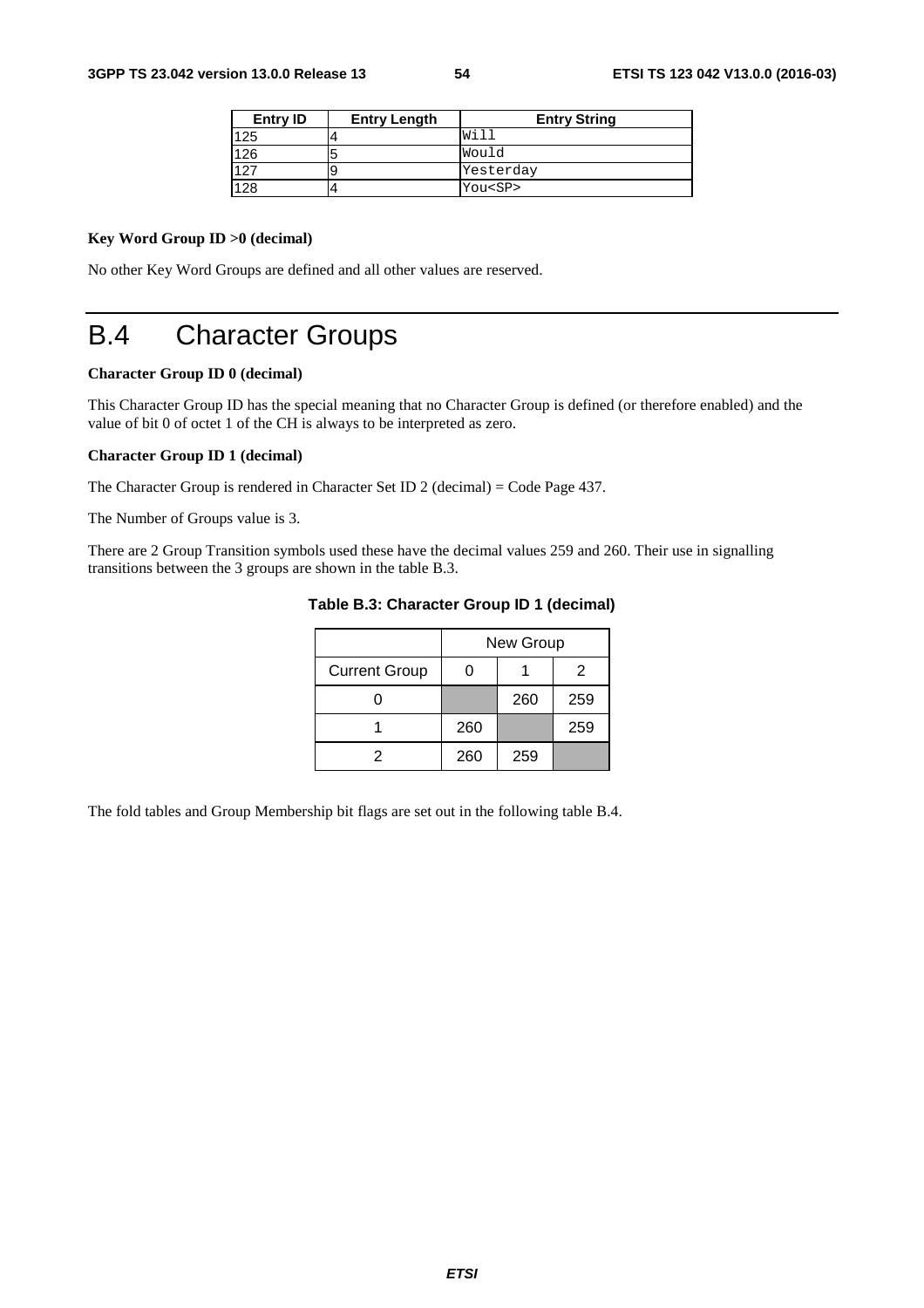| Entry ID | Entry Length | Entry String |
| --- | --- | --- |
| 125 | 4 | Will |
| 126 | 5 | Would |
| 127 | 9 | Yesterday |
| 128 | 4 | You<SP> |

**Key Word Group ID >0 (decimal)**

No other Key Word Groups are defined and all other values are reserved.

# B.4 Character Groups

**Character Group ID 0 (decimal)**

This Character Group ID has the special meaning that no Character Group is defined (or therefore enabled) and the value of bit 0 of octet 1 of the CH is always to be interpreted as zero.

**Character Group ID 1 (decimal)**

The Character Group is rendered in Character Set ID 2 (decimal) = Code Page 437.

The Number of Groups value is 3.

There are 2 Group Transition symbols used these have the decimal values 259 and 260. Their use in signalling transitions between the 3 groups are shown in the table B.3.

**Table B.3: Character Group ID 1 (decimal)**

| | New Group | | |
| --- | --- | --- | --- |
| Current Group | 0 | 1 | 2 |
| 0 | | 260 | 259 |
| 1 | 260 | | 259 |
| 2 | 260 | 259 | |

The fold tables and Group Membership bit flags are set out in the following table B.4.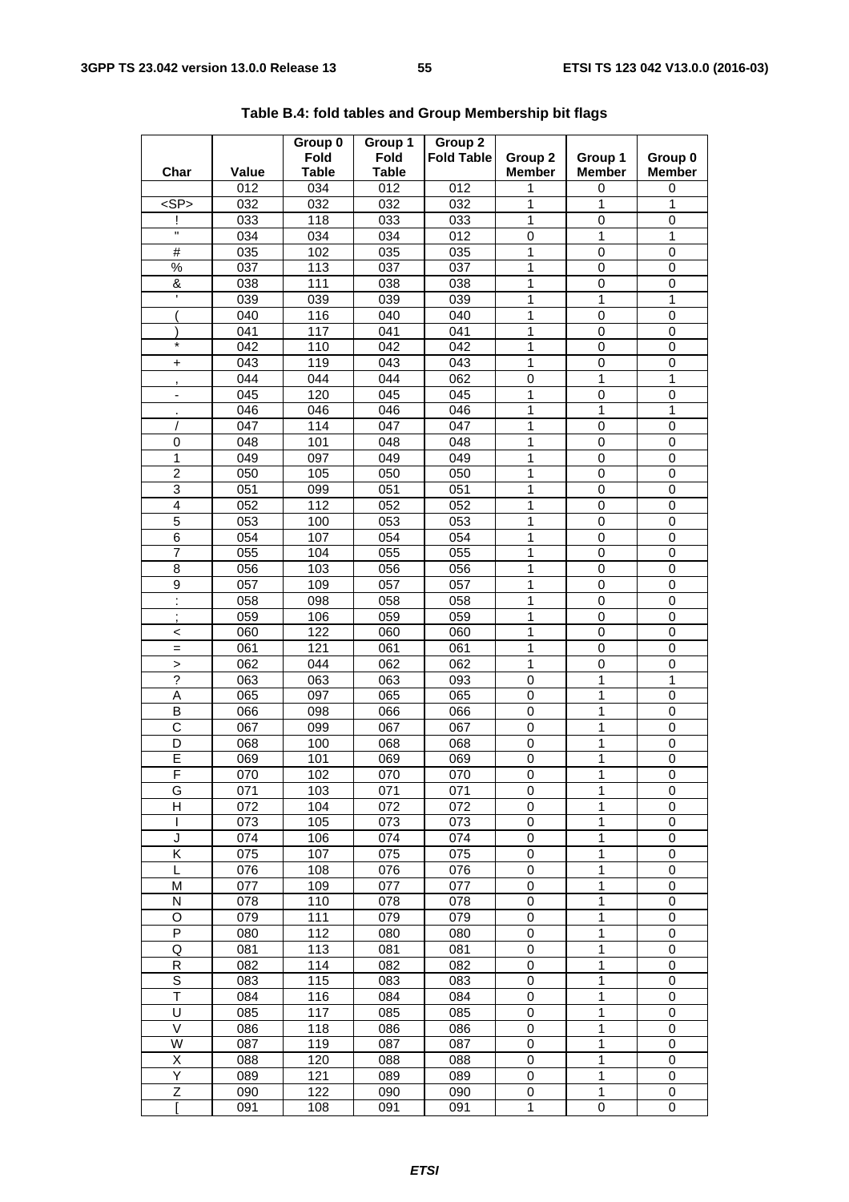**Table B.4: fold tables and Group Membership bit flags**

| Char | Value | Group 0 Fold Table | Group 1 Fold Table | Group 2 Fold Table | Group 2 Member | Group 1 Member | Group 0 Member |
|---|---|---|---|---|---|---|---|
| | 012 | 034 | 012 | 012 | 1 | 0 | 0 |
| <SP> | 032 | 032 | 032 | 032 | 1 | 1 | 1 |
| ! | 033 | 118 | 033 | 033 | 1 | 0 | 0 |
| " | 034 | 034 | 034 | 012 | 0 | 1 | 1 |
| # | 035 | 102 | 035 | 035 | 1 | 0 | 0 |
| % | 037 | 113 | 037 | 037 | 1 | 0 | 0 |
| & | 038 | 111 | 038 | 038 | 1 | 0 | 0 |
| ' | 039 | 039 | 039 | 039 | 1 | 1 | 1 |
| ( | 040 | 116 | 040 | 040 | 1 | 0 | 0 |
| ) | 041 | 117 | 041 | 041 | 1 | 0 | 0 |
| * | 042 | 110 | 042 | 042 | 1 | 0 | 0 |
| + | 043 | 119 | 043 | 043 | 1 | 0 | 0 |
| , | 044 | 044 | 044 | 062 | 0 | 1 | 1 |
| - | 045 | 120 | 045 | 045 | 1 | 0 | 0 |
| . | 046 | 046 | 046 | 046 | 1 | 1 | 1 |
| / | 047 | 114 | 047 | 047 | 1 | 0 | 0 |
| 0 | 048 | 101 | 048 | 048 | 1 | 0 | 0 |
| 1 | 049 | 097 | 049 | 049 | 1 | 0 | 0 |
| 2 | 050 | 105 | 050 | 050 | 1 | 0 | 0 |
| 3 | 051 | 099 | 051 | 051 | 1 | 0 | 0 |
| 4 | 052 | 112 | 052 | 052 | 1 | 0 | 0 |
| 5 | 053 | 100 | 053 | 053 | 1 | 0 | 0 |
| 6 | 054 | 107 | 054 | 054 | 1 | 0 | 0 |
| 7 | 055 | 104 | 055 | 055 | 1 | 0 | 0 |
| 8 | 056 | 103 | 056 | 056 | 1 | 0 | 0 |
| 9 | 057 | 109 | 057 | 057 | 1 | 0 | 0 |
| : | 058 | 098 | 058 | 058 | 1 | 0 | 0 |
| ; | 059 | 106 | 059 | 059 | 1 | 0 | 0 |
| < | 060 | 122 | 060 | 060 | 1 | 0 | 0 |
| = | 061 | 121 | 061 | 061 | 1 | 0 | 0 |
| > | 062 | 044 | 062 | 062 | 1 | 0 | 0 |
| ? | 063 | 063 | 063 | 093 | 0 | 1 | 1 |
| A | 065 | 097 | 065 | 065 | 0 | 1 | 0 |
| B | 066 | 098 | 066 | 066 | 0 | 1 | 0 |
| C | 067 | 099 | 067 | 067 | 0 | 1 | 0 |
| D | 068 | 100 | 068 | 068 | 0 | 1 | 0 |
| E | 069 | 101 | 069 | 069 | 0 | 1 | 0 |
| F | 070 | 102 | 070 | 070 | 0 | 1 | 0 |
| G | 071 | 103 | 071 | 071 | 0 | 1 | 0 |
| H | 072 | 104 | 072 | 072 | 0 | 1 | 0 |
| I | 073 | 105 | 073 | 073 | 0 | 1 | 0 |
| J | 074 | 106 | 074 | 074 | 0 | 1 | 0 |
| K | 075 | 107 | 075 | 075 | 0 | 1 | 0 |
| L | 076 | 108 | 076 | 076 | 0 | 1 | 0 |
| M | 077 | 109 | 077 | 077 | 0 | 1 | 0 |
| N | 078 | 110 | 078 | 078 | 0 | 1 | 0 |
| O | 079 | 111 | 079 | 079 | 0 | 1 | 0 |
| P | 080 | 112 | 080 | 080 | 0 | 1 | 0 |
| Q | 081 | 113 | 081 | 081 | 0 | 1 | 0 |
| R | 082 | 114 | 082 | 082 | 0 | 1 | 0 |
| S | 083 | 115 | 083 | 083 | 0 | 1 | 0 |
| T | 084 | 116 | 084 | 084 | 0 | 1 | 0 |
| U | 085 | 117 | 085 | 085 | 0 | 1 | 0 |
| V | 086 | 118 | 086 | 086 | 0 | 1 | 0 |
| W | 087 | 119 | 087 | 087 | 0 | 1 | 0 |
| X | 088 | 120 | 088 | 088 | 0 | 1 | 0 |
| Y | 089 | 121 | 089 | 089 | 0 | 1 | 0 |
| Z | 090 | 122 | 090 | 090 | 0 | 1 | 0 |
| [ | 091 | 108 | 091 | 091 | 1 | 0 | 0 |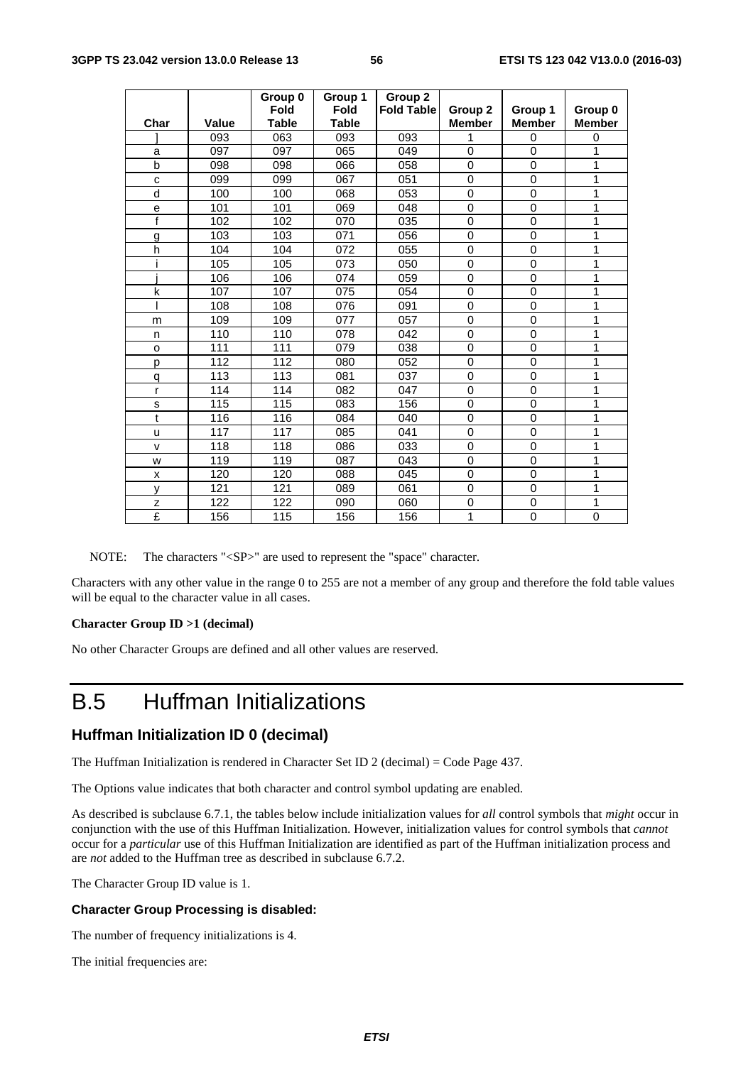| Char | Value | Group 0 Fold Table | Group 1 Fold Table | Group 2 Fold Table | Group 2 Member | Group 1 Member | Group 0 Member |
|---|---|---|---|---|---|---|---|
| ] | 093 | 063 | 093 | 093 | 1 | 0 | 0 |
| a | 097 | 097 | 065 | 049 | 0 | 0 | 1 |
| b | 098 | 098 | 066 | 058 | 0 | 0 | 1 |
| c | 099 | 099 | 067 | 051 | 0 | 0 | 1 |
| d | 100 | 100 | 068 | 053 | 0 | 0 | 1 |
| e | 101 | 101 | 069 | 048 | 0 | 0 | 1 |
| f | 102 | 102 | 070 | 035 | 0 | 0 | 1 |
| g | 103 | 103 | 071 | 056 | 0 | 0 | 1 |
| h | 104 | 104 | 072 | 055 | 0 | 0 | 1 |
| i | 105 | 105 | 073 | 050 | 0 | 0 | 1 |
| j | 106 | 106 | 074 | 059 | 0 | 0 | 1 |
| k | 107 | 107 | 075 | 054 | 0 | 0 | 1 |
| l | 108 | 108 | 076 | 091 | 0 | 0 | 1 |
| m | 109 | 109 | 077 | 057 | 0 | 0 | 1 |
| n | 110 | 110 | 078 | 042 | 0 | 0 | 1 |
| o | 111 | 111 | 079 | 038 | 0 | 0 | 1 |
| p | 112 | 112 | 080 | 052 | 0 | 0 | 1 |
| q | 113 | 113 | 081 | 037 | 0 | 0 | 1 |
| r | 114 | 114 | 082 | 047 | 0 | 0 | 1 |
| s | 115 | 115 | 083 | 156 | 0 | 0 | 1 |
| t | 116 | 116 | 084 | 040 | 0 | 0 | 1 |
| u | 117 | 117 | 085 | 041 | 0 | 0 | 1 |
| v | 118 | 118 | 086 | 033 | 0 | 0 | 1 |
| w | 119 | 119 | 087 | 043 | 0 | 0 | 1 |
| x | 120 | 120 | 088 | 045 | 0 | 0 | 1 |
| y | 121 | 121 | 089 | 061 | 0 | 0 | 1 |
| z | 122 | 122 | 090 | 060 | 0 | 0 | 1 |
| £ | 156 | 115 | 156 | 156 | 1 | 0 | 0 |

NOTE: The characters "<SP>" are used to represent the "space" character.

Characters with any other value in the range 0 to 255 are not a member of any group and therefore the fold table values will be equal to the character value in all cases.

**Character Group ID >1 (decimal)**

No other Character Groups are defined and all other values are reserved.

# B.5 Huffman Initializations

### Huffman Initialization ID 0 (decimal)

The Huffman Initialization is rendered in Character Set ID 2 (decimal) = Code Page 437.

The Options value indicates that both character and control symbol updating are enabled.

As described is subclause 6.7.1, the tables below include initialization values for *all* control symbols that *might* occur in conjunction with the use of this Huffman Initialization. However, initialization values for control symbols that *cannot* occur for a *particular* use of this Huffman Initialization are identified as part of the Huffman initialization process and are *not* added to the Huffman tree as described in subclause 6.7.2.

The Character Group ID value is 1.

**Character Group Processing is disabled:**

The number of frequency initializations is 4.

The initial frequencies are: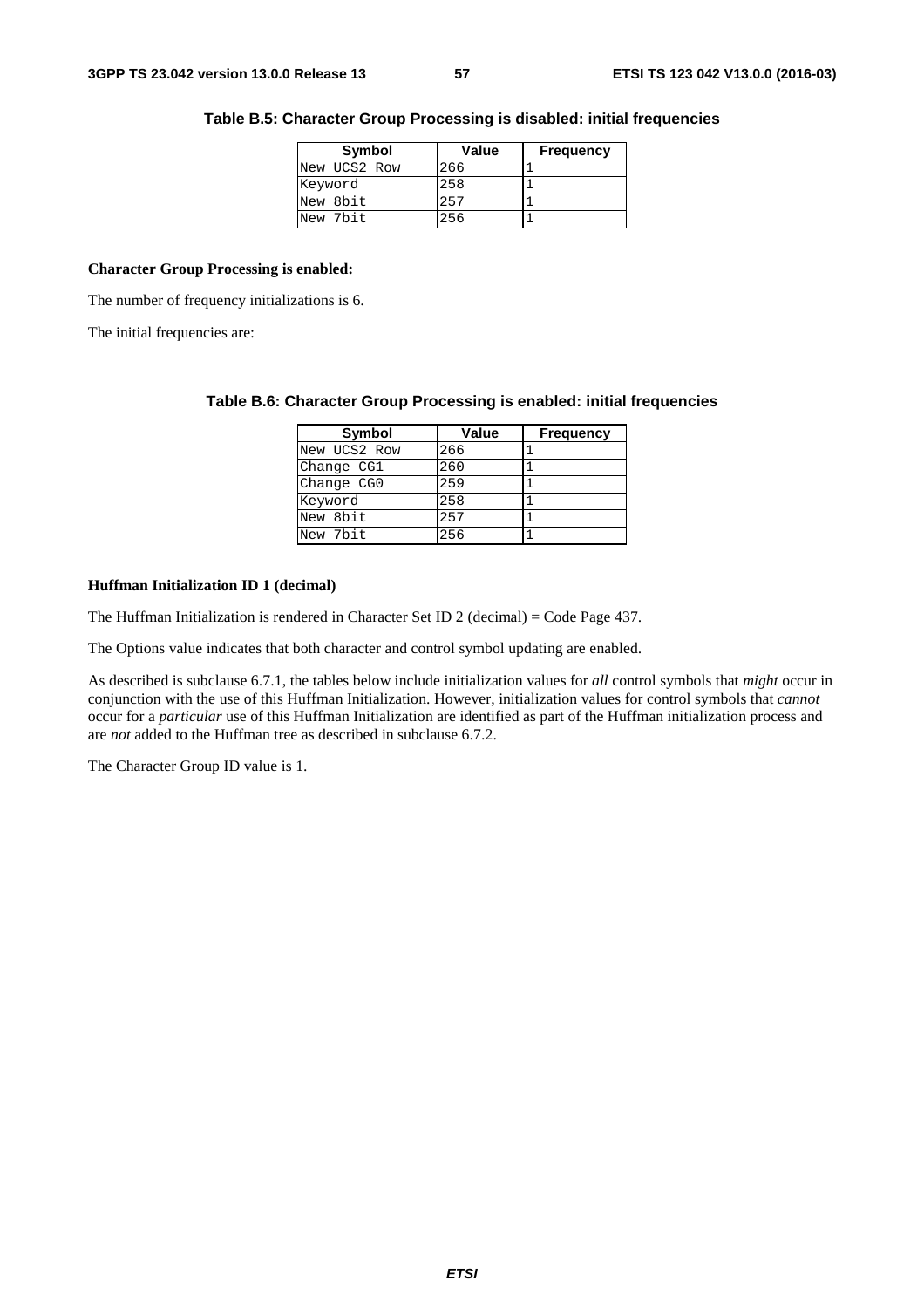**Table B.5: Character Group Processing is disabled: initial frequencies**

| Symbol | Value | Frequency |
| --- | --- | --- |
| New UCS2 Row | 266 | 1 |
| Keyword | 258 | 1 |
| New 8bit | 257 | 1 |
| New 7bit | 256 | 1 |

**Character Group Processing is enabled:**

The number of frequency initializations is 6.

The initial frequencies are:

**Table B.6: Character Group Processing is enabled: initial frequencies**

| Symbol | Value | Frequency |
| --- | --- | --- |
| New UCS2 Row | 266 | 1 |
| Change CG1 | 260 | 1 |
| Change CG0 | 259 | 1 |
| Keyword | 258 | 1 |
| New 8bit | 257 | 1 |
| New 7bit | 256 | 1 |

**Huffman Initialization ID 1 (decimal)**

The Huffman Initialization is rendered in Character Set ID 2 (decimal) = Code Page 437.

The Options value indicates that both character and control symbol updating are enabled.

As described is subclause 6.7.1, the tables below include initialization values for *all* control symbols that *might* occur in conjunction with the use of this Huffman Initialization. However, initialization values for control symbols that *cannot* occur for a *particular* use of this Huffman Initialization are identified as part of the Huffman initialization process and are *not* added to the Huffman tree as described in subclause 6.7.2.

The Character Group ID value is 1.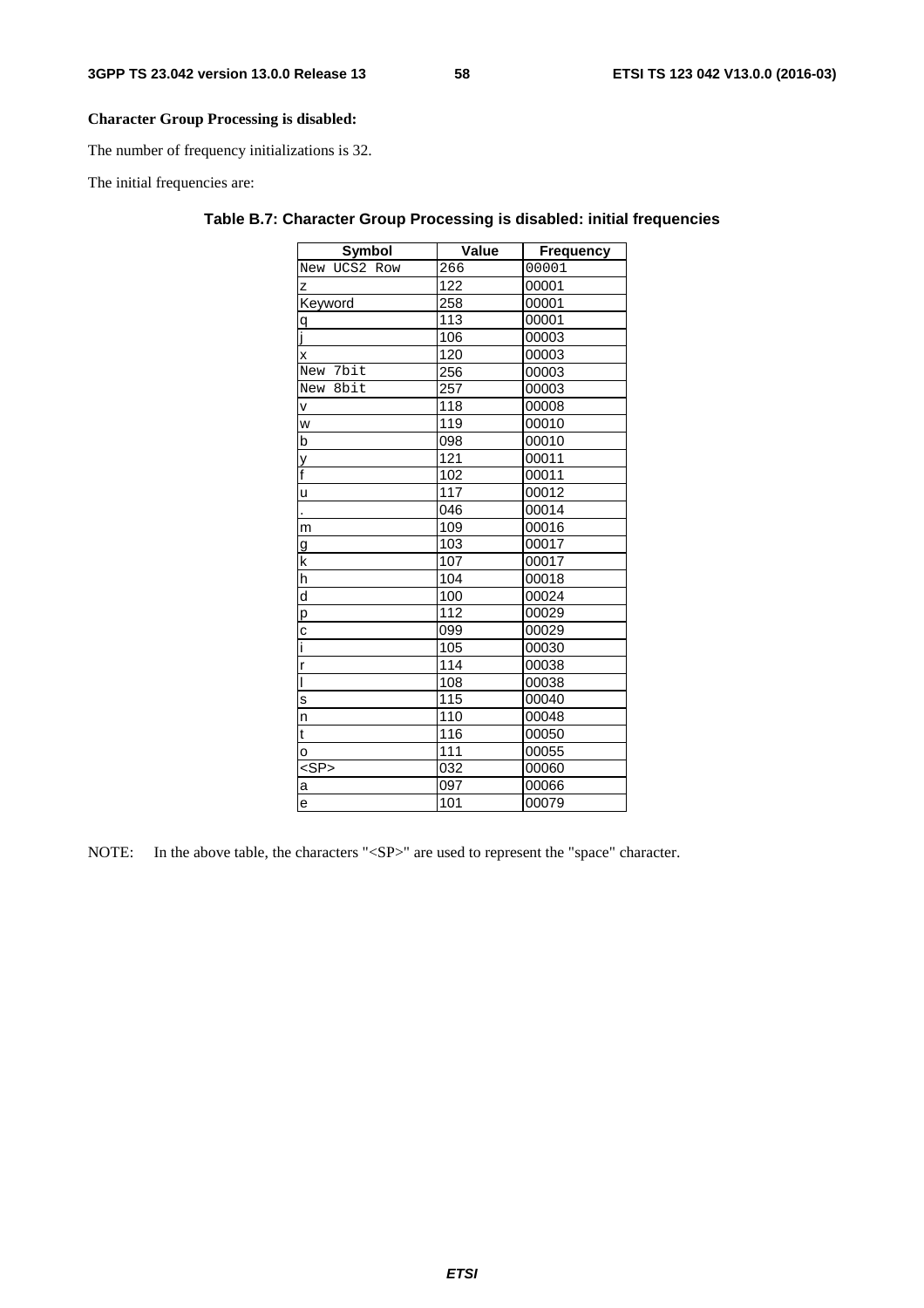**Character Group Processing is disabled:**

The number of frequency initializations is 32.

The initial frequencies are:

**Table B.7: Character Group Processing is disabled: initial frequencies**

| Symbol | Value | Frequency |
|---|---|---|
| New UCS2 Row | 266 | 00001 |
| z | 122 | 00001 |
| Keyword | 258 | 00001 |
| q | 113 | 00001 |
| j | 106 | 00003 |
| x | 120 | 00003 |
| New 7bit | 256 | 00003 |
| New 8bit | 257 | 00003 |
| v | 118 | 00008 |
| w | 119 | 00010 |
| b | 098 | 00010 |
| y | 121 | 00011 |
| f | 102 | 00011 |
| u | 117 | 00012 |
| . | 046 | 00014 |
| m | 109 | 00016 |
| g | 103 | 00017 |
| k | 107 | 00017 |
| h | 104 | 00018 |
| d | 100 | 00024 |
| p | 112 | 00029 |
| c | 099 | 00029 |
| i | 105 | 00030 |
| r | 114 | 00038 |
| l | 108 | 00038 |
| s | 115 | 00040 |
| n | 110 | 00048 |
| t | 116 | 00050 |
| o | 111 | 00055 |
| <SP> | 032 | 00060 |
| a | 097 | 00066 |
| e | 101 | 00079 |

NOTE: In the above table, the characters "<SP>" are used to represent the "space" character.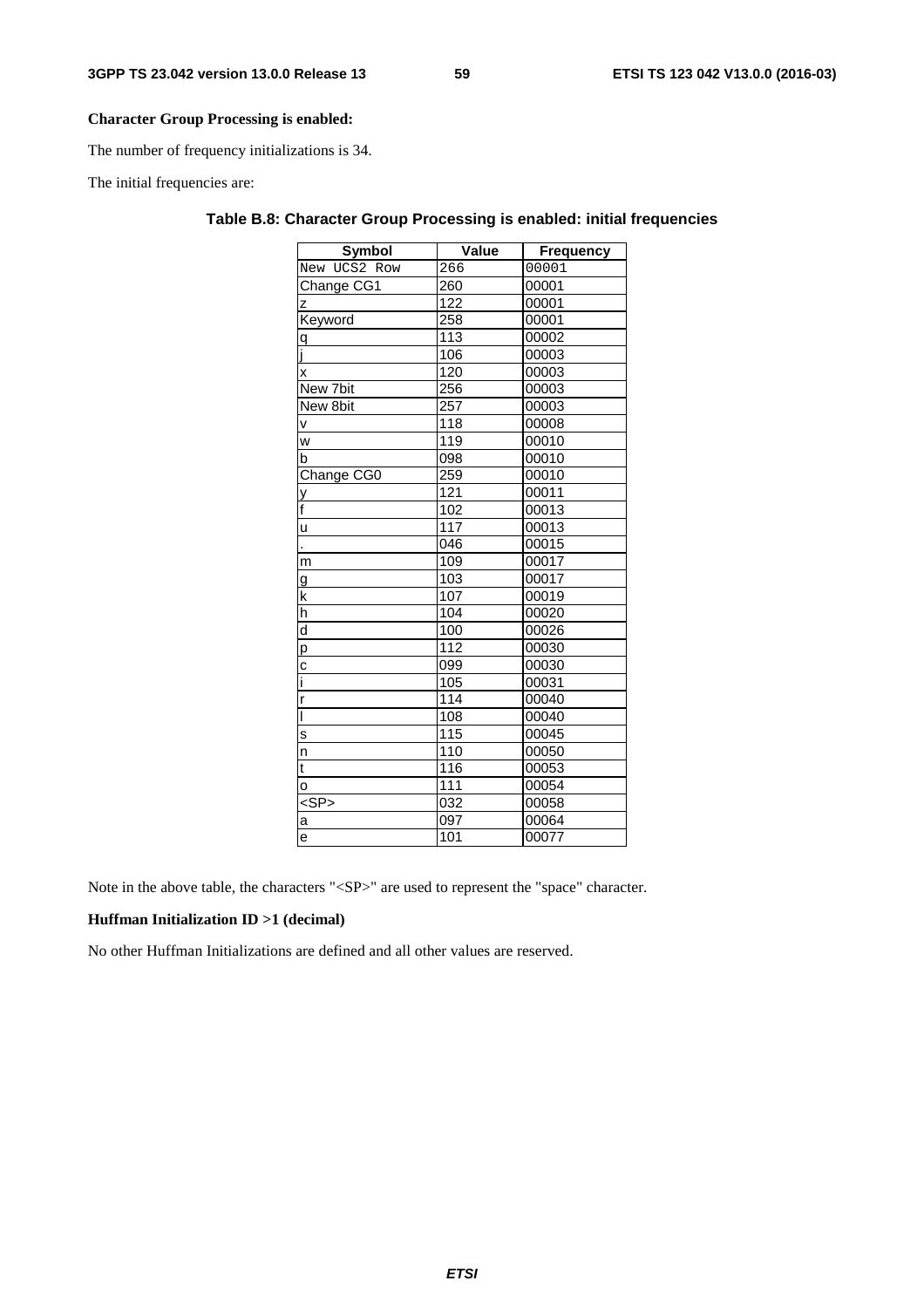**Character Group Processing is enabled:**

The number of frequency initializations is 34.

The initial frequencies are:

**Table B.8: Character Group Processing is enabled: initial frequencies**

| Symbol | Value | Frequency |
|---|---|---|
| New UCS2 Row | 266 | 00001 |
| Change CG1 | 260 | 00001 |
| z | 122 | 00001 |
| Keyword | 258 | 00001 |
| q | 113 | 00002 |
| j | 106 | 00003 |
| x | 120 | 00003 |
| New 7bit | 256 | 00003 |
| New 8bit | 257 | 00003 |
| v | 118 | 00008 |
| w | 119 | 00010 |
| b | 098 | 00010 |
| Change CG0 | 259 | 00010 |
| y | 121 | 00011 |
| f | 102 | 00013 |
| u | 117 | 00013 |
| . | 046 | 00015 |
| m | 109 | 00017 |
| g | 103 | 00017 |
| k | 107 | 00019 |
| h | 104 | 00020 |
| d | 100 | 00026 |
| p | 112 | 00030 |
| c | 099 | 00030 |
| i | 105 | 00031 |
| r | 114 | 00040 |
| l | 108 | 00040 |
| s | 115 | 00045 |
| n | 110 | 00050 |
| t | 116 | 00053 |
| o | 111 | 00054 |
| <SP> | 032 | 00058 |
| a | 097 | 00064 |
| e | 101 | 00077 |

Note in the above table, the characters "<SP>" are used to represent the "space" character.

**Huffman Initialization ID >1 (decimal)**

No other Huffman Initializations are defined and all other values are reserved.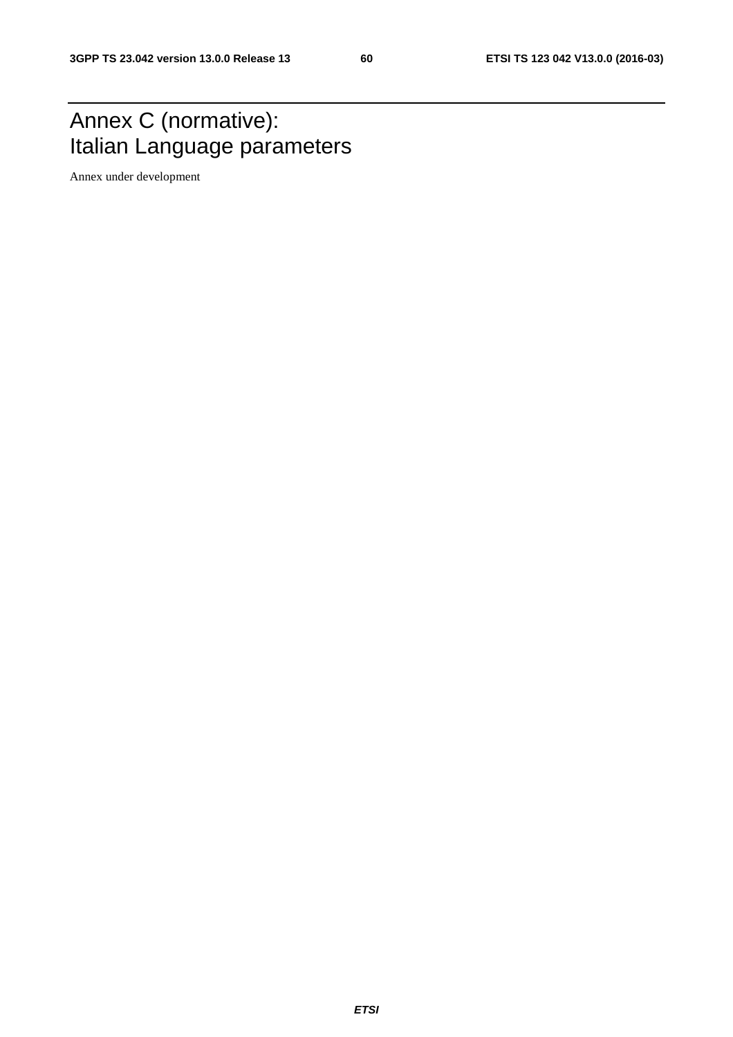# Annex C (normative): Italian Language parameters

Annex under development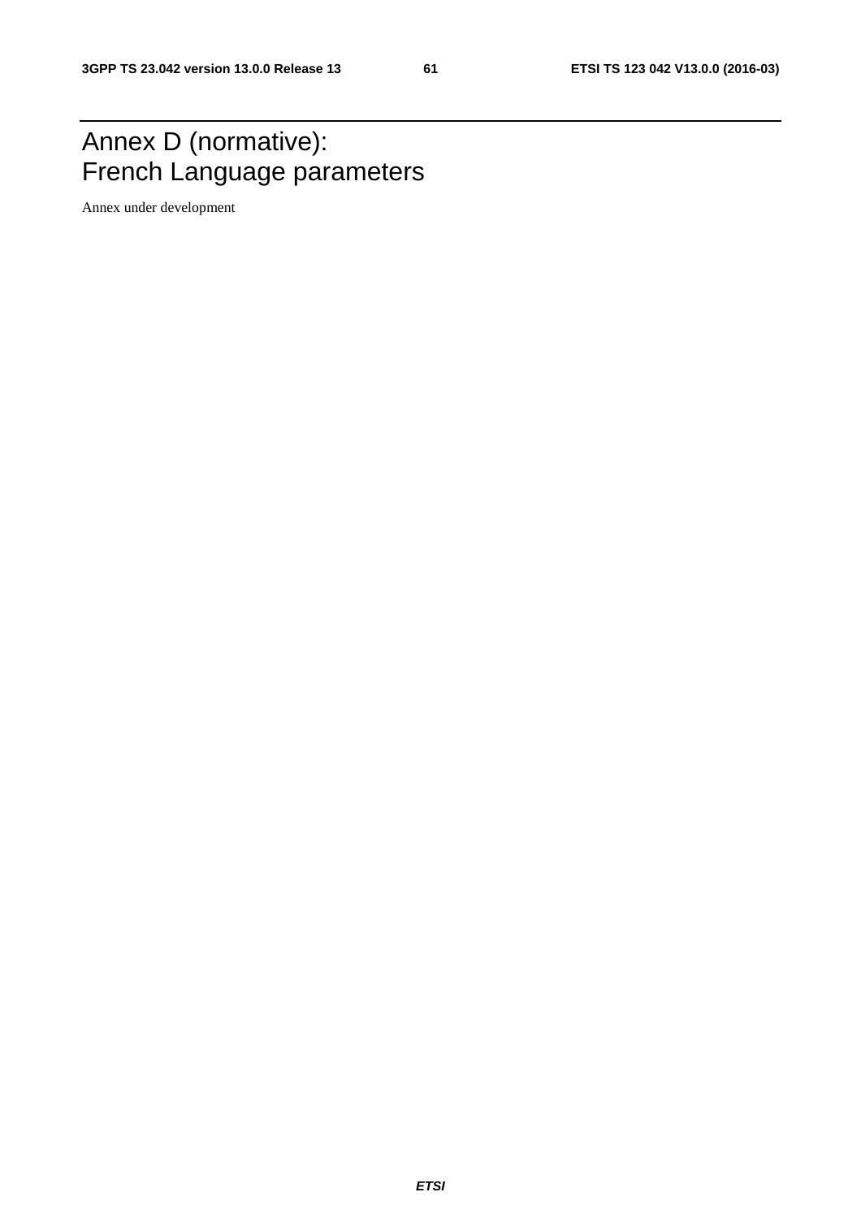# Annex D (normative): French Language parameters

Annex under development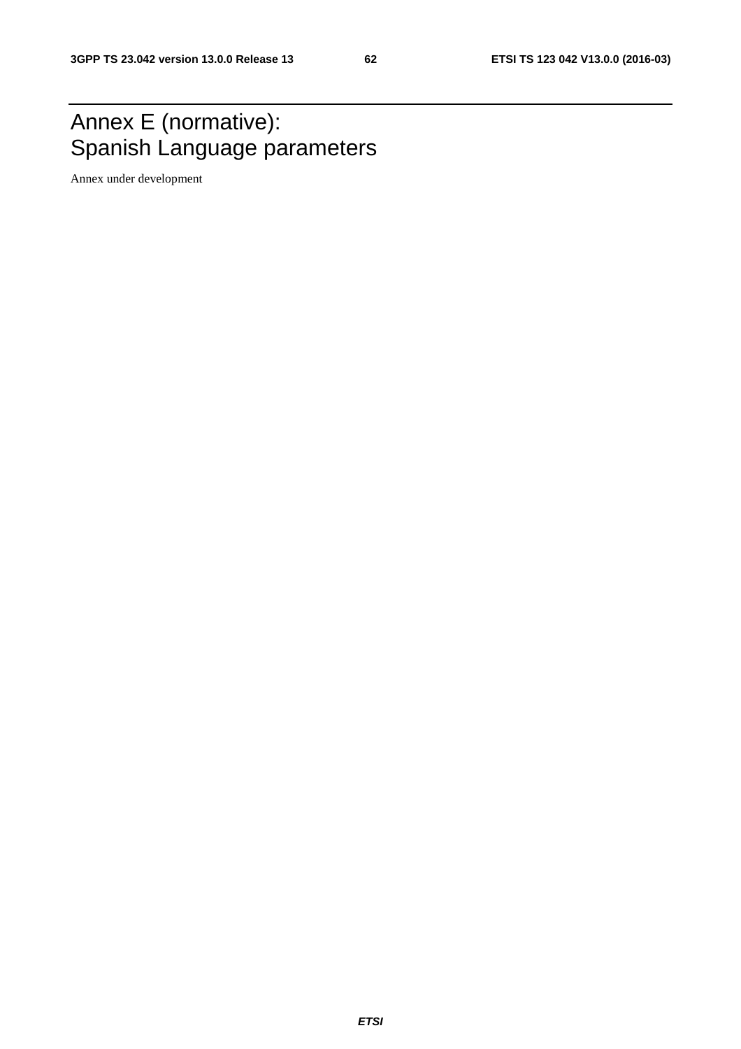# Annex E (normative): Spanish Language parameters

Annex under development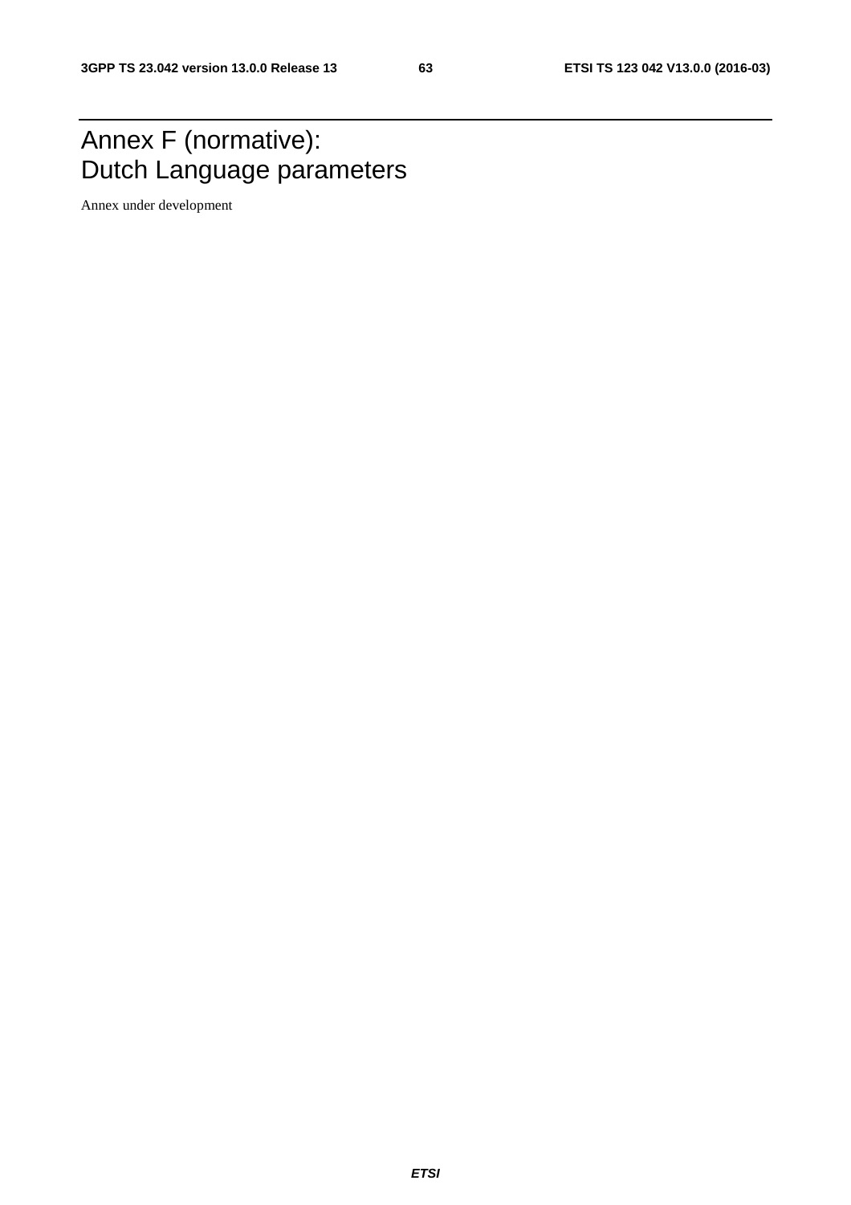# Annex F (normative): Dutch Language parameters

Annex under development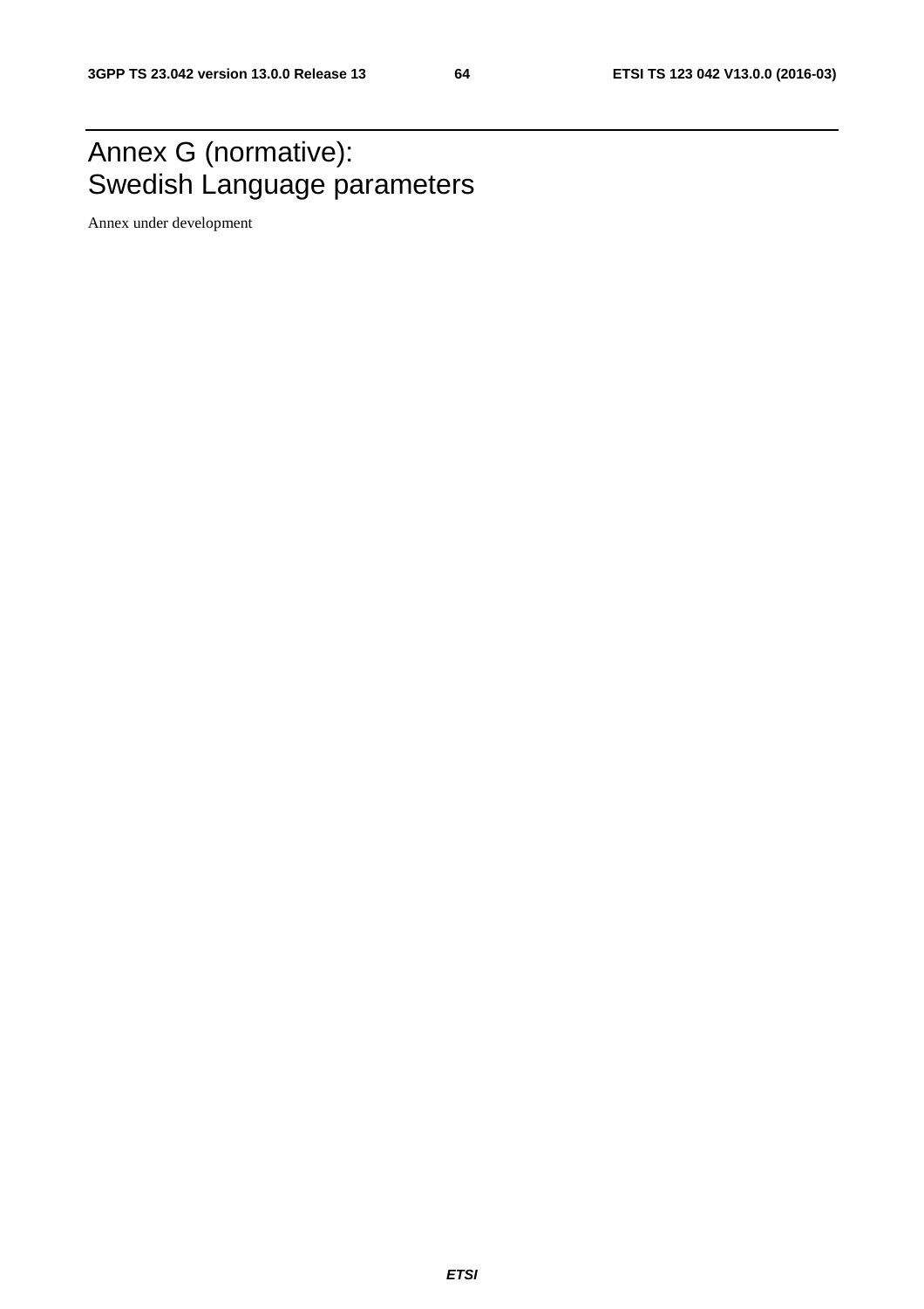# Annex G (normative): Swedish Language parameters

Annex under development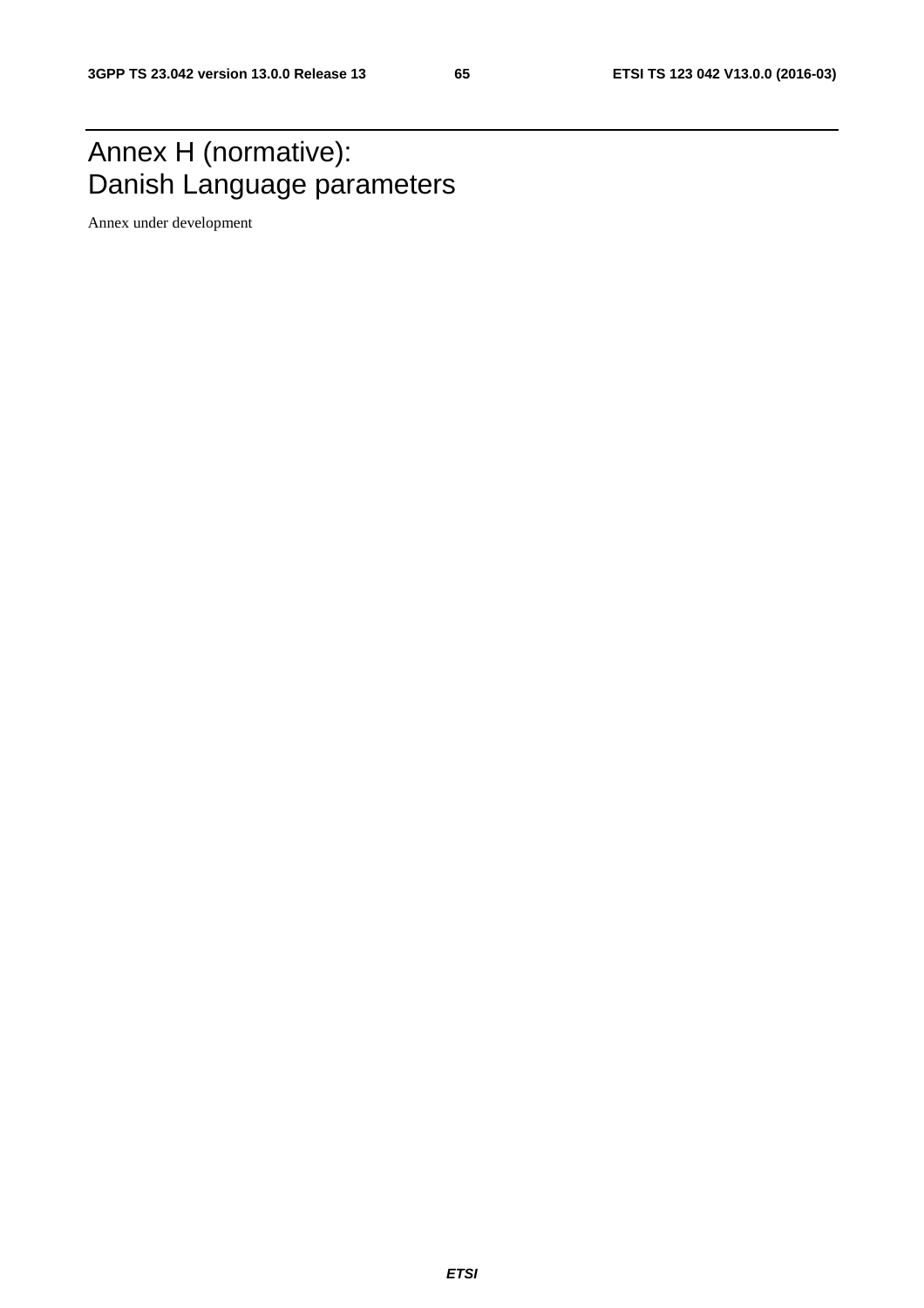# Annex H (normative):
# Danish Language parameters

Annex under development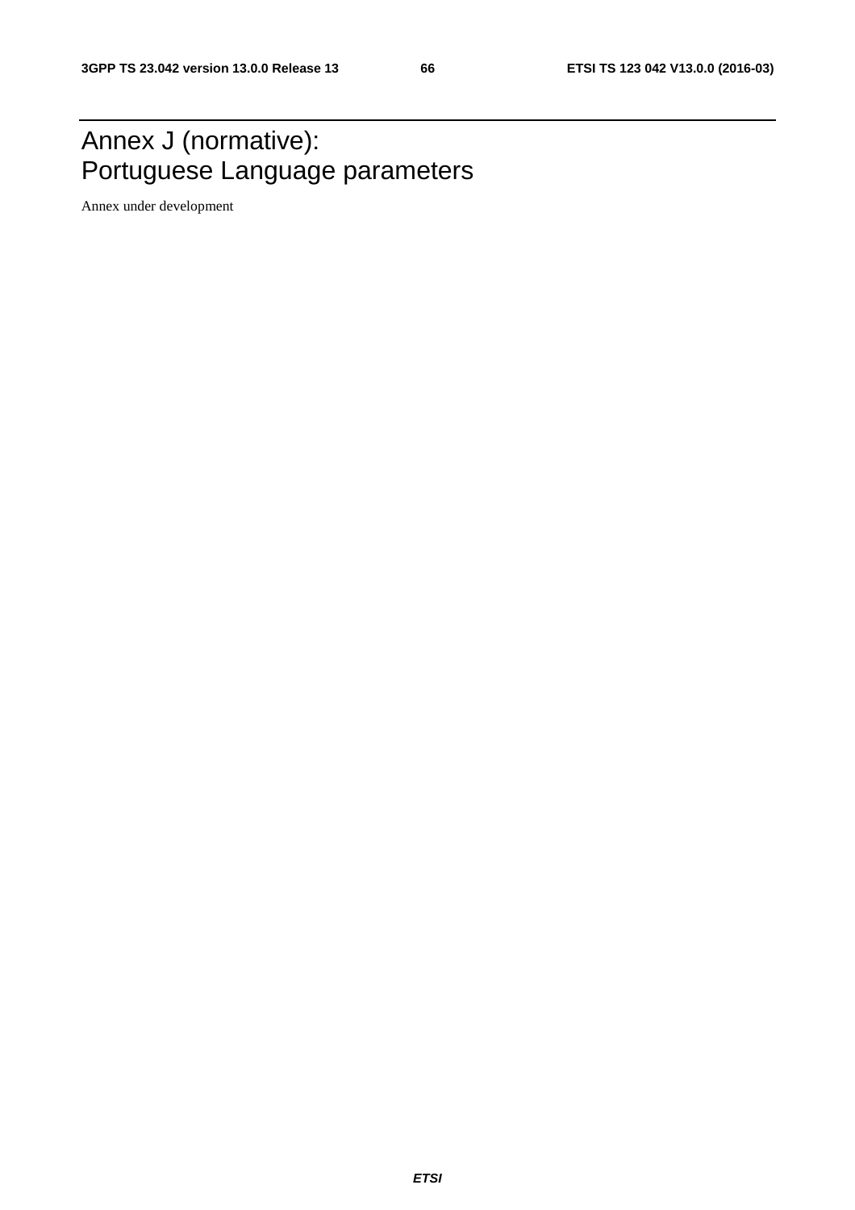# Annex J (normative): Portuguese Language parameters

Annex under development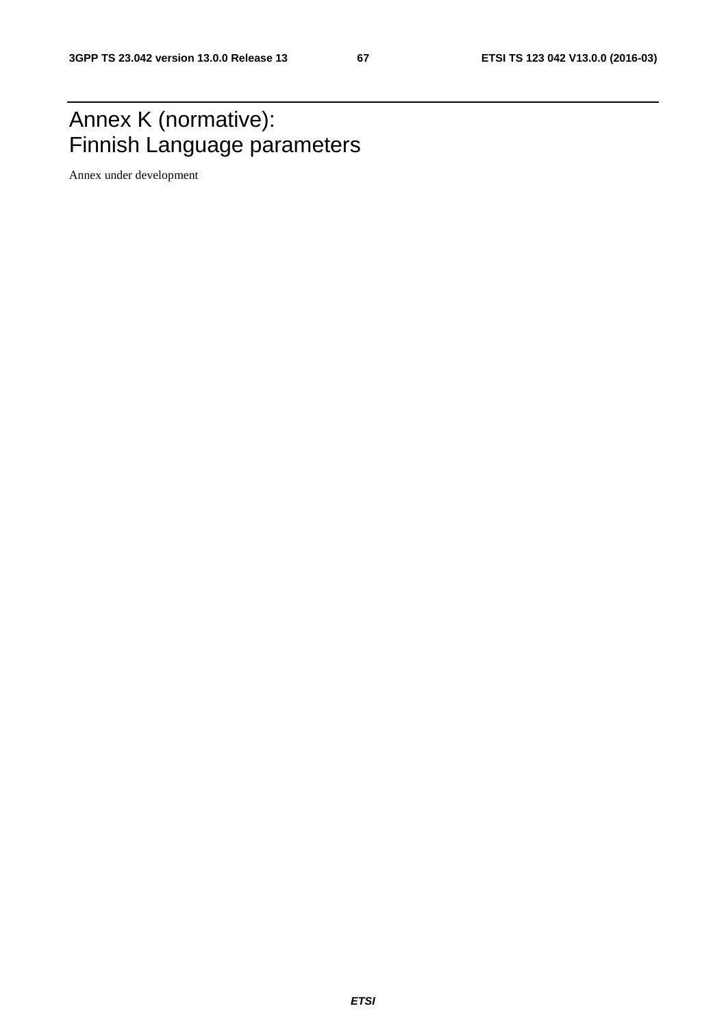# Annex K (normative): Finnish Language parameters

Annex under development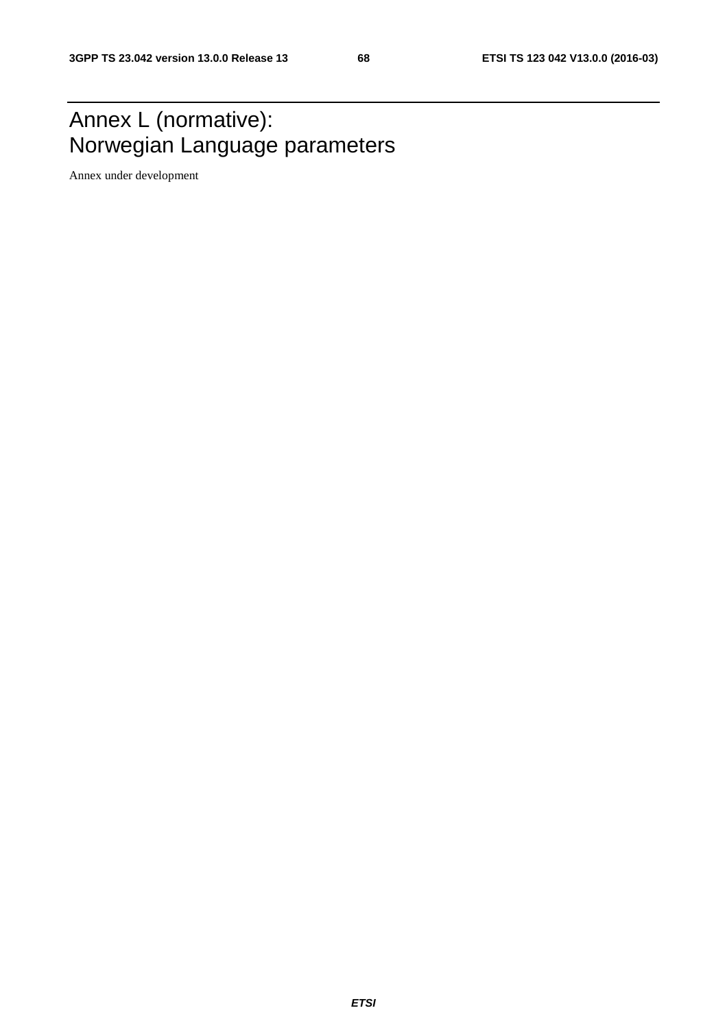# Annex L (normative): Norwegian Language parameters

Annex under development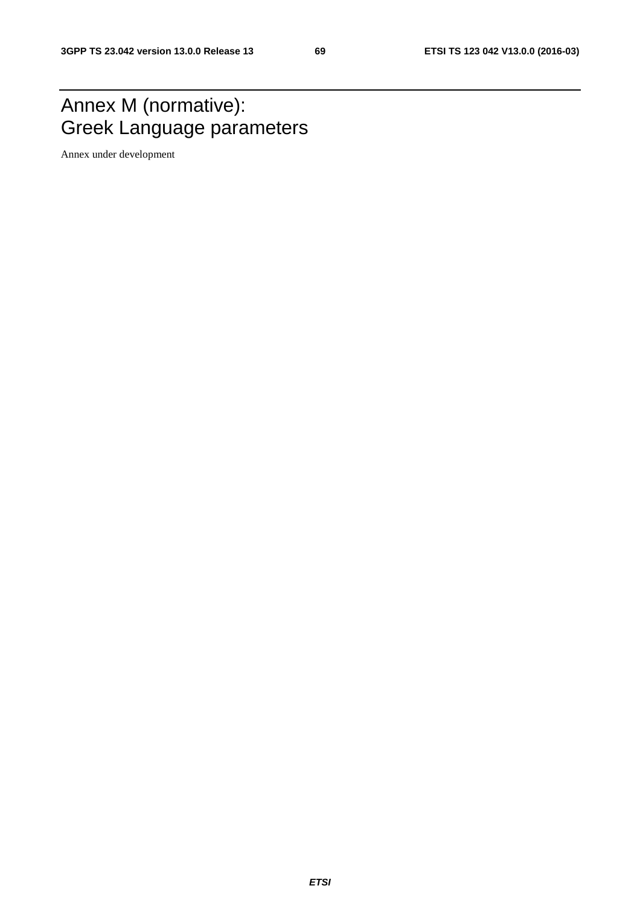# Annex M (normative): Greek Language parameters

Annex under development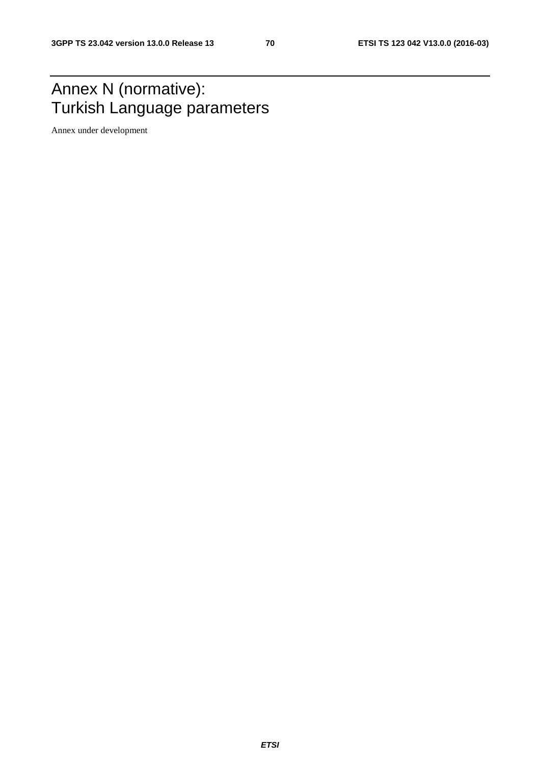# Annex N (normative): Turkish Language parameters

Annex under development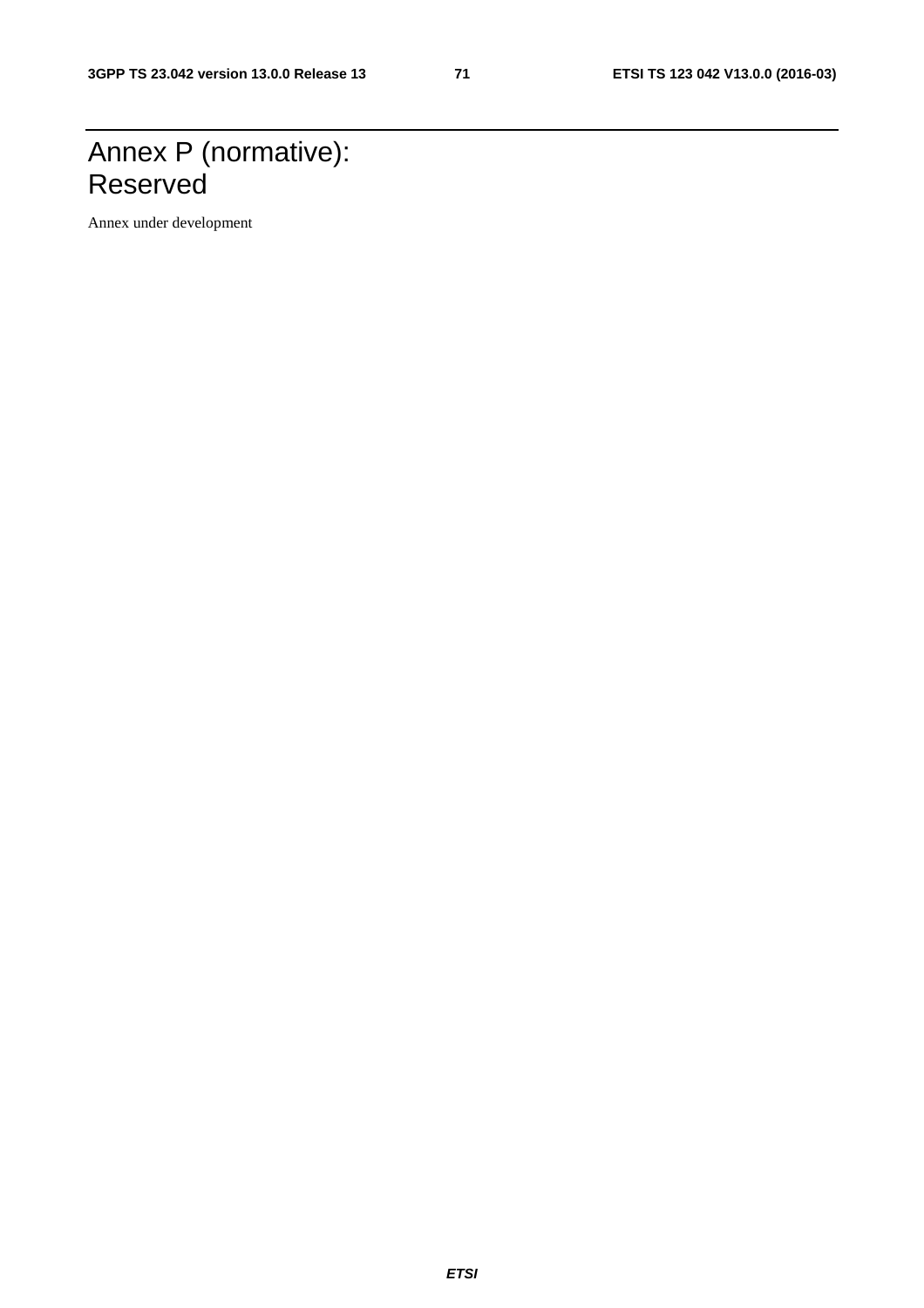# Annex P (normative): Reserved

Annex under development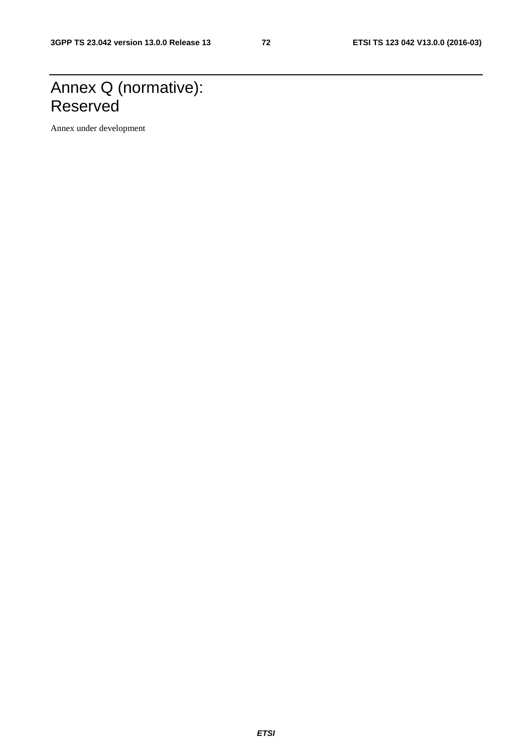# Annex Q (normative): Reserved

Annex under development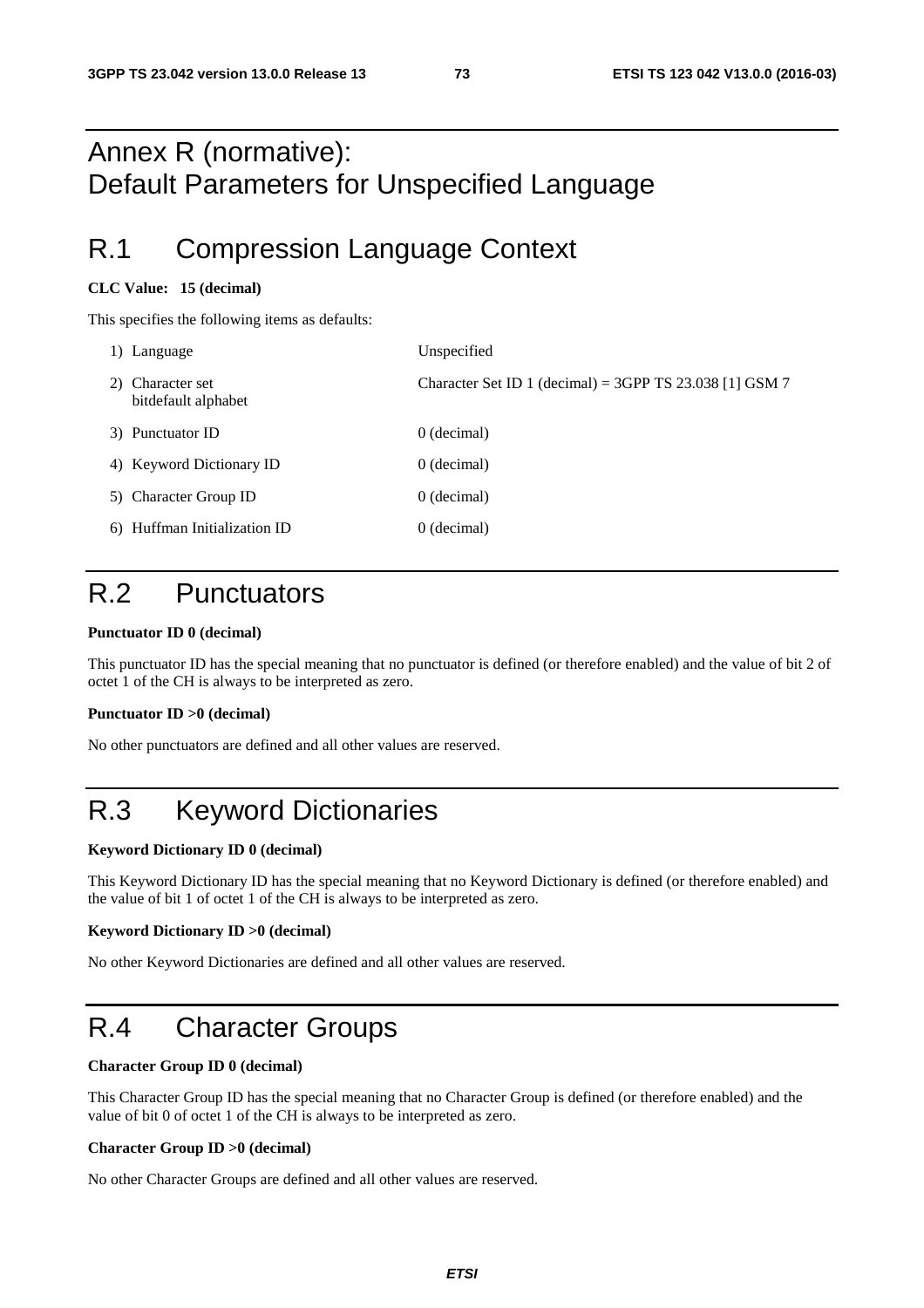# Annex R (normative): Default Parameters for Unspecified Language

## R.1 Compression Language Context

**CLC Value: 15 (decimal)**

This specifies the following items as defaults:

1) Language — Unspecified

2) Character set bitdefault alphabet — Character Set ID 1 (decimal) = 3GPP TS 23.038 [1] GSM 7

3) Punctuator ID — 0 (decimal)

4) Keyword Dictionary ID — 0 (decimal)

5) Character Group ID — 0 (decimal)

6) Huffman Initialization ID — 0 (decimal)

## R.2 Punctuators

**Punctuator ID 0 (decimal)**

This punctuator ID has the special meaning that no punctuator is defined (or therefore enabled) and the value of bit 2 of octet 1 of the CH is always to be interpreted as zero.

**Punctuator ID >0 (decimal)**

No other punctuators are defined and all other values are reserved.

## R.3 Keyword Dictionaries

**Keyword Dictionary ID 0 (decimal)**

This Keyword Dictionary ID has the special meaning that no Keyword Dictionary is defined (or therefore enabled) and the value of bit 1 of octet 1 of the CH is always to be interpreted as zero.

**Keyword Dictionary ID >0 (decimal)**

No other Keyword Dictionaries are defined and all other values are reserved.

## R.4 Character Groups

**Character Group ID 0 (decimal)**

This Character Group ID has the special meaning that no Character Group is defined (or therefore enabled) and the value of bit 0 of octet 1 of the CH is always to be interpreted as zero.

**Character Group ID >0 (decimal)**

No other Character Groups are defined and all other values are reserved.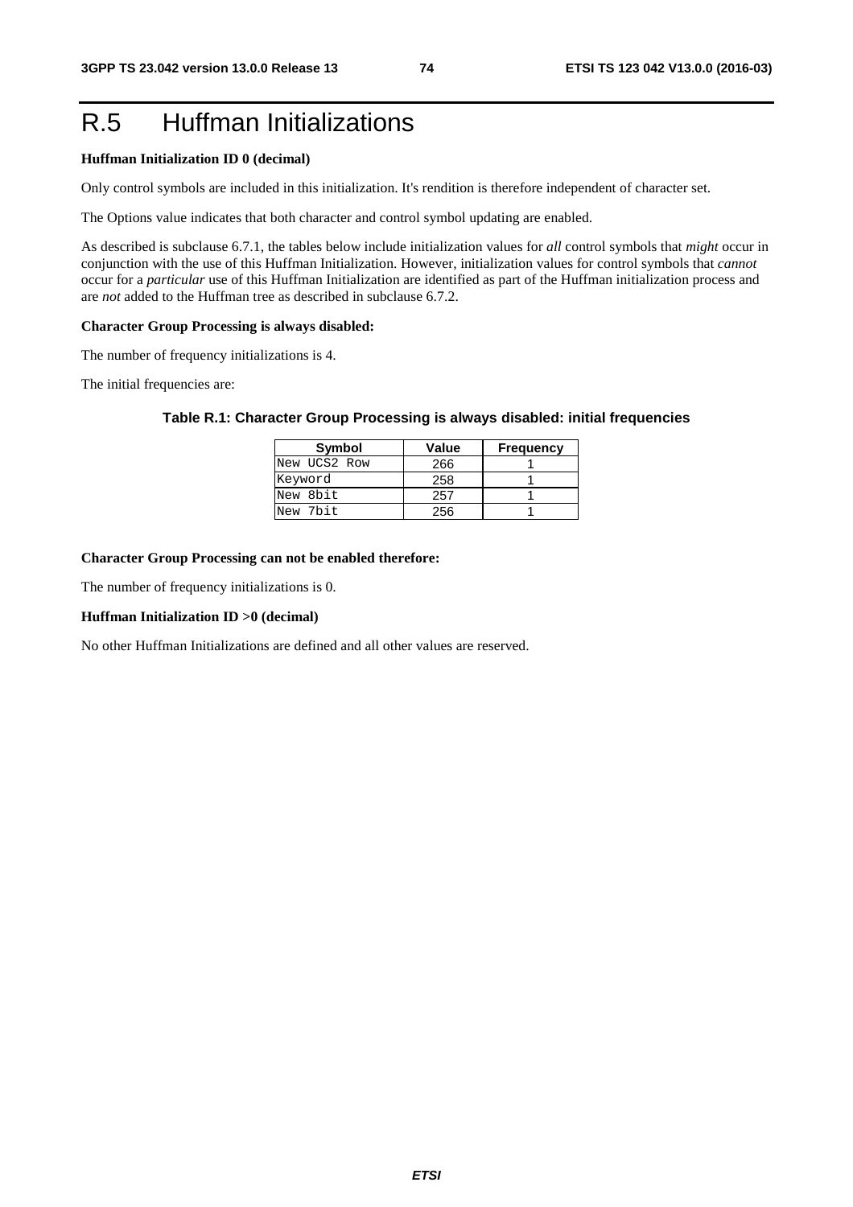# R.5 Huffman Initializations

**Huffman Initialization ID 0 (decimal)**

Only control symbols are included in this initialization. It's rendition is therefore independent of character set.

The Options value indicates that both character and control symbol updating are enabled.

As described is subclause 6.7.1, the tables below include initialization values for *all* control symbols that *might* occur in conjunction with the use of this Huffman Initialization. However, initialization values for control symbols that *cannot* occur for a *particular* use of this Huffman Initialization are identified as part of the Huffman initialization process and are *not* added to the Huffman tree as described in subclause 6.7.2.

**Character Group Processing is always disabled:**

The number of frequency initializations is 4.

The initial frequencies are:

**Table R.1: Character Group Processing is always disabled: initial frequencies**

| Symbol | Value | Frequency |
|---|---|---|
| New UCS2 Row | 266 | 1 |
| Keyword | 258 | 1 |
| New 8bit | 257 | 1 |
| New 7bit | 256 | 1 |

**Character Group Processing can not be enabled therefore:**

The number of frequency initializations is 0.

**Huffman Initialization ID >0 (decimal)**

No other Huffman Initializations are defined and all other values are reserved.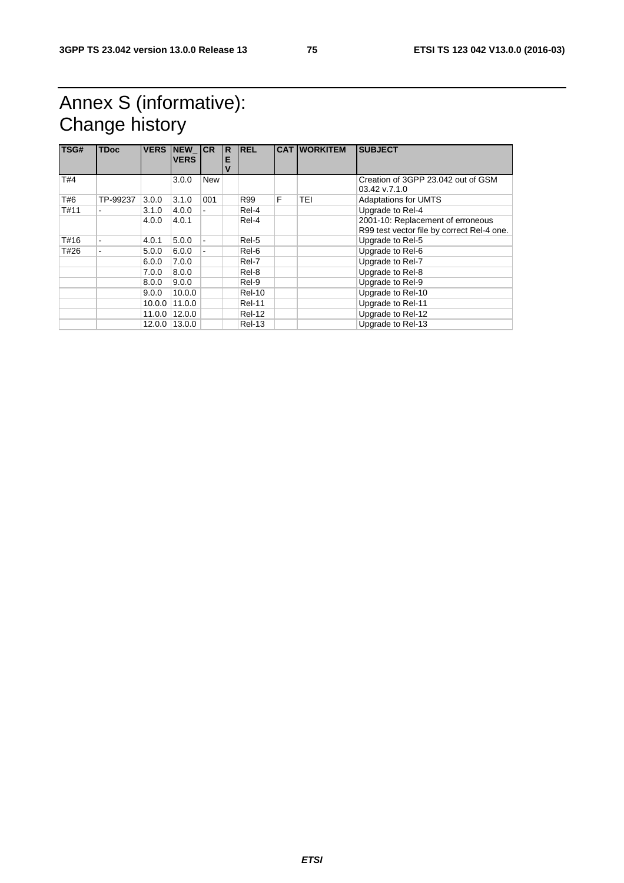# Annex S (informative): Change history

| TSG# | TDoc | VERS | NEW_VERS | CR | REV | REL | CAT | WORKITEM | SUBJECT |
|---|---|---|---|---|---|---|---|---|---|
| T#4 | | | 3.0.0 | New | | | | | Creation of 3GPP 23.042 out of GSM 03.42 v.7.1.0 |
| T#6 | TP-99237 | 3.0.0 | 3.1.0 | 001 | | R99 | F | TEI | Adaptations for UMTS |
| T#11 | - | 3.1.0 | 4.0.0 | - | | Rel-4 | | | Upgrade to Rel-4 |
| | | 4.0.0 | 4.0.1 | | | Rel-4 | | | 2001-10: Replacement of erroneous R99 test vector file by correct Rel-4 one. |
| T#16 | - | 4.0.1 | 5.0.0 | - | | Rel-5 | | | Upgrade to Rel-5 |
| T#26 | - | 5.0.0 | 6.0.0 | - | | Rel-6 | | | Upgrade to Rel-6 |
| | | 6.0.0 | 7.0.0 | | | Rel-7 | | | Upgrade to Rel-7 |
| | | 7.0.0 | 8.0.0 | | | Rel-8 | | | Upgrade to Rel-8 |
| | | 8.0.0 | 9.0.0 | | | Rel-9 | | | Upgrade to Rel-9 |
| | | 9.0.0 | 10.0.0 | | | Rel-10 | | | Upgrade to Rel-10 |
| | | 10.0.0 | 11.0.0 | | | Rel-11 | | | Upgrade to Rel-11 |
| | | 11.0.0 | 12.0.0 | | | Rel-12 | | | Upgrade to Rel-12 |
| | | 12.0.0 | 13.0.0 | | | Rel-13 | | | Upgrade to Rel-13 |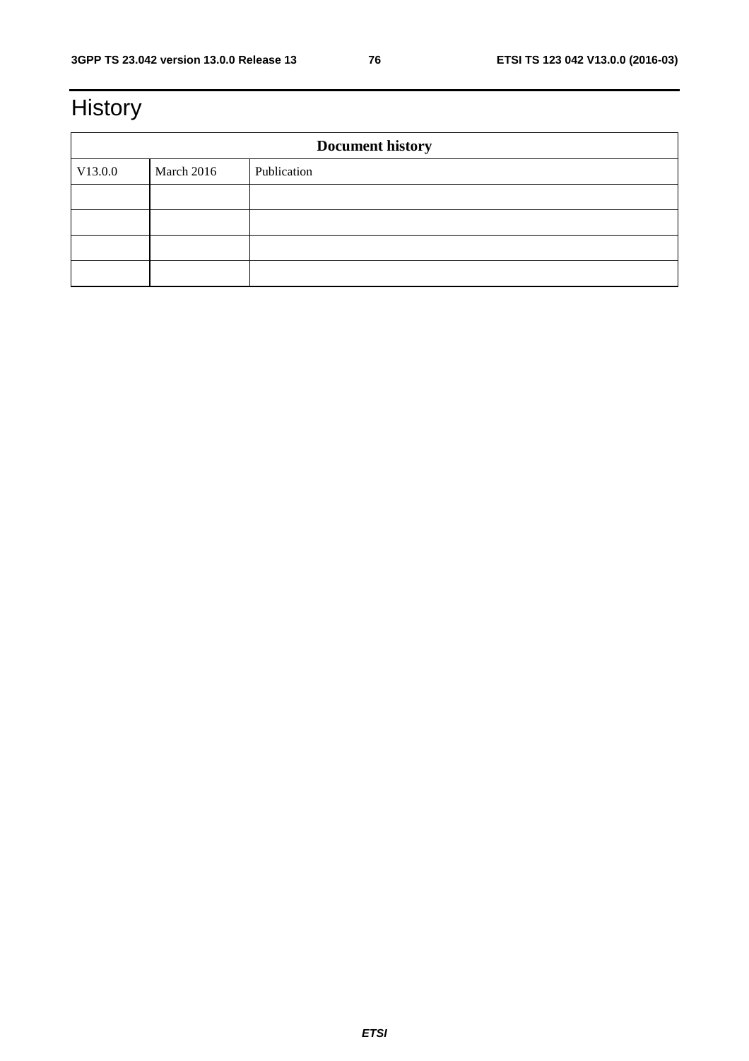# History

| Document history | | |
|---|---|---|
| V13.0.0 | March 2016 | Publication |
| | | |
| | | |
| | | |
| | | |